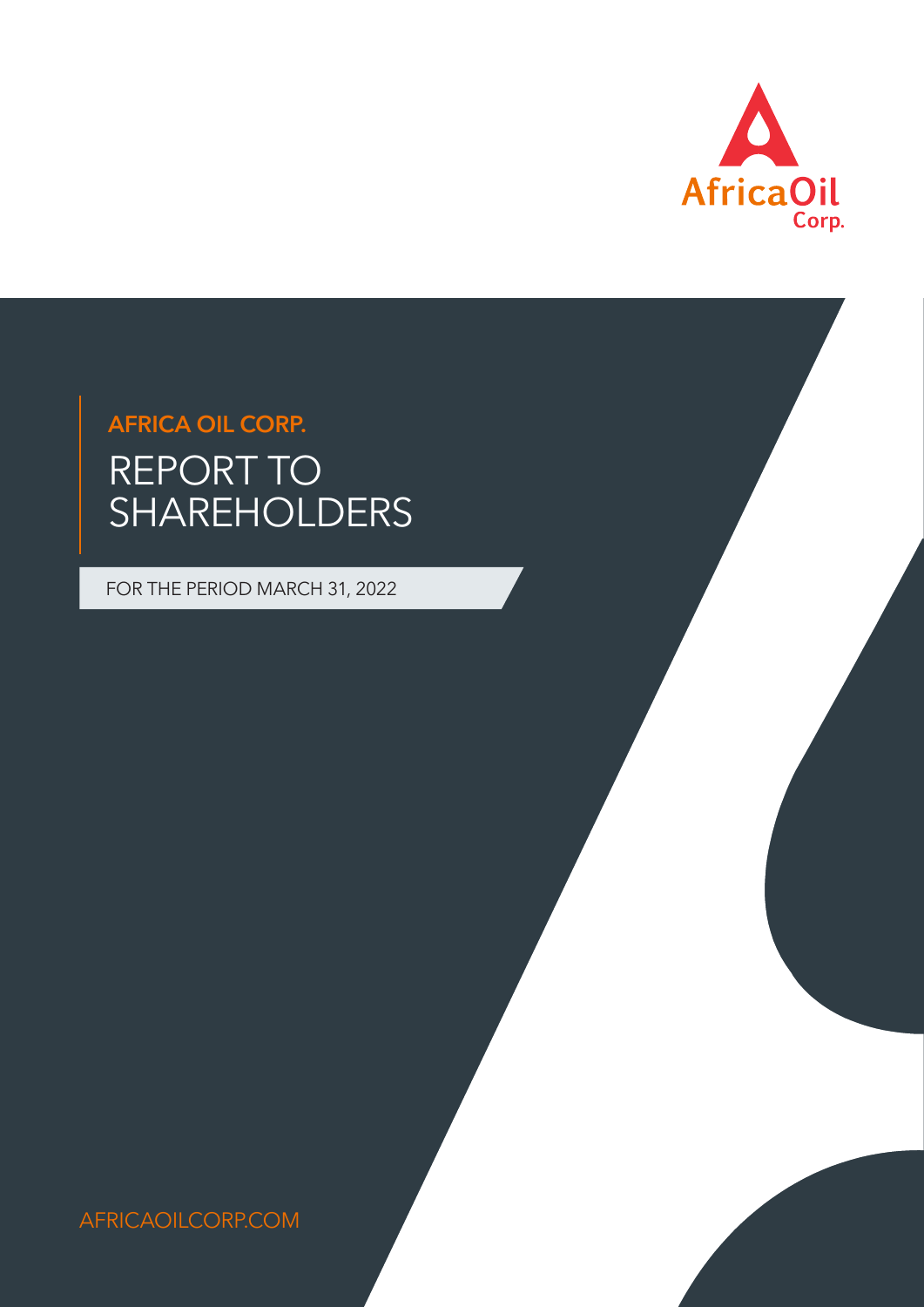Africa Oil Corp.

## AFRICA OIL CORP.

# REPORT TO SHAREHOLDERS

FOR THE PERIOD MARCH 31, 2022

AFRICAOILCORP.COM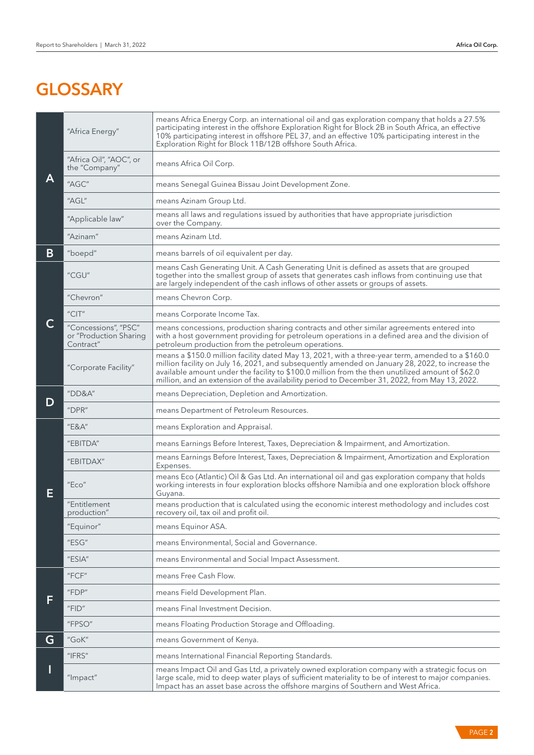# GLOSSARY

| | Term | Definition |
|---|---|---|
| A | "Africa Energy" | means Africa Energy Corp. an international oil and gas exploration company that holds a 27.5% participating interest in the offshore Exploration Right for Block 2B in South Africa, an effective 10% participating interest in offshore PEL 37, and an effective 10% participating interest in the Exploration Right for Block 11B/12B offshore South Africa. |
| | "Africa Oil", "AOC", or the "Company" | means Africa Oil Corp. |
| | "AGC" | means Senegal Guinea Bissau Joint Development Zone. |
| | "AGL" | means Azinam Group Ltd. |
| | "Applicable law" | means all laws and regulations issued by authorities that have appropriate jurisdiction over the Company. |
| | "Azinam" | means Azinam Ltd. |
| B | "boepd" | means barrels of oil equivalent per day. |
| C | "CGU" | means Cash Generating Unit. A Cash Generating Unit is defined as assets that are grouped together into the smallest group of assets that generates cash inflows from continuing use that are largely independent of the cash inflows of other assets or groups of assets. |
| | "Chevron" | means Chevron Corp. |
| | "CIT" | means Corporate Income Tax. |
| | "Concessions", "PSC" or "Production Sharing Contract" | means concessions, production sharing contracts and other similar agreements entered into with a host government providing for petroleum operations in a defined area and the division of petroleum production from the petroleum operations. |
| | "Corporate Facility" | means a $150.0 million facility dated May 13, 2021, with a three-year term, amended to a $160.0 million facility on July 16, 2021, and subsequently amended on January 28, 2022, to increase the available amount under the facility to $100.0 million from the then unutilized amount of $62.0 million, and an extension of the availability period to December 31, 2022, from May 13, 2022. |
| D | "DD&A" | means Depreciation, Depletion and Amortization. |
| | "DPR" | means Department of Petroleum Resources. |
| E | "E&A" | means Exploration and Appraisal. |
| | "EBITDA" | means Earnings Before Interest, Taxes, Depreciation & Impairment, and Amortization. |
| | "EBITDAX" | means Earnings Before Interest, Taxes, Depreciation & Impairment, Amortization and Exploration Expenses. |
| | "Eco" | means Eco (Atlantic) Oil & Gas Ltd. An international oil and gas exploration company that holds working interests in four exploration blocks offshore Namibia and one exploration block offshore Guyana. |
| | "Entitlement production" | means production that is calculated using the economic interest methodology and includes cost recovery oil, tax oil and profit oil. |
| | "Equinor" | means Equinor ASA. |
| | "ESG" | means Environmental, Social and Governance. |
| | "ESIA" | means Environmental and Social Impact Assessment. |
| F | "FCF" | means Free Cash Flow. |
| | "FDP" | means Field Development Plan. |
| | "FID" | means Final Investment Decision. |
| | "FPSO" | means Floating Production Storage and Offloading. |
| G | "GoK" | means Government of Kenya. |
| I | "IFRS" | means International Financial Reporting Standards. |
| | "Impact" | means Impact Oil and Gas Ltd, a privately owned exploration company with a strategic focus on large scale, mid to deep water plays of sufficient materiality to be of interest to major companies. Impact has an asset base across the offshore margins of Southern and West Africa. |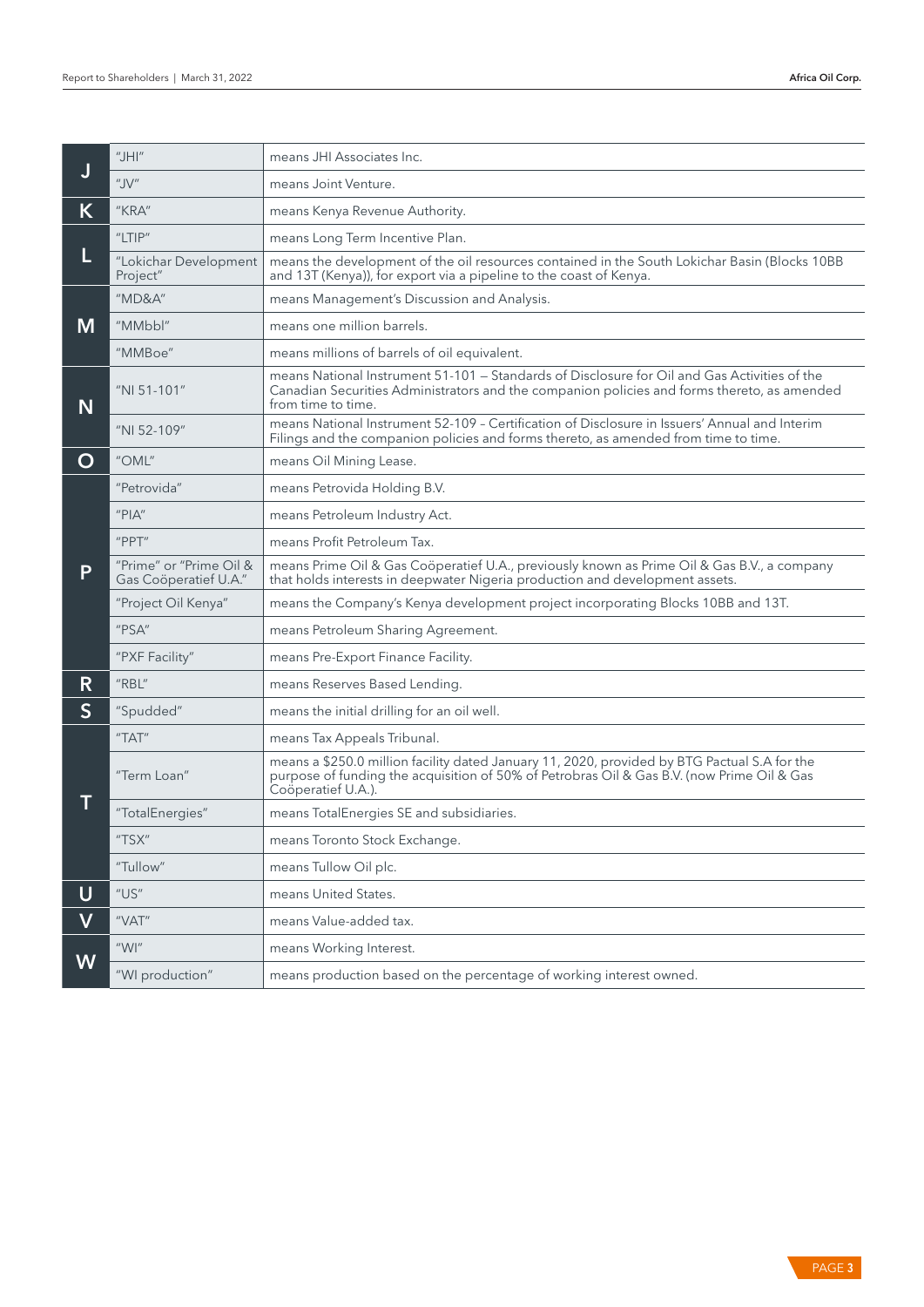| | | |
|---|---|---|
| J | "JHI" | means JHI Associates Inc. |
| | "JV" | means Joint Venture. |
| K | "KRA" | means Kenya Revenue Authority. |
| L | "LTIP" | means Long Term Incentive Plan. |
| | "Lokichar Development Project" | means the development of the oil resources contained in the South Lokichar Basin (Blocks 10BB and 13T (Kenya)), for export via a pipeline to the coast of Kenya. |
| M | "MD&A" | means Management's Discussion and Analysis. |
| | "MMbbl" | means one million barrels. |
| | "MMboe" | means millions of barrels of oil equivalent. |
| N | "NI 51-101" | means National Instrument 51-101 – Standards of Disclosure for Oil and Gas Activities of the Canadian Securities Administrators and the companion policies and forms thereto, as amended from time to time. |
| | "NI 52-109" | means National Instrument 52-109 – Certification of Disclosure in Issuers' Annual and Interim Filings and the companion policies and forms thereto, as amended from time to time. |
| O | "OML" | means Oil Mining Lease. |
| P | "Petrovida" | means Petrovida Holding B.V. |
| | "PIA" | means Petroleum Industry Act. |
| | "PPT" | means Profit Petroleum Tax. |
| | "Prime" or "Prime Oil & Gas Coöperatief U.A." | means Prime Oil & Gas Coöperatief U.A., previously known as Prime Oil & Gas B.V., a company that holds interests in deepwater Nigeria production and development assets. |
| | "Project Oil Kenya" | means the Company's Kenya development project incorporating Blocks 10BB and 13T. |
| | "PSA" | means Petroleum Sharing Agreement. |
| | "PXF Facility" | means Pre-Export Finance Facility. |
| R | "RBL" | means Reserves Based Lending. |
| S | "Spudded" | means the initial drilling for an oil well. |
| T | "TAT" | means Tax Appeals Tribunal. |
| | "Term Loan" | means a $250.0 million facility dated January 11, 2020, provided by BTG Pactual S.A for the purpose of funding the acquisition of 50% of Petrobras Oil & Gas B.V. (now Prime Oil & Gas Coöperatief U.A.). |
| | "TotalEnergies" | means TotalEnergies SE and subsidiaries. |
| | "TSX" | means Toronto Stock Exchange. |
| | "Tullow" | means Tullow Oil plc. |
| U | "US" | means United States. |
| V | "VAT" | means Value-added tax. |
| W | "WI" | means Working Interest. |
| | "WI production" | means production based on the percentage of working interest owned. |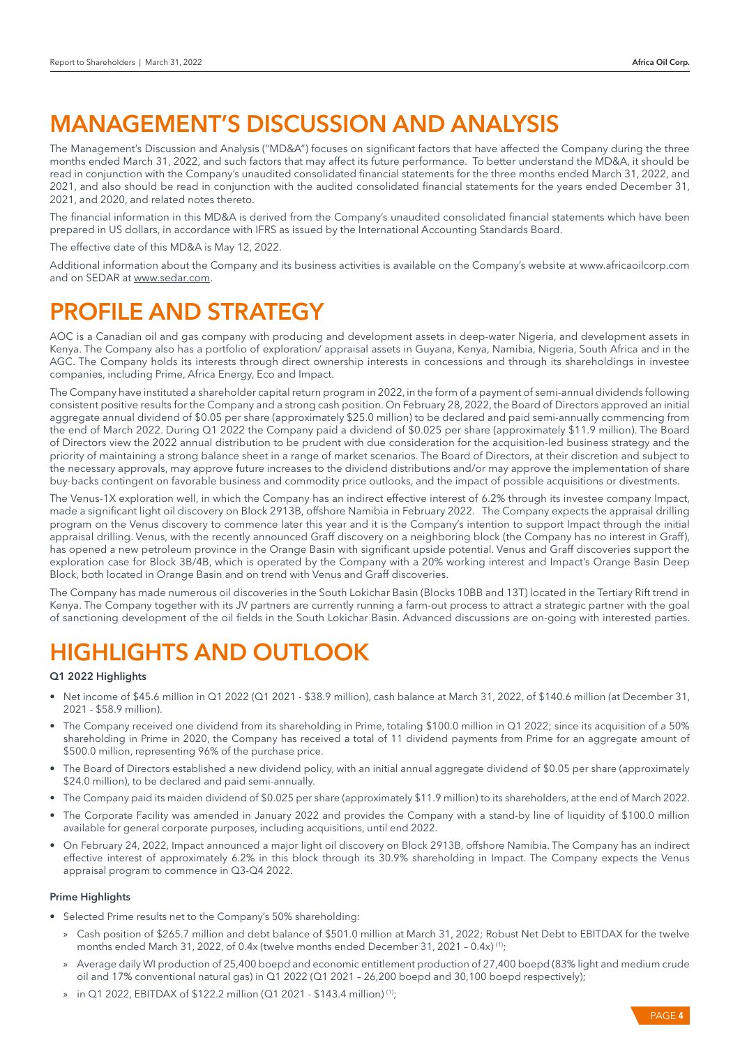# MANAGEMENT'S DISCUSSION AND ANALYSIS

The Management's Discussion and Analysis ("MD&A") focuses on significant factors that have affected the Company during the three months ended March 31, 2022, and such factors that may affect its future performance. To better understand the MD&A, it should be read in conjunction with the Company's unaudited consolidated financial statements for the three months ended March 31, 2022, and 2021, and also should be read in conjunction with the audited consolidated financial statements for the years ended December 31, 2021, and 2020, and related notes thereto.

The financial information in this MD&A is derived from the Company's unaudited consolidated financial statements which have been prepared in US dollars, in accordance with IFRS as issued by the International Accounting Standards Board.

The effective date of this MD&A is May 12, 2022.

Additional information about the Company and its business activities is available on the Company's website at www.africaoilcorp.com and on SEDAR at www.sedar.com.

# PROFILE AND STRATEGY

AOC is a Canadian oil and gas company with producing and development assets in deep-water Nigeria, and development assets in Kenya. The Company also has a portfolio of exploration/ appraisal assets in Guyana, Kenya, Namibia, Nigeria, South Africa and in the AGC. The Company holds its interests through direct ownership interests in concessions and through its shareholdings in investee companies, including Prime, Africa Energy, Eco and Impact.

The Company have instituted a shareholder capital return program in 2022, in the form of a payment of semi-annual dividends following consistent positive results for the Company and a strong cash position. On February 28, 2022, the Board of Directors approved an initial aggregate annual dividend of $0.05 per share (approximately $25.0 million) to be declared and paid semi-annually commencing from the end of March 2022. During Q1 2022 the Company paid a dividend of $0.025 per share (approximately $11.9 million). The Board of Directors view the 2022 annual distribution to be prudent with due consideration for the acquisition-led business strategy and the priority of maintaining a strong balance sheet in a range of market scenarios. The Board of Directors, at their discretion and subject to the necessary approvals, may approve future increases to the dividend distributions and/or may approve the implementation of share buy-backs contingent on favorable business and commodity price outlooks, and the impact of possible acquisitions or divestments.

The Venus-1X exploration well, in which the Company has an indirect effective interest of 6.2% through its investee company Impact, made a significant light oil discovery on Block 2913B, offshore Namibia in February 2022. The Company expects the appraisal drilling program on the Venus discovery to commence later this year and it is the Company's intention to support Impact through the initial appraisal drilling. Venus, with the recently announced Graff discovery on a neighboring block (the Company has no interest in Graff), has opened a new petroleum province in the Orange Basin with significant upside potential. Venus and Graff discoveries support the exploration case for Block 3B/4B, which is operated by the Company with a 20% working interest and Impact's Orange Basin Deep Block, both located in Orange Basin and on trend with Venus and Graff discoveries.

The Company has made numerous oil discoveries in the South Lokichar Basin (Blocks 10BB and 13T) located in the Tertiary Rift trend in Kenya. The Company together with its JV partners are currently running a farm-out process to attract a strategic partner with the goal of sanctioning development of the oil fields in the South Lokichar Basin. Advanced discussions are on-going with interested parties.

# HIGHLIGHTS AND OUTLOOK

### Q1 2022 Highlights

- Net income of $45.6 million in Q1 2022 (Q1 2021 - $38.9 million), cash balance at March 31, 2022, of $140.6 million (at December 31, 2021 - $58.9 million).
- The Company received one dividend from its shareholding in Prime, totaling $100.0 million in Q1 2022; since its acquisition of a 50% shareholding in Prime in 2020, the Company has received a total of 11 dividend payments from Prime for an aggregate amount of $500.0 million, representing 96% of the purchase price.
- The Board of Directors established a new dividend policy, with an initial annual aggregate dividend of $0.05 per share (approximately $24.0 million), to be declared and paid semi-annually.
- The Company paid its maiden dividend of $0.025 per share (approximately $11.9 million) to its shareholders, at the end of March 2022.
- The Corporate Facility was amended in January 2022 and provides the Company with a stand-by line of liquidity of $100.0 million available for general corporate purposes, including acquisitions, until end 2022.
- On February 24, 2022, Impact announced a major light oil discovery on Block 2913B, offshore Namibia. The Company has an indirect effective interest of approximately 6.2% in this block through its 30.9% shareholding in Impact. The Company expects the Venus appraisal program to commence in Q3-Q4 2022.

### Prime Highlights

- Selected Prime results net to the Company's 50% shareholding:
  - Cash position of $265.7 million and debt balance of $501.0 million at March 31, 2022; Robust Net Debt to EBITDAX for the twelve months ended March 31, 2022, of 0.4x (twelve months ended December 31, 2021 – 0.4x) [(1)];
  - Average daily WI production of 25,400 boepd and economic entitlement production of 27,400 boepd (83% light and medium crude oil and 17% conventional natural gas) in Q1 2022 (Q1 2021 – 26,200 boepd and 30,100 boepd respectively);
  - in Q1 2022, EBITDAX of $122.2 million (Q1 2021 - $143.4 million) [(1)];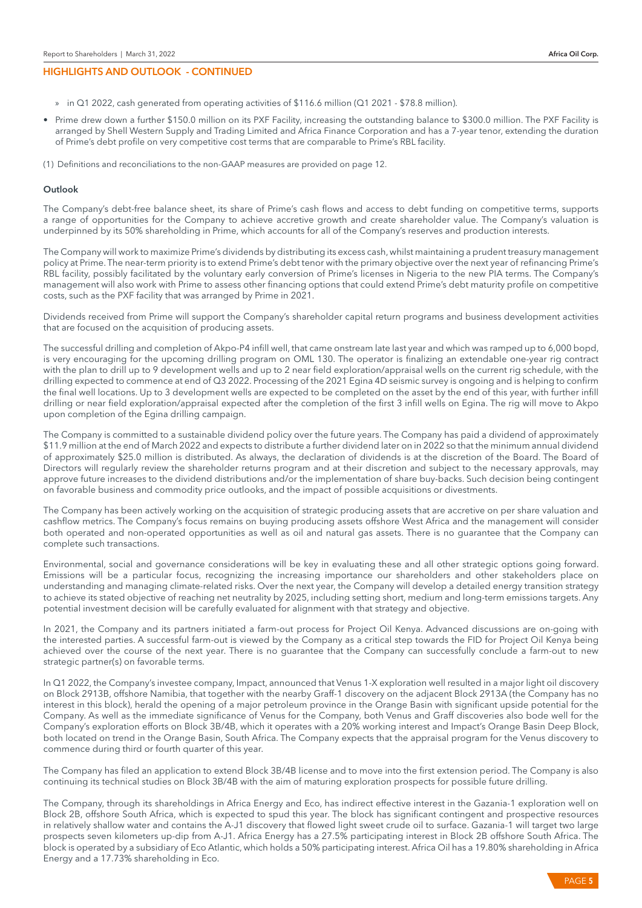## HIGHLIGHTS AND OUTLOOK - CONTINUED

- » in Q1 2022, cash generated from operating activities of $116.6 million (Q1 2021 - $78.8 million).
- Prime drew down a further $150.0 million on its PXF Facility, increasing the outstanding balance to $300.0 million. The PXF Facility is arranged by Shell Western Supply and Trading Limited and Africa Finance Corporation and has a 7-year tenor, extending the duration of Prime's debt profile on very competitive cost terms that are comparable to Prime's RBL facility.

(1) Definitions and reconciliations to the non-GAAP measures are provided on page 12.

### Outlook

The Company's debt-free balance sheet, its share of Prime's cash flows and access to debt funding on competitive terms, supports a range of opportunities for the Company to achieve accretive growth and create shareholder value. The Company's valuation is underpinned by its 50% shareholding in Prime, which accounts for all of the Company's reserves and production interests.

The Company will work to maximize Prime's dividends by distributing its excess cash, whilst maintaining a prudent treasury management policy at Prime. The near-term priority is to extend Prime's debt tenor with the primary objective over the next year of refinancing Prime's RBL facility, possibly facilitated by the voluntary early conversion of Prime's licenses in Nigeria to the new PIA terms. The Company's management will also work with Prime to assess other financing options that could extend Prime's debt maturity profile on competitive costs, such as the PXF facility that was arranged by Prime in 2021.

Dividends received from Prime will support the Company's shareholder capital return programs and business development activities that are focused on the acquisition of producing assets.

The successful drilling and completion of Akpo-P4 infill well, that came onstream late last year and which was ramped up to 6,000 bopd, is very encouraging for the upcoming drilling program on OML 130. The operator is finalizing an extendable one-year rig contract with the plan to drill up to 9 development wells and up to 2 near field exploration/appraisal wells on the current rig schedule, with the drilling expected to commence at end of Q3 2022. Processing of the 2021 Egina 4D seismic survey is ongoing and is helping to confirm the final well locations. Up to 3 development wells are expected to be completed on the asset by the end of this year, with further infill drilling or near field exploration/appraisal expected after the completion of the first 3 infill wells on Egina. The rig will move to Akpo upon completion of the Egina drilling campaign.

The Company is committed to a sustainable dividend policy over the future years. The Company has paid a dividend of approximately $11.9 million at the end of March 2022 and expects to distribute a further dividend later on in 2022 so that the minimum annual dividend of approximately $25.0 million is distributed. As always, the declaration of dividends is at the discretion of the Board. The Board of Directors will regularly review the shareholder returns program and at their discretion and subject to the necessary approvals, may approve future increases to the dividend distributions and/or the implementation of share buy-backs. Such decision being contingent on favorable business and commodity price outlooks, and the impact of possible acquisitions or divestments.

The Company has been actively working on the acquisition of strategic producing assets that are accretive on per share valuation and cashflow metrics. The Company's focus remains on buying producing assets offshore West Africa and the management will consider both operated and non-operated opportunities as well as oil and natural gas assets. There is no guarantee that the Company can complete such transactions.

Environmental, social and governance considerations will be key in evaluating these and all other strategic options going forward. Emissions will be a particular focus, recognizing the increasing importance our shareholders and other stakeholders place on understanding and managing climate-related risks. Over the next year, the Company will develop a detailed energy transition strategy to achieve its stated objective of reaching net neutrality by 2025, including setting short, medium and long-term emissions targets. Any potential investment decision will be carefully evaluated for alignment with that strategy and objective.

In 2021, the Company and its partners initiated a farm-out process for Project Oil Kenya. Advanced discussions are on-going with the interested parties. A successful farm-out is viewed by the Company as a critical step towards the FID for Project Oil Kenya being achieved over the course of the next year. There is no guarantee that the Company can successfully conclude a farm-out to new strategic partner(s) on favorable terms.

In Q1 2022, the Company's investee company, Impact, announced that Venus 1-X exploration well resulted in a major light oil discovery on Block 2913B, offshore Namibia, that together with the nearby Graff-1 discovery on the adjacent Block 2913A (the Company has no interest in this block), herald the opening of a major petroleum province in the Orange Basin with significant upside potential for the Company. As well as the immediate significance of Venus for the Company, both Venus and Graff discoveries also bode well for the Company's exploration efforts on Block 3B/4B, which it operates with a 20% working interest and Impact's Orange Basin Deep Block, both located on trend in the Orange Basin, South Africa. The Company expects that the appraisal program for the Venus discovery to commence during third or fourth quarter of this year.

The Company has filed an application to extend Block 3B/4B license and to move into the first extension period. The Company is also continuing its technical studies on Block 3B/4B with the aim of maturing exploration prospects for possible future drilling.

The Company, through its shareholdings in Africa Energy and Eco, has indirect effective interest in the Gazania-1 exploration well on Block 2B, offshore South Africa, which is expected to spud this year. The block has significant contingent and prospective resources in relatively shallow water and contains the A-J1 discovery that flowed light sweet crude oil to surface. Gazania-1 will target two large prospects seven kilometers up-dip from A-J1. Africa Energy has a 27.5% participating interest in Block 2B offshore South Africa. The block is operated by a subsidiary of Eco Atlantic, which holds a 50% participating interest. Africa Oil has a 19.80% shareholding in Africa Energy and a 17.73% shareholding in Eco.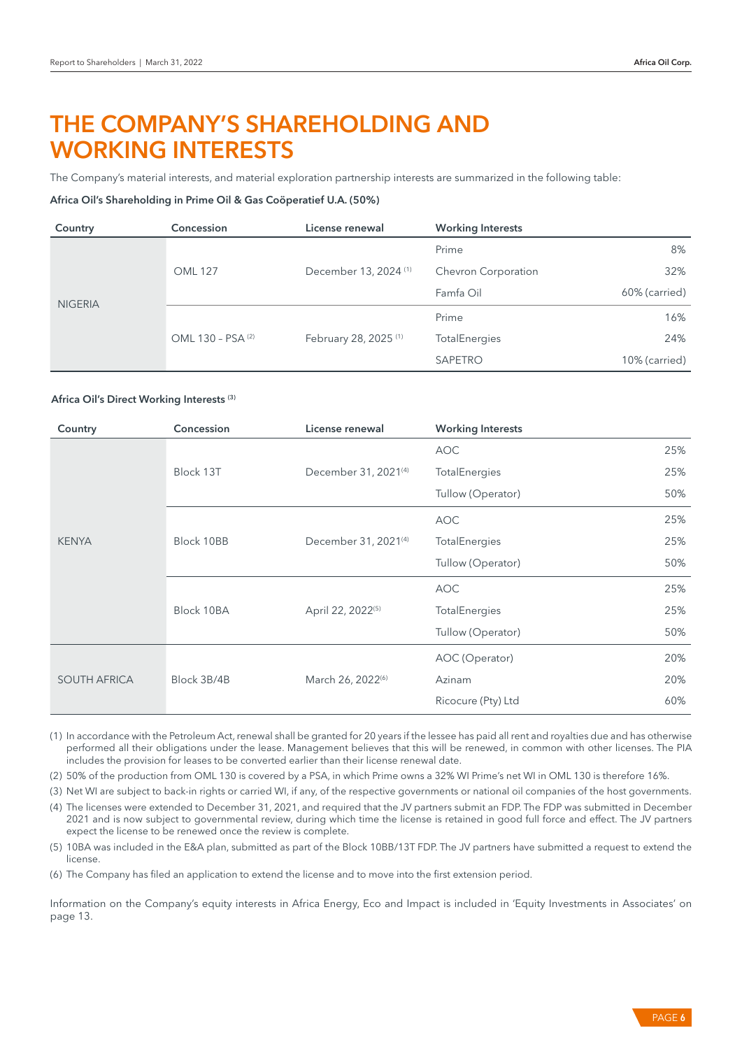# THE COMPANY'S SHAREHOLDING AND WORKING INTERESTS

The Company's material interests, and material exploration partnership interests are summarized in the following table:

**Africa Oil's Shareholding in Prime Oil & Gas Coöperatief U.A. (50%)**

| Country | Concession | License renewal | Working Interests | |
|---|---|---|---|---|
| NIGERIA | OML 127 | December 13, 2024 [1] | Prime | 8% |
| | | | Chevron Corporation | 32% |
| | | | Famfa Oil | 60% (carried) |
| | OML 130 – PSA [2] | February 28, 2025 [1] | Prime | 16% |
| | | | TotalEnergies | 24% |
| | | | SAPETRO | 10% (carried) |

**Africa Oil's Direct Working Interests [3]**

| Country | Concession | License renewal | Working Interests | |
|---|---|---|---|---|
| KENYA | Block 13T | December 31, 2021[4] | AOC | 25% |
| | | | TotalEnergies | 25% |
| | | | Tullow (Operator) | 50% |
| | Block 10BB | December 31, 2021[4] | AOC | 25% |
| | | | TotalEnergies | 25% |
| | | | Tullow (Operator) | 50% |
| | Block 10BA | April 22, 2022[5] | AOC | 25% |
| | | | TotalEnergies | 25% |
| | | | Tullow (Operator) | 50% |
| SOUTH AFRICA | Block 3B/4B | March 26, 2022[6] | AOC (Operator) | 20% |
| | | | Azinam | 20% |
| | | | Ricocure (Pty) Ltd | 60% |

(1) In accordance with the Petroleum Act, renewal shall be granted for 20 years if the lessee has paid all rent and royalties due and has otherwise performed all their obligations under the lease. Management believes that this will be renewed, in common with other licenses. The PIA includes the provision for leases to be converted earlier than their license renewal date.

(2) 50% of the production from OML 130 is covered by a PSA, in which Prime owns a 32% WI Prime's net WI in OML 130 is therefore 16%.

(3) Net WI are subject to back-in rights or carried WI, if any, of the respective governments or national oil companies of the host governments.

(4) The licenses were extended to December 31, 2021, and required that the JV partners submit an FDP. The FDP was submitted in December 2021 and is now subject to governmental review, during which time the license is retained in good full force and effect. The JV partners expect the license to be renewed once the review is complete.

(5) 10BA was included in the E&A plan, submitted as part of the Block 10BB/13T FDP. The JV partners have submitted a request to extend the license.

(6) The Company has filed an application to extend the license and to move into the first extension period.

Information on the Company's equity interests in Africa Energy, Eco and Impact is included in 'Equity Investments in Associates' on page 13.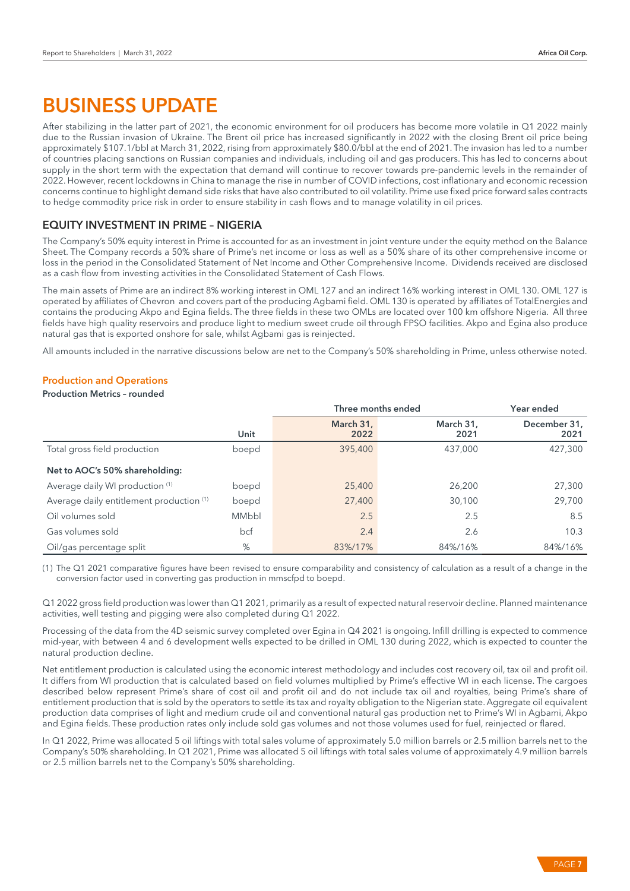# BUSINESS UPDATE

After stabilizing in the latter part of 2021, the economic environment for oil producers has become more volatile in Q1 2022 mainly due to the Russian invasion of Ukraine. The Brent oil price has increased significantly in 2022 with the closing Brent oil price being approximately $107.1/bbl at March 31, 2022, rising from approximately $80.0/bbl at the end of 2021. The invasion has led to a number of countries placing sanctions on Russian companies and individuals, including oil and gas producers. This has led to concerns about supply in the short term with the expectation that demand will continue to recover towards pre-pandemic levels in the remainder of 2022. However, recent lockdowns in China to manage the rise in number of COVID infections, cost inflationary and economic recession concerns continue to highlight demand side risks that have also contributed to oil volatility. Prime use fixed price forward sales contracts to hedge commodity price risk in order to ensure stability in cash flows and to manage volatility in oil prices.

## EQUITY INVESTMENT IN PRIME – NIGERIA

The Company's 50% equity interest in Prime is accounted for as an investment in joint venture under the equity method on the Balance Sheet. The Company records a 50% share of Prime's net income or loss as well as a 50% share of its other comprehensive income or loss in the period in the Consolidated Statement of Net Income and Other Comprehensive Income. Dividends received are disclosed as a cash flow from investing activities in the Consolidated Statement of Cash Flows.

The main assets of Prime are an indirect 8% working interest in OML 127 and an indirect 16% working interest in OML 130. OML 127 is operated by affiliates of Chevron and covers part of the producing Agbami field. OML 130 is operated by affiliates of TotalEnergies and contains the producing Akpo and Egina fields. The three fields in these two OMLs are located over 100 km offshore Nigeria. All three fields have high quality reservoirs and produce light to medium sweet crude oil through FPSO facilities. Akpo and Egina also produce natural gas that is exported onshore for sale, whilst Agbami gas is reinjected.

All amounts included in the narrative discussions below are net to the Company's 50% shareholding in Prime, unless otherwise noted.

### Production and Operations

**Production Metrics – rounded**

| | Unit | Three months ended March 31, 2022 | Three months ended March 31, 2021 | Year ended December 31, 2021 |
|---|---|---|---|---|
| Total gross field production | boepd | 395,400 | 437,000 | 427,300 |
| **Net to AOC's 50% shareholding:** | | | | |
| Average daily WI production (1) | boepd | 25,400 | 26,200 | 27,300 |
| Average daily entitlement production (1) | boepd | 27,400 | 30,100 | 29,700 |
| Oil volumes sold | MMbbl | 2.5 | 2.5 | 8.5 |
| Gas volumes sold | bcf | 2.4 | 2.6 | 10.3 |
| Oil/gas percentage split | % | 83%/17% | 84%/16% | 84%/16% |

(1) The Q1 2021 comparative figures have been revised to ensure comparability and consistency of calculation as a result of a change in the conversion factor used in converting gas production in mmscfpd to boepd.

Q1 2022 gross field production was lower than Q1 2021, primarily as a result of expected natural reservoir decline. Planned maintenance activities, well testing and pigging were also completed during Q1 2022.

Processing of the data from the 4D seismic survey completed over Egina in Q4 2021 is ongoing. Infill drilling is expected to commence mid-year, with between 4 and 6 development wells expected to be drilled in OML 130 during 2022, which is expected to counter the natural production decline.

Net entitlement production is calculated using the economic interest methodology and includes cost recovery oil, tax oil and profit oil. It differs from WI production that is calculated based on field volumes multiplied by Prime's effective WI in each license. The cargoes described below represent Prime's share of cost oil and profit oil and do not include tax oil and royalties, being Prime's share of entitlement production that is sold by the operators to settle its tax and royalty obligation to the Nigerian state. Aggregate oil equivalent production data comprises of light and medium crude oil and conventional natural gas production net to Prime's WI in Agbami, Akpo and Egina fields. These production rates only include sold gas volumes and not those volumes used for fuel, reinjected or flared.

In Q1 2022, Prime was allocated 5 oil liftings with total sales volume of approximately 5.0 million barrels or 2.5 million barrels net to the Company's 50% shareholding. In Q1 2021, Prime was allocated 5 oil liftings with total sales volume of approximately 4.9 million barrels or 2.5 million barrels net to the Company's 50% shareholding.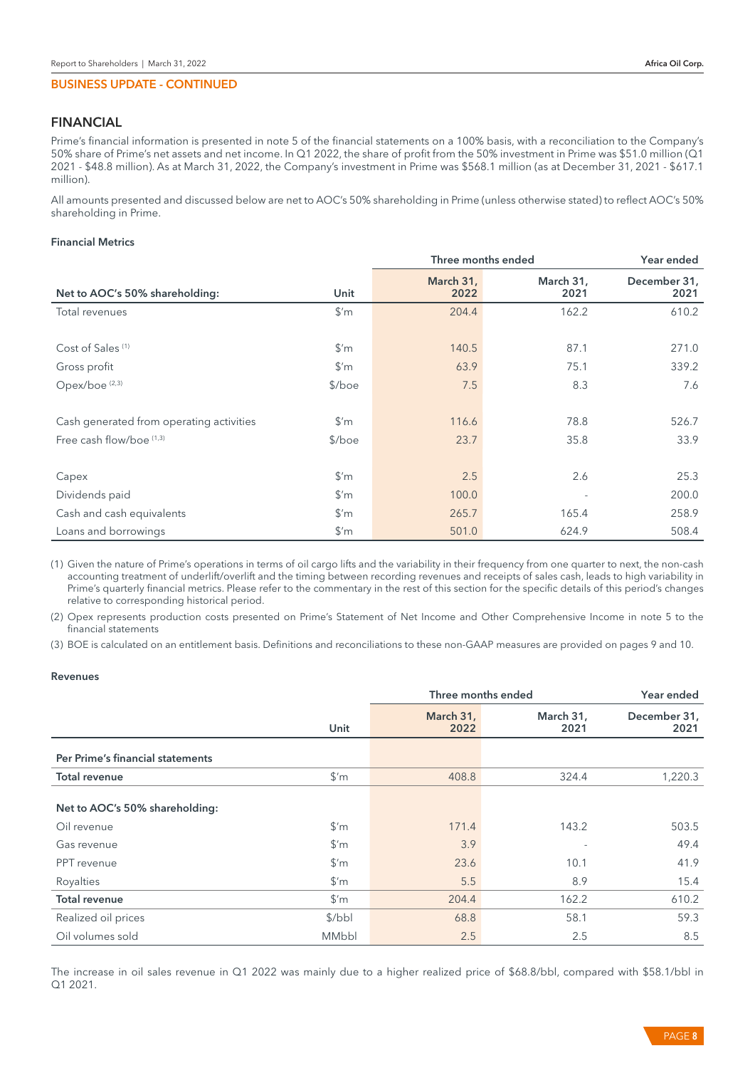## BUSINESS UPDATE - CONTINUED

## FINANCIAL

Prime's financial information is presented in note 5 of the financial statements on a 100% basis, with a reconciliation to the Company's 50% share of Prime's net assets and net income. In Q1 2022, the share of profit from the 50% investment in Prime was $51.0 million (Q1 2021 - $48.8 million). As at March 31, 2022, the Company's investment in Prime was $568.1 million (as at December 31, 2021 - $617.1 million).

All amounts presented and discussed below are net to AOC's 50% shareholding in Prime (unless otherwise stated) to reflect AOC's 50% shareholding in Prime.

### Financial Metrics

| | | Three months ended | | Year ended |
|---|---|---|---|---|
| **Net to AOC's 50% shareholding:** | **Unit** | **March 31, 2022** | **March 31, 2021** | **December 31, 2021** |
| Total revenues | $'m | 204.4 | 162.2 | 610.2 |
| Cost of Sales [(1)] | $'m | 140.5 | 87.1 | 271.0 |
| Gross profit | $'m | 63.9 | 75.1 | 339.2 |
| Opex/boe [(2,3)] | $/boe | 7.5 | 8.3 | 7.6 |
| Cash generated from operating activities | $'m | 116.6 | 78.8 | 526.7 |
| Free cash flow/boe [(1,3)] | $/boe | 23.7 | 35.8 | 33.9 |
| Capex | $'m | 2.5 | 2.6 | 25.3 |
| Dividends paid | $'m | 100.0 | - | 200.0 |
| Cash and cash equivalents | $'m | 265.7 | 165.4 | 258.9 |
| Loans and borrowings | $'m | 501.0 | 624.9 | 508.4 |

(1) Given the nature of Prime's operations in terms of oil cargo lifts and the variability in their frequency from one quarter to next, the non-cash accounting treatment of underlift/overlift and the timing between recording revenues and receipts of sales cash, leads to high variability in Prime's quarterly financial metrics. Please refer to the commentary in the rest of this section for the specific details of this period's changes relative to corresponding historical period.

(2) Opex represents production costs presented on Prime's Statement of Net Income and Other Comprehensive Income in note 5 to the financial statements

(3) BOE is calculated on an entitlement basis. Definitions and reconciliations to these non-GAAP measures are provided on pages 9 and 10.

### Revenues

| | | Three months ended | | Year ended |
|---|---|---|---|---|
| | **Unit** | **March 31, 2022** | **March 31, 2021** | **December 31, 2021** |
| **Per Prime's financial statements** | | | | |
| **Total revenue** | $'m | 408.8 | 324.4 | 1,220.3 |
| **Net to AOC's 50% shareholding:** | | | | |
| Oil revenue | $'m | 171.4 | 143.2 | 503.5 |
| Gas revenue | $'m | 3.9 | - | 49.4 |
| PPT revenue | $'m | 23.6 | 10.1 | 41.9 |
| Royalties | $'m | 5.5 | 8.9 | 15.4 |
| **Total revenue** | $'m | 204.4 | 162.2 | 610.2 |
| Realized oil prices | $/bbl | 68.8 | 58.1 | 59.3 |
| Oil volumes sold | MMbbl | 2.5 | 2.5 | 8.5 |

The increase in oil sales revenue in Q1 2022 was mainly due to a higher realized price of $68.8/bbl, compared with $58.1/bbl in Q1 2021.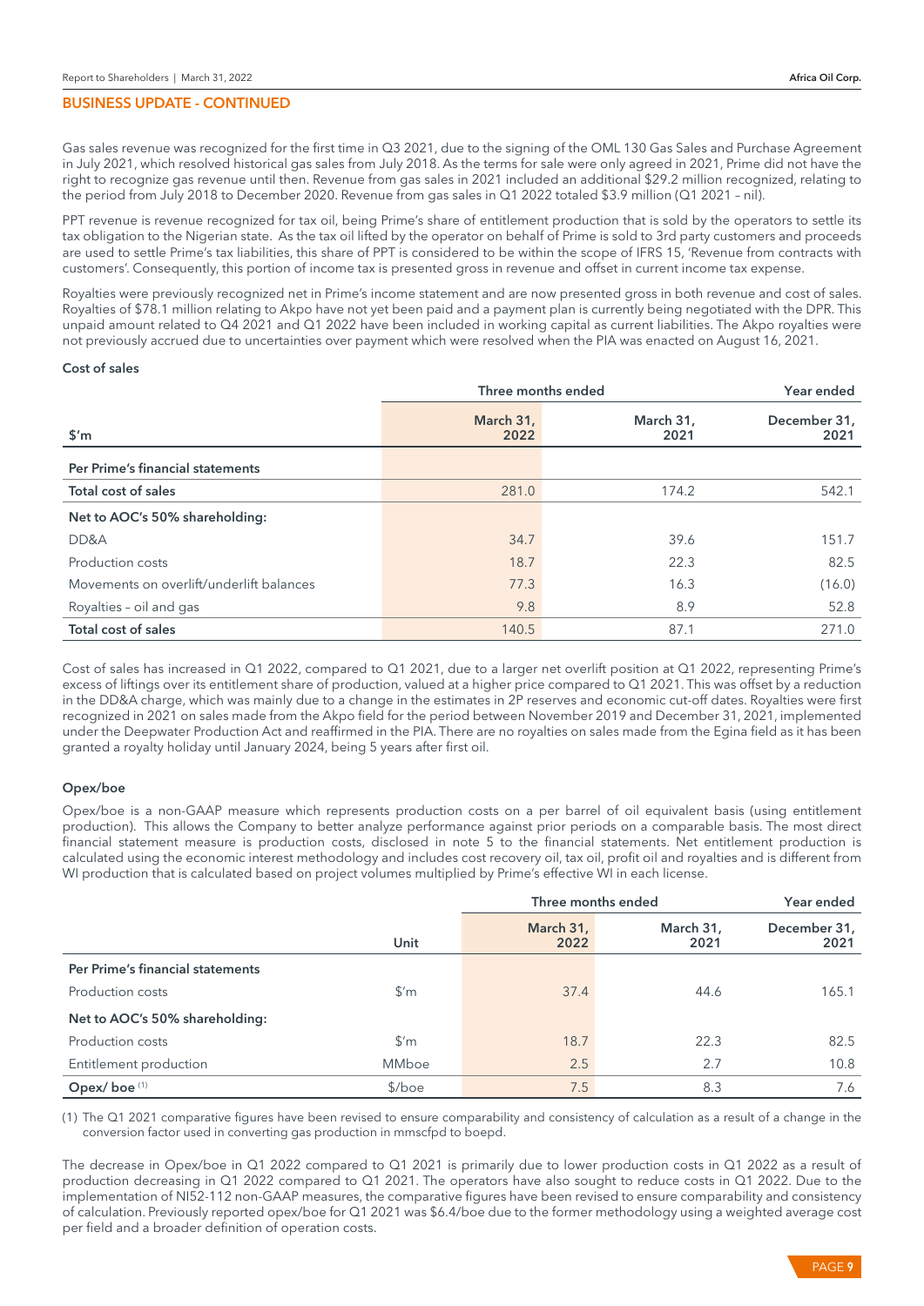## BUSINESS UPDATE - CONTINUED

Gas sales revenue was recognized for the first time in Q3 2021, due to the signing of the OML 130 Gas Sales and Purchase Agreement in July 2021, which resolved historical gas sales from July 2018. As the terms for sale were only agreed in 2021, Prime did not have the right to recognize gas revenue until then. Revenue from gas sales in 2021 included an additional $29.2 million recognized, relating to the period from July 2018 to December 2020. Revenue from gas sales in Q1 2022 totaled $3.9 million (Q1 2021 – nil).

PPT revenue is revenue recognized for tax oil, being Prime's share of entitlement production that is sold by the operators to settle its tax obligation to the Nigerian state. As the tax oil lifted by the operator on behalf of Prime is sold to 3rd party customers and proceeds are used to settle Prime's tax liabilities, this share of PPT is considered to be within the scope of IFRS 15, 'Revenue from contracts with customers'. Consequently, this portion of income tax is presented gross in revenue and offset in current income tax expense.

Royalties were previously recognized net in Prime's income statement and are now presented gross in both revenue and cost of sales. Royalties of $78.1 million relating to Akpo have not yet been paid and a payment plan is currently being negotiated with the DPR. This unpaid amount related to Q4 2021 and Q1 2022 have been included in working capital as current liabilities. The Akpo royalties were not previously accrued due to uncertainties over payment which were resolved when the PIA was enacted on August 16, 2021.

### Cost of sales

| $'m | Three months ended March 31, 2022 | Three months ended March 31, 2021 | Year ended December 31, 2021 |
|---|---|---|---|
| **Per Prime's financial statements** | | | |
| **Total cost of sales** | 281.0 | 174.2 | 542.1 |
| **Net to AOC's 50% shareholding:** | | | |
| DD&A | 34.7 | 39.6 | 151.7 |
| Production costs | 18.7 | 22.3 | 82.5 |
| Movements on overlift/underlift balances | 77.3 | 16.3 | (16.0) |
| Royalties – oil and gas | 9.8 | 8.9 | 52.8 |
| **Total cost of sales** | 140.5 | 87.1 | 271.0 |

Cost of sales has increased in Q1 2022, compared to Q1 2021, due to a larger net overlift position at Q1 2022, representing Prime's excess of liftings over its entitlement share of production, valued at a higher price compared to Q1 2021. This was offset by a reduction in the DD&A charge, which was mainly due to a change in the estimates in 2P reserves and economic cut-off dates. Royalties were first recognized in 2021 on sales made from the Akpo field for the period between November 2019 and December 31, 2021, implemented under the Deepwater Production Act and reaffirmed in the PIA. There are no royalties on sales made from the Egina field as it has been granted a royalty holiday until January 2024, being 5 years after first oil.

### Opex/boe

Opex/boe is a non-GAAP measure which represents production costs on a per barrel of oil equivalent basis (using entitlement production). This allows the Company to better analyze performance against prior periods on a comparable basis. The most direct financial statement measure is production costs, disclosed in note 5 to the financial statements. Net entitlement production is calculated using the economic interest methodology and includes cost recovery oil, tax oil, profit oil and royalties and is different from WI production that is calculated based on project volumes multiplied by Prime's effective WI in each license.

| | Unit | Three months ended March 31, 2022 | Three months ended March 31, 2021 | Year ended December 31, 2021 |
|---|---|---|---|---|
| **Per Prime's financial statements** | | | | |
| Production costs | $'m | 37.4 | 44.6 | 165.1 |
| **Net to AOC's 50% shareholding:** | | | | |
| Production costs | $'m | 18.7 | 22.3 | 82.5 |
| Entitlement production | MMboe | 2.5 | 2.7 | 10.8 |
| **Opex/ boe** (1) | $/boe | 7.5 | 8.3 | 7.6 |

(1) The Q1 2021 comparative figures have been revised to ensure comparability and consistency of calculation as a result of a change in the conversion factor used in converting gas production in mmscfpd to boepd.

The decrease in Opex/boe in Q1 2022 compared to Q1 2021 is primarily due to lower production costs in Q1 2022 as a result of production decreasing in Q1 2022 compared to Q1 2021. The operators have also sought to reduce costs in Q1 2022. Due to the implementation of NI52-112 non-GAAP measures, the comparative figures have been revised to ensure comparability and consistency of calculation. Previously reported opex/boe for Q1 2021 was $6.4/boe due to the former methodology using a weighted average cost per field and a broader definition of operation costs.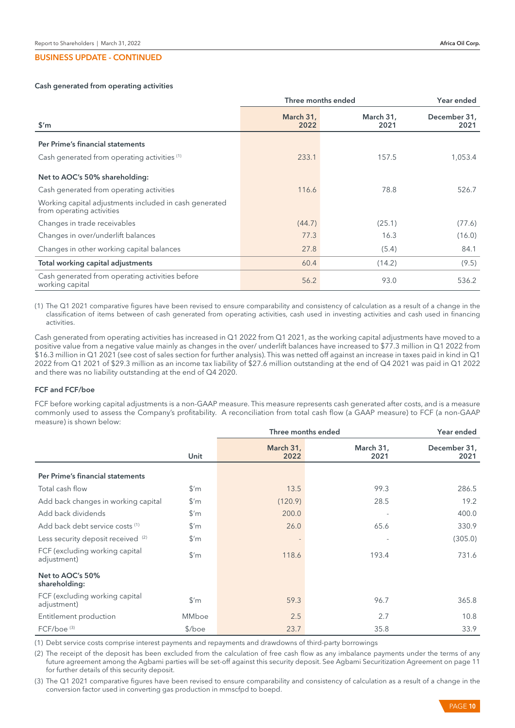## BUSINESS UPDATE - CONTINUED

### Cash generated from operating activities

| $'m | Three months ended March 31, 2022 | Three months ended March 31, 2021 | Year ended December 31, 2021 |
|---|---|---|---|
| **Per Prime's financial statements** | | | |
| Cash generated from operating activities [1] | 233.1 | 157.5 | 1,053.4 |
| **Net to AOC's 50% shareholding:** | | | |
| Cash generated from operating activities | 116.6 | 78.8 | 526.7 |
| Working capital adjustments included in cash generated from operating activities | | | |
| Changes in trade receivables | (44.7) | (25.1) | (77.6) |
| Changes in over/underlift balances | 77.3 | 16.3 | (16.0) |
| Changes in other working capital balances | 27.8 | (5.4) | 84.1 |
| **Total working capital adjustments** | 60.4 | (14.2) | (9.5) |
| Cash generated from operating activities before working capital | 56.2 | 93.0 | 536.2 |

(1) The Q1 2021 comparative figures have been revised to ensure comparability and consistency of calculation as a result of a change in the classification of items between of cash generated from operating activities, cash used in investing activities and cash used in financing activities.

Cash generated from operating activities has increased in Q1 2022 from Q1 2021, as the working capital adjustments have moved to a positive value from a negative value mainly as changes in the over/ underlift balances have increased to $77.3 million in Q1 2022 from $16.3 million in Q1 2021 (see cost of sales section for further analysis). This was netted off against an increase in taxes paid in kind in Q1 2022 from Q1 2021 of $29.3 million as an income tax liability of $27.6 million outstanding at the end of Q4 2021 was paid in Q1 2022 and there was no liability outstanding at the end of Q4 2020.

### FCF and FCF/boe

FCF before working capital adjustments is a non-GAAP measure. This measure represents cash generated after costs, and is a measure commonly used to assess the Company's profitability. A reconciliation from total cash flow (a GAAP measure) to FCF (a non-GAAP measure) is shown below:

| | Unit | Three months ended March 31, 2022 | Three months ended March 31, 2021 | Year ended December 31, 2021 |
|---|---|---|---|---|
| **Per Prime's financial statements** | | | | |
| Total cash flow | $'m | 13.5 | 99.3 | 286.5 |
| Add back changes in working capital | $'m | (120.9) | 28.5 | 19.2 |
| Add back dividends | $'m | 200.0 | - | 400.0 |
| Add back debt service costs [1] | $'m | 26.0 | 65.6 | 330.9 |
| Less security deposit received [2] | $'m | - | - | (305.0) |
| FCF (excluding working capital adjustment) | $'m | 118.6 | 193.4 | 731.6 |
| **Net to AOC's 50% shareholding:** | | | | |
| FCF (excluding working capital adjustment) | $'m | 59.3 | 96.7 | 365.8 |
| Entitlement production | MMboe | 2.5 | 2.7 | 10.8 |
| FCF/boe [3] | $/boe | 23.7 | 35.8 | 33.9 |

(1) Debt service costs comprise interest payments and repayments and drawdowns of third-party borrowings

(2) The receipt of the deposit has been excluded from the calculation of free cash flow as any imbalance payments under the terms of any future agreement among the Agbami parties will be set-off against this security deposit. See Agbami Securitization Agreement on page 11 for further details of this security deposit.

(3) The Q1 2021 comparative figures have been revised to ensure comparability and consistency of calculation as a result of a change in the conversion factor used in converting gas production in mmscfpd to boepd.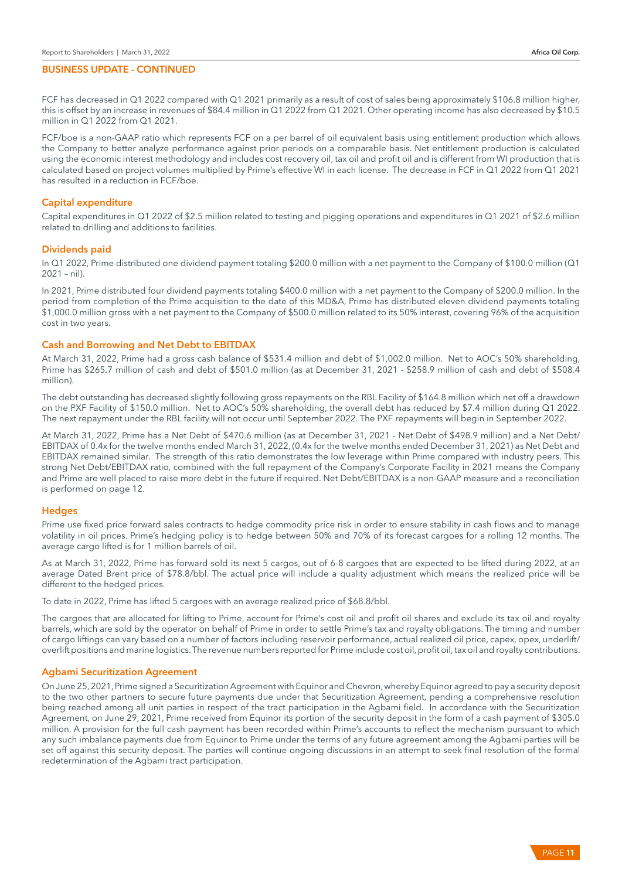## BUSINESS UPDATE - CONTINUED

FCF has decreased in Q1 2022 compared with Q1 2021 primarily as a result of cost of sales being approximately $106.8 million higher, this is offset by an increase in revenues of $84.4 million in Q1 2022 from Q1 2021. Other operating income has also decreased by $10.5 million in Q1 2022 from Q1 2021.

FCF/boe is a non-GAAP ratio which represents FCF on a per barrel of oil equivalent basis using entitlement production which allows the Company to better analyze performance against prior periods on a comparable basis. Net entitlement production is calculated using the economic interest methodology and includes cost recovery oil, tax oil and profit oil and is different from WI production that is calculated based on project volumes multiplied by Prime's effective WI in each license. The decrease in FCF in Q1 2022 from Q1 2021 has resulted in a reduction in FCF/boe.

### Capital expenditure

Capital expenditures in Q1 2022 of $2.5 million related to testing and pigging operations and expenditures in Q1 2021 of $2.6 million related to drilling and additions to facilities.

### Dividends paid

In Q1 2022, Prime distributed one dividend payment totaling $200.0 million with a net payment to the Company of $100.0 million (Q1 2021 – nil).

In 2021, Prime distributed four dividend payments totaling $400.0 million with a net payment to the Company of $200.0 million. In the period from completion of the Prime acquisition to the date of this MD&A, Prime has distributed eleven dividend payments totaling $1,000.0 million gross with a net payment to the Company of $500.0 million related to its 50% interest, covering 96% of the acquisition cost in two years.

### Cash and Borrowing and Net Debt to EBITDAX

At March 31, 2022, Prime had a gross cash balance of $531.4 million and debt of $1,002.0 million. Net to AOC's 50% shareholding, Prime has $265.7 million of cash and debt of $501.0 million (as at December 31, 2021 - $258.9 million of cash and debt of $508.4 million).

The debt outstanding has decreased slightly following gross repayments on the RBL Facility of $164.8 million which net off a drawdown on the PXF Facility of $150.0 million. Net to AOC's 50% shareholding, the overall debt has reduced by $7.4 million during Q1 2022. The next repayment under the RBL facility will not occur until September 2022. The PXF repayments will begin in September 2022.

At March 31, 2022, Prime has a Net Debt of $470.6 million (as at December 31, 2021 - Net Debt of $498.9 million) and a Net Debt/EBITDAX of 0.4x for the twelve months ended March 31, 2022, (0.4x for the twelve months ended December 31, 2021) as Net Debt and EBITDAX remained similar. The strength of this ratio demonstrates the low leverage within Prime compared with industry peers. This strong Net Debt/EBITDAX ratio, combined with the full repayment of the Company's Corporate Facility in 2021 means the Company and Prime are well placed to raise more debt in the future if required. Net Debt/EBITDAX is a non-GAAP measure and a reconciliation is performed on page 12.

### Hedges

Prime use fixed price forward sales contracts to hedge commodity price risk in order to ensure stability in cash flows and to manage volatility in oil prices. Prime's hedging policy is to hedge between 50% and 70% of its forecast cargoes for a rolling 12 months. The average cargo lifted is for 1 million barrels of oil.

As at March 31, 2022, Prime has forward sold its next 5 cargos, out of 6-8 cargoes that are expected to be lifted during 2022, at an average Dated Brent price of $78.8/bbl. The actual price will include a quality adjustment which means the realized price will be different to the hedged prices.

To date in 2022, Prime has lifted 5 cargoes with an average realized price of $68.8/bbl.

The cargoes that are allocated for lifting to Prime, account for Prime's cost oil and profit oil shares and exclude its tax oil and royalty barrels, which are sold by the operator on behalf of Prime in order to settle Prime's tax and royalty obligations. The timing and number of cargo liftings can vary based on a number of factors including reservoir performance, actual realized oil price, capex, opex, underlift/overlift positions and marine logistics. The revenue numbers reported for Prime include cost oil, profit oil, tax oil and royalty contributions.

### Agbami Securitization Agreement

On June 25, 2021, Prime signed a Securitization Agreement with Equinor and Chevron, whereby Equinor agreed to pay a security deposit to the two other partners to secure future payments due under that Securitization Agreement, pending a comprehensive resolution being reached among all unit parties in respect of the tract participation in the Agbami field. In accordance with the Securitization Agreement, on June 29, 2021, Prime received from Equinor its portion of the security deposit in the form of a cash payment of $305.0 million. A provision for the full cash payment has been recorded within Prime's accounts to reflect the mechanism pursuant to which any such imbalance payments due from Equinor to Prime under the terms of any future agreement among the Agbami parties will be set off against this security deposit. The parties will continue ongoing discussions in an attempt to seek final resolution of the formal redetermination of the Agbami tract participation.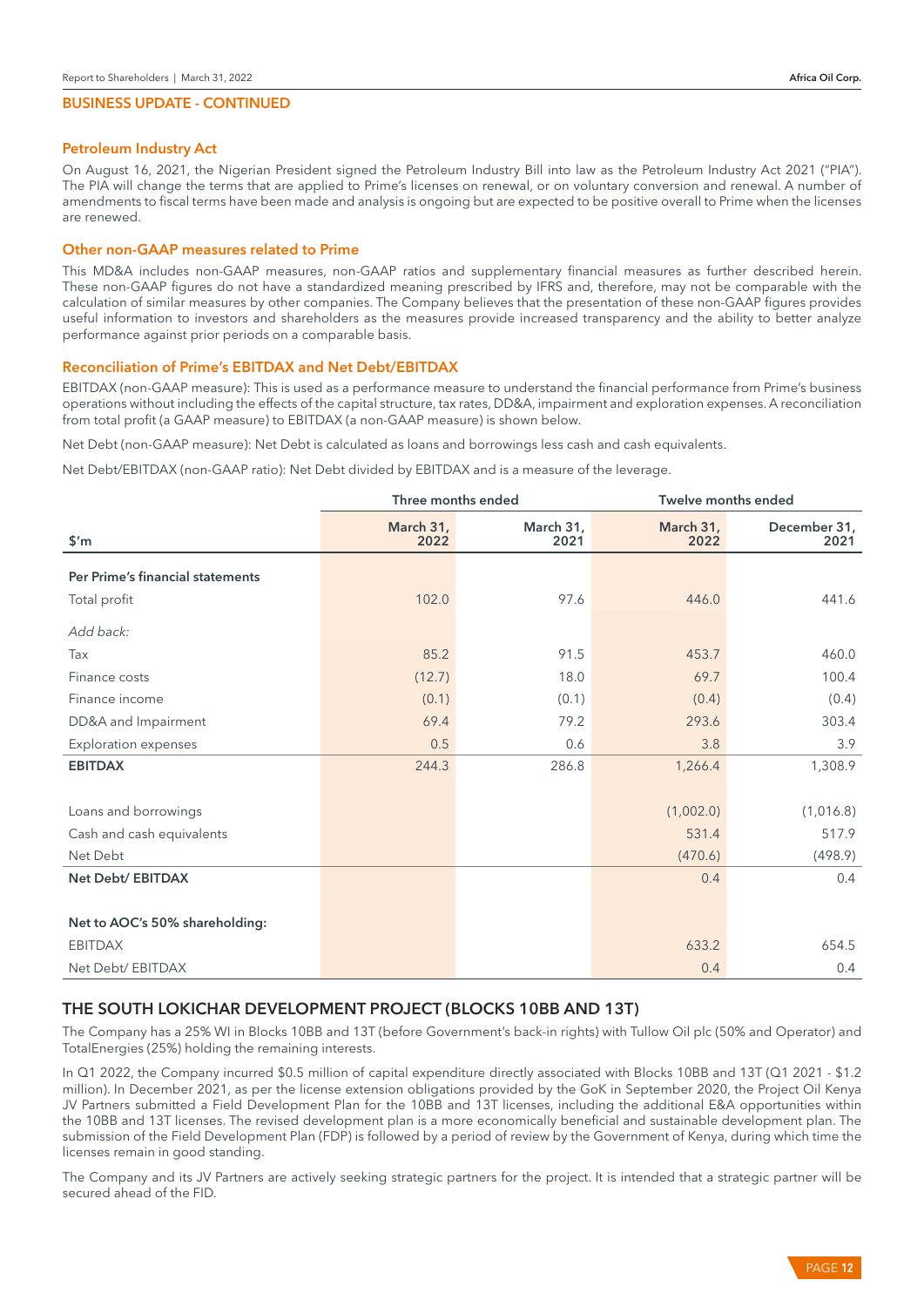## BUSINESS UPDATE - CONTINUED

### Petroleum Industry Act

On August 16, 2021, the Nigerian President signed the Petroleum Industry Bill into law as the Petroleum Industry Act 2021 ("PIA"). The PIA will change the terms that are applied to Prime's licenses on renewal, or on voluntary conversion and renewal. A number of amendments to fiscal terms have been made and analysis is ongoing but are expected to be positive overall to Prime when the licenses are renewed.

### Other non-GAAP measures related to Prime

This MD&A includes non-GAAP measures, non-GAAP ratios and supplementary financial measures as further described herein. These non-GAAP figures do not have a standardized meaning prescribed by IFRS and, therefore, may not be comparable with the calculation of similar measures by other companies. The Company believes that the presentation of these non-GAAP figures provides useful information to investors and shareholders as the measures provide increased transparency and the ability to better analyze performance against prior periods on a comparable basis.

### Reconciliation of Prime's EBITDAX and Net Debt/EBITDAX

EBITDAX (non-GAAP measure): This is used as a performance measure to understand the financial performance from Prime's business operations without including the effects of the capital structure, tax rates, DD&A, impairment and exploration expenses. A reconciliation from total profit (a GAAP measure) to EBITDAX (a non-GAAP measure) is shown below.

Net Debt (non-GAAP measure): Net Debt is calculated as loans and borrowings less cash and cash equivalents.

Net Debt/EBITDAX (non-GAAP ratio): Net Debt divided by EBITDAX and is a measure of the leverage.

| | Three months ended | | Twelve months ended | |
|---|---|---|---|---|
| $'m | March 31, 2022 | March 31, 2021 | March 31, 2022 | December 31, 2021 |
| **Per Prime's financial statements** | | | | |
| Total profit | 102.0 | 97.6 | 446.0 | 441.6 |
| *Add back:* | | | | |
| Tax | 85.2 | 91.5 | 453.7 | 460.0 |
| Finance costs | (12.7) | 18.0 | 69.7 | 100.4 |
| Finance income | (0.1) | (0.1) | (0.4) | (0.4) |
| DD&A and Impairment | 69.4 | 79.2 | 293.6 | 303.4 |
| Exploration expenses | 0.5 | 0.6 | 3.8 | 3.9 |
| **EBITDAX** | 244.3 | 286.8 | 1,266.4 | 1,308.9 |
| | | | | |
| Loans and borrowings | | | (1,002.0) | (1,016.8) |
| Cash and cash equivalents | | | 531.4 | 517.9 |
| Net Debt | | | (470.6) | (498.9) |
| **Net Debt/ EBITDAX** | | | 0.4 | 0.4 |
| | | | | |
| **Net to AOC's 50% shareholding:** | | | | |
| EBITDAX | | | 633.2 | 654.5 |
| Net Debt/ EBITDAX | | | 0.4 | 0.4 |

## THE SOUTH LOKICHAR DEVELOPMENT PROJECT (BLOCKS 10BB AND 13T)

The Company has a 25% WI in Blocks 10BB and 13T (before Government's back-in rights) with Tullow Oil plc (50% and Operator) and TotalEnergies (25%) holding the remaining interests.

In Q1 2022, the Company incurred $0.5 million of capital expenditure directly associated with Blocks 10BB and 13T (Q1 2021 - $1.2 million). In December 2021, as per the license extension obligations provided by the GoK in September 2020, the Project Oil Kenya JV Partners submitted a Field Development Plan for the 10BB and 13T licenses, including the additional E&A opportunities within the 10BB and 13T licenses. The revised development plan is a more economically beneficial and sustainable development plan. The submission of the Field Development Plan (FDP) is followed by a period of review by the Government of Kenya, during which time the licenses remain in good standing.

The Company and its JV Partners are actively seeking strategic partners for the project. It is intended that a strategic partner will be secured ahead of the FID.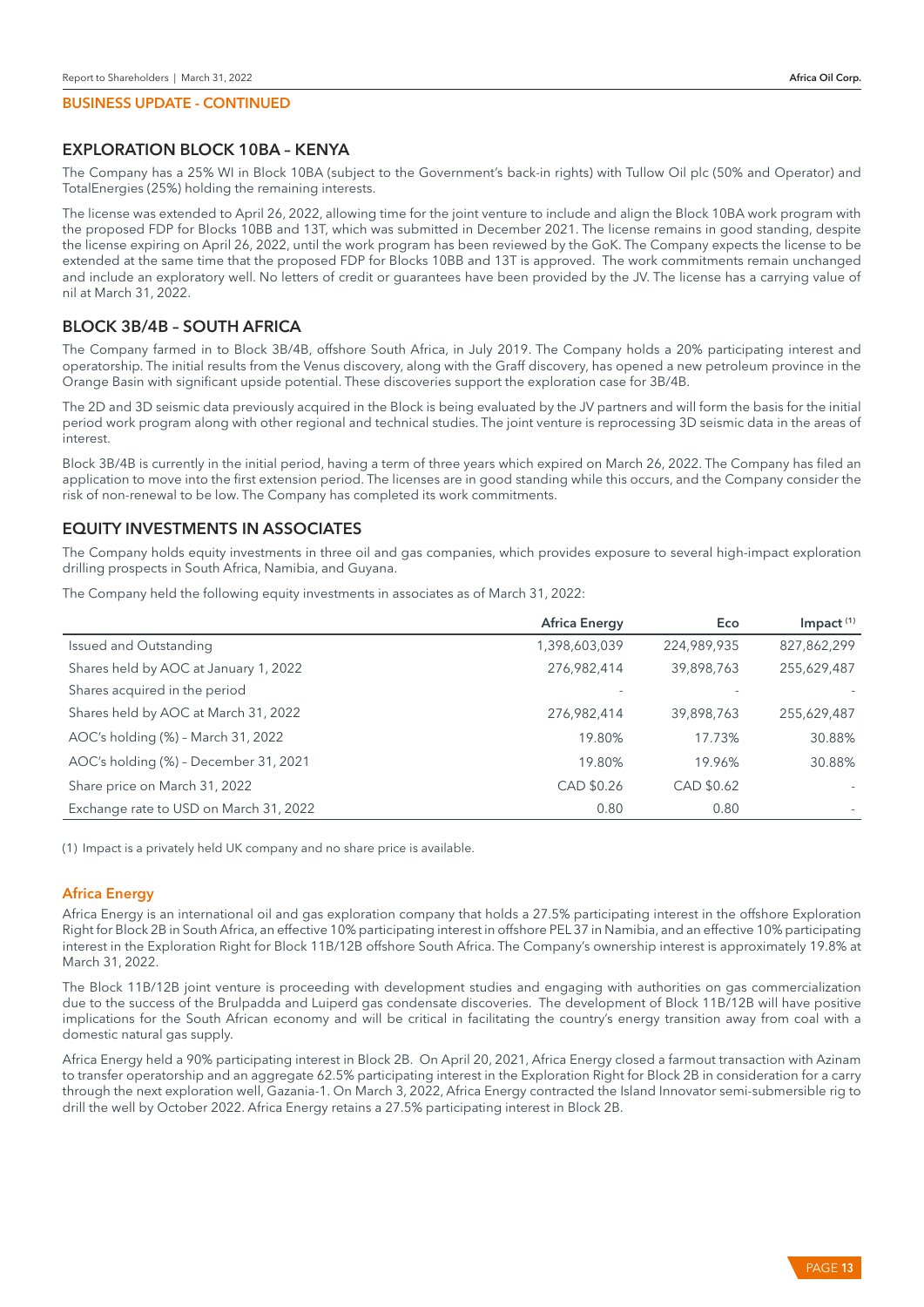**BUSINESS UPDATE - CONTINUED**

## EXPLORATION BLOCK 10BA – KENYA

The Company has a 25% WI in Block 10BA (subject to the Government's back-in rights) with Tullow Oil plc (50% and Operator) and TotalEnergies (25%) holding the remaining interests.

The license was extended to April 26, 2022, allowing time for the joint venture to include and align the Block 10BA work program with the proposed FDP for Blocks 10BB and 13T, which was submitted in December 2021. The license remains in good standing, despite the license expiring on April 26, 2022, until the work program has been reviewed by the GoK. The Company expects the license to be extended at the same time that the proposed FDP for Blocks 10BB and 13T is approved. The work commitments remain unchanged and include an exploratory well. No letters of credit or guarantees have been provided by the JV. The license has a carrying value of nil at March 31, 2022.

## BLOCK 3B/4B – SOUTH AFRICA

The Company farmed in to Block 3B/4B, offshore South Africa, in July 2019. The Company holds a 20% participating interest and operatorship. The initial results from the Venus discovery, along with the Graff discovery, has opened a new petroleum province in the Orange Basin with significant upside potential. These discoveries support the exploration case for 3B/4B.

The 2D and 3D seismic data previously acquired in the Block is being evaluated by the JV partners and will form the basis for the initial period work program along with other regional and technical studies. The joint venture is reprocessing 3D seismic data in the areas of interest.

Block 3B/4B is currently in the initial period, having a term of three years which expired on March 26, 2022. The Company has filed an application to move into the first extension period. The licenses are in good standing while this occurs, and the Company consider the risk of non-renewal to be low. The Company has completed its work commitments.

## EQUITY INVESTMENTS IN ASSOCIATES

The Company holds equity investments in three oil and gas companies, which provides exposure to several high-impact exploration drilling prospects in South Africa, Namibia, and Guyana.

The Company held the following equity investments in associates as of March 31, 2022:

| | Africa Energy | Eco | Impact [1] |
|---|---|---|---|
| Issued and Outstanding | 1,398,603,039 | 224,989,935 | 827,862,299 |
| Shares held by AOC at January 1, 2022 | 276,982,414 | 39,898,763 | 255,629,487 |
| Shares acquired in the period | - | - | - |
| Shares held by AOC at March 31, 2022 | 276,982,414 | 39,898,763 | 255,629,487 |
| AOC's holding (%) – March 31, 2022 | 19.80% | 17.73% | 30.88% |
| AOC's holding (%) – December 31, 2021 | 19.80% | 19.96% | 30.88% |
| Share price on March 31, 2022 | CAD $0.26 | CAD $0.62 | - |
| Exchange rate to USD on March 31, 2022 | 0.80 | 0.80 | - |

(1) Impact is a privately held UK company and no share price is available.

### Africa Energy

Africa Energy is an international oil and gas exploration company that holds a 27.5% participating interest in the offshore Exploration Right for Block 2B in South Africa, an effective 10% participating interest in offshore PEL 37 in Namibia, and an effective 10% participating interest in the Exploration Right for Block 11B/12B offshore South Africa. The Company's ownership interest is approximately 19.8% at March 31, 2022.

The Block 11B/12B joint venture is proceeding with development studies and engaging with authorities on gas commercialization due to the success of the Brulpadda and Luiperd gas condensate discoveries. The development of Block 11B/12B will have positive implications for the South African economy and will be critical in facilitating the country's energy transition away from coal with a domestic natural gas supply.

Africa Energy held a 90% participating interest in Block 2B. On April 20, 2021, Africa Energy closed a farmout transaction with Azinam to transfer operatorship and an aggregate 62.5% participating interest in the Exploration Right for Block 2B in consideration for a carry through the next exploration well, Gazania-1. On March 3, 2022, Africa Energy contracted the Island Innovator semi-submersible rig to drill the well by October 2022. Africa Energy retains a 27.5% participating interest in Block 2B.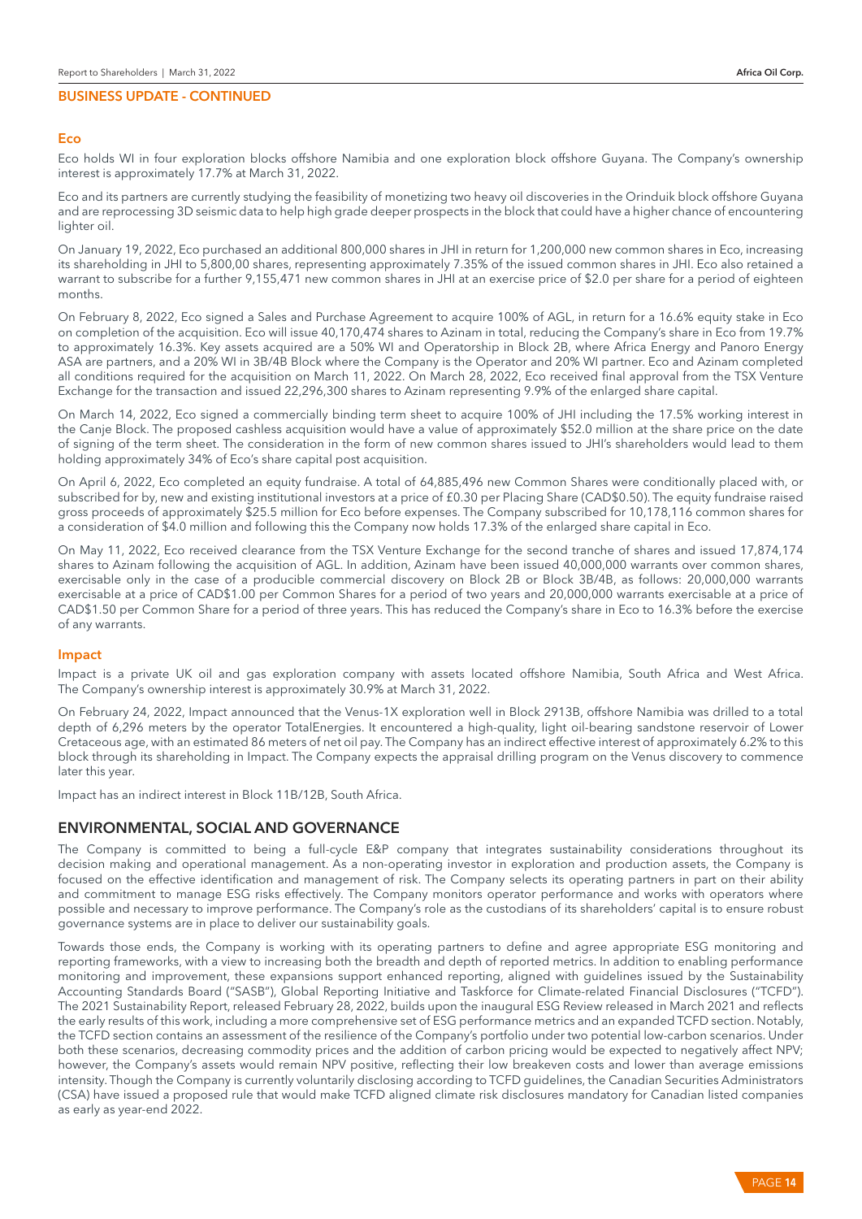## BUSINESS UPDATE - CONTINUED

### Eco

Eco holds WI in four exploration blocks offshore Namibia and one exploration block offshore Guyana. The Company's ownership interest is approximately 17.7% at March 31, 2022.

Eco and its partners are currently studying the feasibility of monetizing two heavy oil discoveries in the Orinduik block offshore Guyana and are reprocessing 3D seismic data to help high grade deeper prospects in the block that could have a higher chance of encountering lighter oil.

On January 19, 2022, Eco purchased an additional 800,000 shares in JHI in return for 1,200,000 new common shares in Eco, increasing its shareholding in JHI to 5,800,00 shares, representing approximately 7.35% of the issued common shares in JHI. Eco also retained a warrant to subscribe for a further 9,155,471 new common shares in JHI at an exercise price of $2.0 per share for a period of eighteen months.

On February 8, 2022, Eco signed a Sales and Purchase Agreement to acquire 100% of AGL, in return for a 16.6% equity stake in Eco on completion of the acquisition. Eco will issue 40,170,474 shares to Azinam in total, reducing the Company's share in Eco from 19.7% to approximately 16.3%. Key assets acquired are a 50% WI and Operatorship in Block 2B, where Africa Energy and Panoro Energy ASA are partners, and a 20% WI in 3B/4B Block where the Company is the Operator and 20% WI partner. Eco and Azinam completed all conditions required for the acquisition on March 11, 2022. On March 28, 2022, Eco received final approval from the TSX Venture Exchange for the transaction and issued 22,296,300 shares to Azinam representing 9.9% of the enlarged share capital.

On March 14, 2022, Eco signed a commercially binding term sheet to acquire 100% of JHI including the 17.5% working interest in the Canje Block. The proposed cashless acquisition would have a value of approximately $52.0 million at the share price on the date of signing of the term sheet. The consideration in the form of new common shares issued to JHI's shareholders would lead to them holding approximately 34% of Eco's share capital post acquisition.

On April 6, 2022, Eco completed an equity fundraise. A total of 64,885,496 new Common Shares were conditionally placed with, or subscribed for by, new and existing institutional investors at a price of £0.30 per Placing Share (CAD$0.50). The equity fundraise raised gross proceeds of approximately $25.5 million for Eco before expenses. The Company subscribed for 10,178,116 common shares for a consideration of $4.0 million and following this the Company now holds 17.3% of the enlarged share capital in Eco.

On May 11, 2022, Eco received clearance from the TSX Venture Exchange for the second tranche of shares and issued 17,874,174 shares to Azinam following the acquisition of AGL. In addition, Azinam have been issued 40,000,000 warrants over common shares, exercisable only in the case of a producible commercial discovery on Block 2B or Block 3B/4B, as follows: 20,000,000 warrants exercisable at a price of CAD$1.00 per Common Shares for a period of two years and 20,000,000 warrants exercisable at a price of CAD$1.50 per Common Share for a period of three years. This has reduced the Company's share in Eco to 16.3% before the exercise of any warrants.

### Impact

Impact is a private UK oil and gas exploration company with assets located offshore Namibia, South Africa and West Africa. The Company's ownership interest is approximately 30.9% at March 31, 2022.

On February 24, 2022, Impact announced that the Venus-1X exploration well in Block 2913B, offshore Namibia was drilled to a total depth of 6,296 meters by the operator TotalEnergies. It encountered a high-quality, light oil-bearing sandstone reservoir of Lower Cretaceous age, with an estimated 86 meters of net oil pay. The Company has an indirect effective interest of approximately 6.2% to this block through its shareholding in Impact. The Company expects the appraisal drilling program on the Venus discovery to commence later this year.

Impact has an indirect interest in Block 11B/12B, South Africa.

## ENVIRONMENTAL, SOCIAL AND GOVERNANCE

The Company is committed to being a full-cycle E&P company that integrates sustainability considerations throughout its decision making and operational management. As a non-operating investor in exploration and production assets, the Company is focused on the effective identification and management of risk. The Company selects its operating partners in part on their ability and commitment to manage ESG risks effectively. The Company monitors operator performance and works with operators where possible and necessary to improve performance. The Company's role as the custodians of its shareholders' capital is to ensure robust governance systems are in place to deliver our sustainability goals.

Towards those ends, the Company is working with its operating partners to define and agree appropriate ESG monitoring and reporting frameworks, with a view to increasing both the breadth and depth of reported metrics. In addition to enabling performance monitoring and improvement, these expansions support enhanced reporting, aligned with guidelines issued by the Sustainability Accounting Standards Board ("SASB"), Global Reporting Initiative and Taskforce for Climate-related Financial Disclosures ("TCFD"). The 2021 Sustainability Report, released February 28, 2022, builds upon the inaugural ESG Review released in March 2021 and reflects the early results of this work, including a more comprehensive set of ESG performance metrics and an expanded TCFD section. Notably, the TCFD section contains an assessment of the resilience of the Company's portfolio under two potential low-carbon scenarios. Under both these scenarios, decreasing commodity prices and the addition of carbon pricing would be expected to negatively affect NPV; however, the Company's assets would remain NPV positive, reflecting their low breakeven costs and lower than average emissions intensity. Though the Company is currently voluntarily disclosing according to TCFD guidelines, the Canadian Securities Administrators (CSA) have issued a proposed rule that would make TCFD aligned climate risk disclosures mandatory for Canadian listed companies as early as year-end 2022.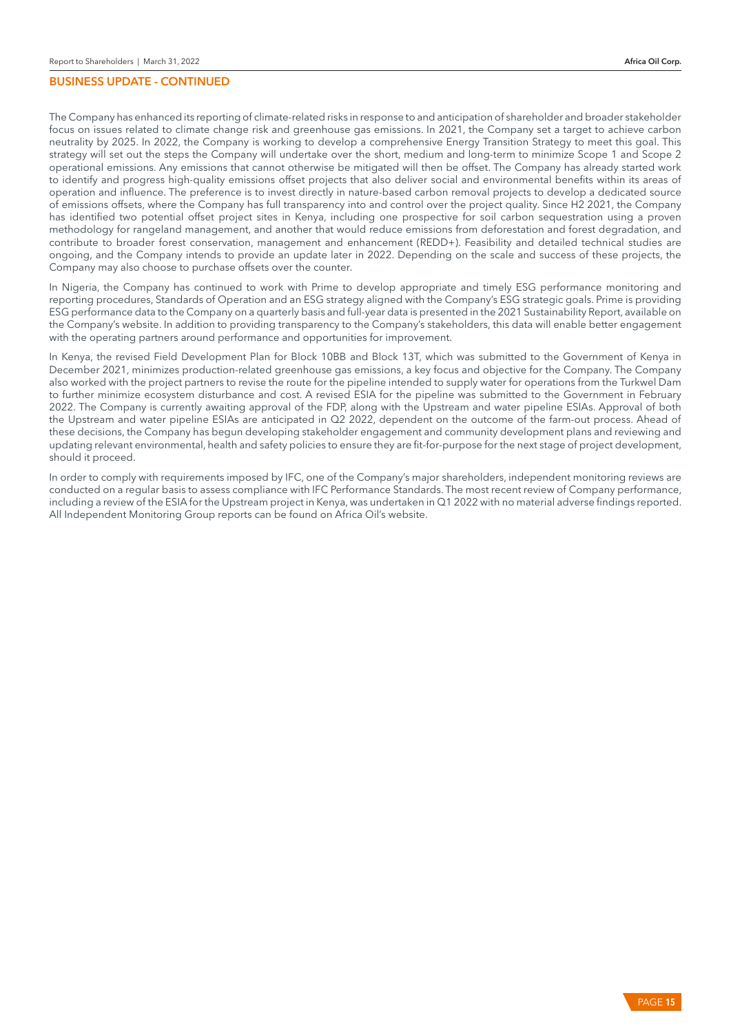## BUSINESS UPDATE - CONTINUED

The Company has enhanced its reporting of climate-related risks in response to and anticipation of shareholder and broader stakeholder focus on issues related to climate change risk and greenhouse gas emissions. In 2021, the Company set a target to achieve carbon neutrality by 2025. In 2022, the Company is working to develop a comprehensive Energy Transition Strategy to meet this goal. This strategy will set out the steps the Company will undertake over the short, medium and long-term to minimize Scope 1 and Scope 2 operational emissions. Any emissions that cannot otherwise be mitigated will then be offset. The Company has already started work to identify and progress high-quality emissions offset projects that also deliver social and environmental benefits within its areas of operation and influence. The preference is to invest directly in nature-based carbon removal projects to develop a dedicated source of emissions offsets, where the Company has full transparency into and control over the project quality. Since H2 2021, the Company has identified two potential offset project sites in Kenya, including one prospective for soil carbon sequestration using a proven methodology for rangeland management, and another that would reduce emissions from deforestation and forest degradation, and contribute to broader forest conservation, management and enhancement (REDD+). Feasibility and detailed technical studies are ongoing, and the Company intends to provide an update later in 2022. Depending on the scale and success of these projects, the Company may also choose to purchase offsets over the counter.

In Nigeria, the Company has continued to work with Prime to develop appropriate and timely ESG performance monitoring and reporting procedures, Standards of Operation and an ESG strategy aligned with the Company's ESG strategic goals. Prime is providing ESG performance data to the Company on a quarterly basis and full-year data is presented in the 2021 Sustainability Report, available on the Company's website. In addition to providing transparency to the Company's stakeholders, this data will enable better engagement with the operating partners around performance and opportunities for improvement.

In Kenya, the revised Field Development Plan for Block 10BB and Block 13T, which was submitted to the Government of Kenya in December 2021, minimizes production-related greenhouse gas emissions, a key focus and objective for the Company. The Company also worked with the project partners to revise the route for the pipeline intended to supply water for operations from the Turkwel Dam to further minimize ecosystem disturbance and cost. A revised ESIA for the pipeline was submitted to the Government in February 2022. The Company is currently awaiting approval of the FDP, along with the Upstream and water pipeline ESIAs. Approval of both the Upstream and water pipeline ESIAs are anticipated in Q2 2022, dependent on the outcome of the farm-out process. Ahead of these decisions, the Company has begun developing stakeholder engagement and community development plans and reviewing and updating relevant environmental, health and safety policies to ensure they are fit-for-purpose for the next stage of project development, should it proceed.

In order to comply with requirements imposed by IFC, one of the Company's major shareholders, independent monitoring reviews are conducted on a regular basis to assess compliance with IFC Performance Standards. The most recent review of Company performance, including a review of the ESIA for the Upstream project in Kenya, was undertaken in Q1 2022 with no material adverse findings reported. All Independent Monitoring Group reports can be found on Africa Oil's website.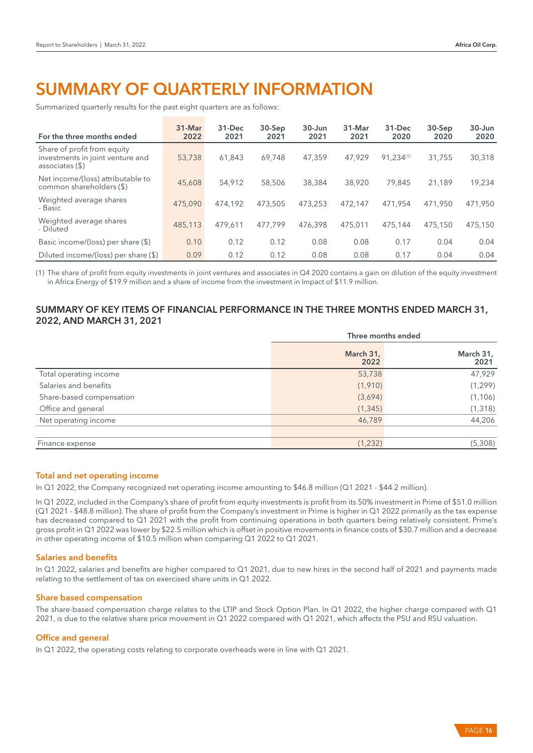# SUMMARY OF QUARTERLY INFORMATION

Summarized quarterly results for the past eight quarters are as follows:

| For the three months ended | 31-Mar 2022 | 31-Dec 2021 | 30-Sep 2021 | 30-Jun 2021 | 31-Mar 2021 | 31-Dec 2020 | 30-Sep 2020 | 30-Jun 2020 |
|---|---|---|---|---|---|---|---|---|
| Share of profit from equity investments in joint venture and associates ($) | 53,738 | 61,843 | 69,748 | 47,359 | 47,929 | 91,234[1] | 31,755 | 30,318 |
| Net income/(loss) attributable to common shareholders ($) | 45,608 | 54,912 | 58,506 | 38,384 | 38,920 | 79,845 | 21,189 | 19,234 |
| Weighted average shares - Basic | 475,090 | 474,192 | 473,505 | 473,253 | 472,147 | 471,954 | 471,950 | 471,950 |
| Weighted average shares - Diluted | 485,113 | 479,611 | 477,799 | 476,398 | 475,011 | 475,144 | 475,150 | 475,150 |
| Basic income/(loss) per share ($) | 0.10 | 0.12 | 0.12 | 0.08 | 0.08 | 0.17 | 0.04 | 0.04 |
| Diluted income/(loss) per share ($) | 0.09 | 0.12 | 0.12 | 0.08 | 0.08 | 0.17 | 0.04 | 0.04 |

(1) The share of profit from equity investments in joint ventures and associates in Q4 2020 contains a gain on dilution of the equity investment in Africa Energy of $19.9 million and a share of income from the investment in Impact of $11.9 million.

## SUMMARY OF KEY ITEMS OF FINANCIAL PERFORMANCE IN THE THREE MONTHS ENDED MARCH 31, 2022, AND MARCH 31, 2021

| | Three months ended | |
|---|---|---|
| | March 31, 2022 | March 31, 2021 |
| Total operating income | 53,738 | 47,929 |
| Salaries and benefits | (1,910) | (1,299) |
| Share-based compensation | (3,694) | (1,106) |
| Office and general | (1,345) | (1,318) |
| Net operating income | 46,789 | 44,206 |
| | | |
| Finance expense | (1,232) | (5,308) |

### Total and net operating income

In Q1 2022, the Company recognized net operating income amounting to $46.8 million (Q1 2021 - $44.2 million).

In Q1 2022, included in the Company's share of profit from equity investments is profit from its 50% investment in Prime of $51.0 million (Q1 2021 - $48.8 million). The share of profit from the Company's investment in Prime is higher in Q1 2022 primarily as the tax expense has decreased compared to Q1 2021 with the profit from continuing operations in both quarters being relatively consistent. Prime's gross profit in Q1 2022 was lower by $22.5 million which is offset in positive movements in finance costs of $30.7 million and a decrease in other operating income of $10.5 million when comparing Q1 2022 to Q1 2021.

### Salaries and benefits

In Q1 2022, salaries and benefits are higher compared to Q1 2021, due to new hires in the second half of 2021 and payments made relating to the settlement of tax on exercised share units in Q1 2022.

### Share based compensation

The share-based compensation charge relates to the LTIP and Stock Option Plan. In Q1 2022, the higher charge compared with Q1 2021, is due to the relative share price movement in Q1 2022 compared with Q1 2021, which affects the PSU and RSU valuation.

### Office and general

In Q1 2022, the operating costs relating to corporate overheads were in line with Q1 2021.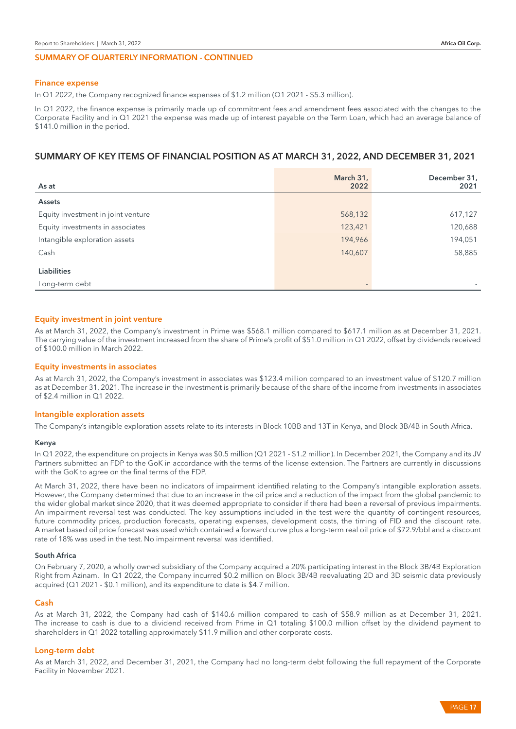## SUMMARY OF QUARTERLY INFORMATION - CONTINUED

### Finance expense

In Q1 2022, the Company recognized finance expenses of $1.2 million (Q1 2021 - $5.3 million).

In Q1 2022, the finance expense is primarily made up of commitment fees and amendment fees associated with the changes to the Corporate Facility and in Q1 2021 the expense was made up of interest payable on the Term Loan, which had an average balance of $141.0 million in the period.

## SUMMARY OF KEY ITEMS OF FINANCIAL POSITION AS AT MARCH 31, 2022, AND DECEMBER 31, 2021

| As at | March 31, 2022 | December 31, 2021 |
|---|---|---|
| **Assets** | | |
| Equity investment in joint venture | 568,132 | 617,127 |
| Equity investments in associates | 123,421 | 120,688 |
| Intangible exploration assets | 194,966 | 194,051 |
| Cash | 140,607 | 58,885 |
| **Liabilities** | | |
| Long-term debt | - | - |

### Equity investment in joint venture

As at March 31, 2022, the Company's investment in Prime was $568.1 million compared to $617.1 million as at December 31, 2021. The carrying value of the investment increased from the share of Prime's profit of $51.0 million in Q1 2022, offset by dividends received of $100.0 million in March 2022.

### Equity investments in associates

As at March 31, 2022, the Company's investment in associates was $123.4 million compared to an investment value of $120.7 million as at December 31, 2021. The increase in the investment is primarily because of the share of the income from investments in associates of $2.4 million in Q1 2022.

### Intangible exploration assets

The Company's intangible exploration assets relate to its interests in Block 10BB and 13T in Kenya, and Block 3B/4B in South Africa.

#### Kenya

In Q1 2022, the expenditure on projects in Kenya was $0.5 million (Q1 2021 - $1.2 million). In December 2021, the Company and its JV Partners submitted an FDP to the GoK in accordance with the terms of the license extension. The Partners are currently in discussions with the GoK to agree on the final terms of the FDP.

At March 31, 2022, there have been no indicators of impairment identified relating to the Company's intangible exploration assets. However, the Company determined that due to an increase in the oil price and a reduction of the impact from the global pandemic to the wider global market since 2020, that it was deemed appropriate to consider if there had been a reversal of previous impairments. An impairment reversal test was conducted. The key assumptions included in the test were the quantity of contingent resources, future commodity prices, production forecasts, operating expenses, development costs, the timing of FID and the discount rate. A market based oil price forecast was used which contained a forward curve plus a long-term real oil price of $72.9/bbl and a discount rate of 18% was used in the test. No impairment reversal was identified.

#### South Africa

On February 7, 2020, a wholly owned subsidiary of the Company acquired a 20% participating interest in the Block 3B/4B Exploration Right from Azinam. In Q1 2022, the Company incurred $0.2 million on Block 3B/4B reevaluating 2D and 3D seismic data previously acquired (Q1 2021 - $0.1 million), and its expenditure to date is $4.7 million.

### Cash

As at March 31, 2022, the Company had cash of $140.6 million compared to cash of $58.9 million as at December 31, 2021. The increase to cash is due to a dividend received from Prime in Q1 totaling $100.0 million offset by the dividend payment to shareholders in Q1 2022 totalling approximately $11.9 million and other corporate costs.

### Long-term debt

As at March 31, 2022, and December 31, 2021, the Company had no long-term debt following the full repayment of the Corporate Facility in November 2021.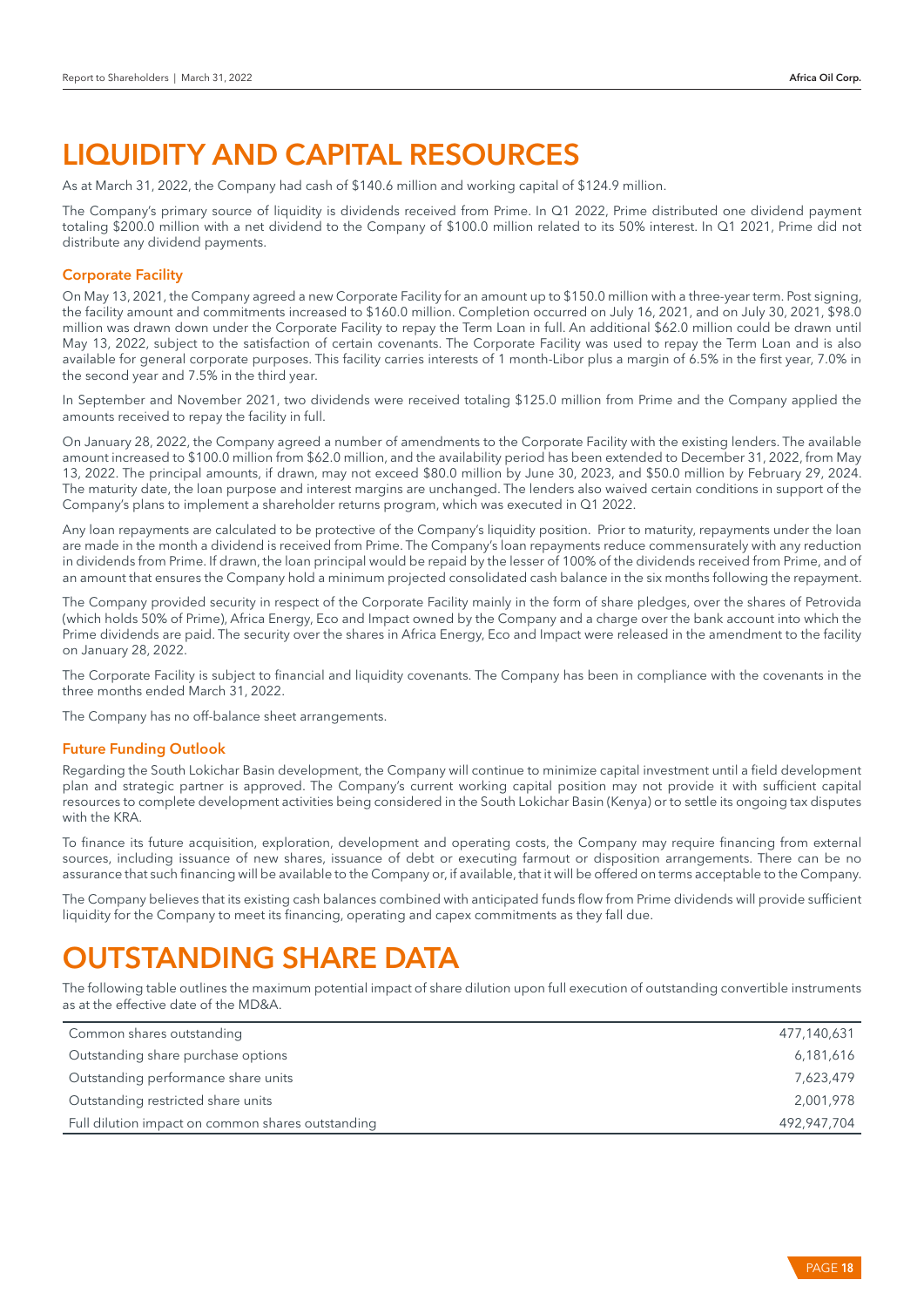# LIQUIDITY AND CAPITAL RESOURCES

As at March 31, 2022, the Company had cash of $140.6 million and working capital of $124.9 million.

The Company's primary source of liquidity is dividends received from Prime. In Q1 2022, Prime distributed one dividend payment totaling $200.0 million with a net dividend to the Company of $100.0 million related to its 50% interest. In Q1 2021, Prime did not distribute any dividend payments.

### Corporate Facility

On May 13, 2021, the Company agreed a new Corporate Facility for an amount up to $150.0 million with a three-year term. Post signing, the facility amount and commitments increased to $160.0 million. Completion occurred on July 16, 2021, and on July 30, 2021, $98.0 million was drawn down under the Corporate Facility to repay the Term Loan in full. An additional $62.0 million could be drawn until May 13, 2022, subject to the satisfaction of certain covenants. The Corporate Facility was used to repay the Term Loan and is also available for general corporate purposes. This facility carries interests of 1 month-Libor plus a margin of 6.5% in the first year, 7.0% in the second year and 7.5% in the third year.

In September and November 2021, two dividends were received totaling $125.0 million from Prime and the Company applied the amounts received to repay the facility in full.

On January 28, 2022, the Company agreed a number of amendments to the Corporate Facility with the existing lenders. The available amount increased to $100.0 million from $62.0 million, and the availability period has been extended to December 31, 2022, from May 13, 2022. The principal amounts, if drawn, may not exceed $80.0 million by June 30, 2023, and $50.0 million by February 29, 2024. The maturity date, the loan purpose and interest margins are unchanged. The lenders also waived certain conditions in support of the Company's plans to implement a shareholder returns program, which was executed in Q1 2022.

Any loan repayments are calculated to be protective of the Company's liquidity position. Prior to maturity, repayments under the loan are made in the month a dividend is received from Prime. The Company's loan repayments reduce commensurately with any reduction in dividends from Prime. If drawn, the loan principal would be repaid by the lesser of 100% of the dividends received from Prime, and of an amount that ensures the Company hold a minimum projected consolidated cash balance in the six months following the repayment.

The Company provided security in respect of the Corporate Facility mainly in the form of share pledges, over the shares of Petrovida (which holds 50% of Prime), Africa Energy, Eco and Impact owned by the Company and a charge over the bank account into which the Prime dividends are paid. The security over the shares in Africa Energy, Eco and Impact were released in the amendment to the facility on January 28, 2022.

The Corporate Facility is subject to financial and liquidity covenants. The Company has been in compliance with the covenants in the three months ended March 31, 2022.

The Company has no off-balance sheet arrangements.

### Future Funding Outlook

Regarding the South Lokichar Basin development, the Company will continue to minimize capital investment until a field development plan and strategic partner is approved. The Company's current working capital position may not provide it with sufficient capital resources to complete development activities being considered in the South Lokichar Basin (Kenya) or to settle its ongoing tax disputes with the KRA.

To finance its future acquisition, exploration, development and operating costs, the Company may require financing from external sources, including issuance of new shares, issuance of debt or executing farmout or disposition arrangements. There can be no assurance that such financing will be available to the Company or, if available, that it will be offered on terms acceptable to the Company.

The Company believes that its existing cash balances combined with anticipated funds flow from Prime dividends will provide sufficient liquidity for the Company to meet its financing, operating and capex commitments as they fall due.

# OUTSTANDING SHARE DATA

The following table outlines the maximum potential impact of share dilution upon full execution of outstanding convertible instruments as at the effective date of the MD&A.

| | |
|---|---:|
| Common shares outstanding | 477,140,631 |
| Outstanding share purchase options | 6,181,616 |
| Outstanding performance share units | 7,623,479 |
| Outstanding restricted share units | 2,001,978 |
| Full dilution impact on common shares outstanding | 492,947,704 |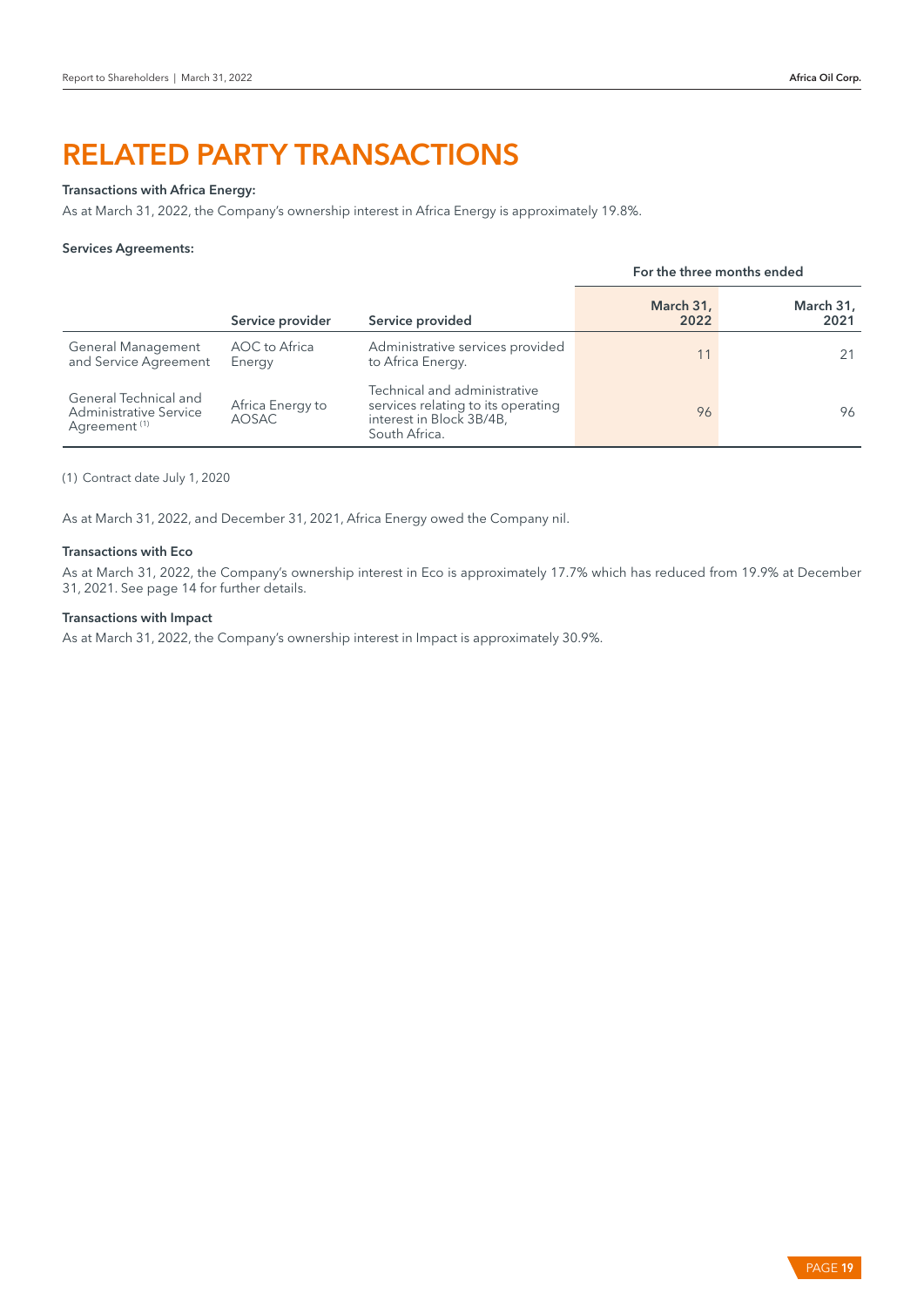# RELATED PARTY TRANSACTIONS

**Transactions with Africa Energy:**

As at March 31, 2022, the Company's ownership interest in Africa Energy is approximately 19.8%.

**Services Agreements:**

| | | | For the three months ended | |
|---|---|---|---|---|
| | **Service provider** | **Service provided** | **March 31, 2022** | **March 31, 2021** |
| General Management and Service Agreement | AOC to Africa Energy | Administrative services provided to Africa Energy. | 11 | 21 |
| General Technical and Administrative Service Agreement [1] | Africa Energy to AOSAC | Technical and administrative services relating to its operating interest in Block 3B/4B, South Africa. | 96 | 96 |

(1) Contract date July 1, 2020

As at March 31, 2022, and December 31, 2021, Africa Energy owed the Company nil.

**Transactions with Eco**

As at March 31, 2022, the Company's ownership interest in Eco is approximately 17.7% which has reduced from 19.9% at December 31, 2021. See page 14 for further details.

**Transactions with Impact**

As at March 31, 2022, the Company's ownership interest in Impact is approximately 30.9%.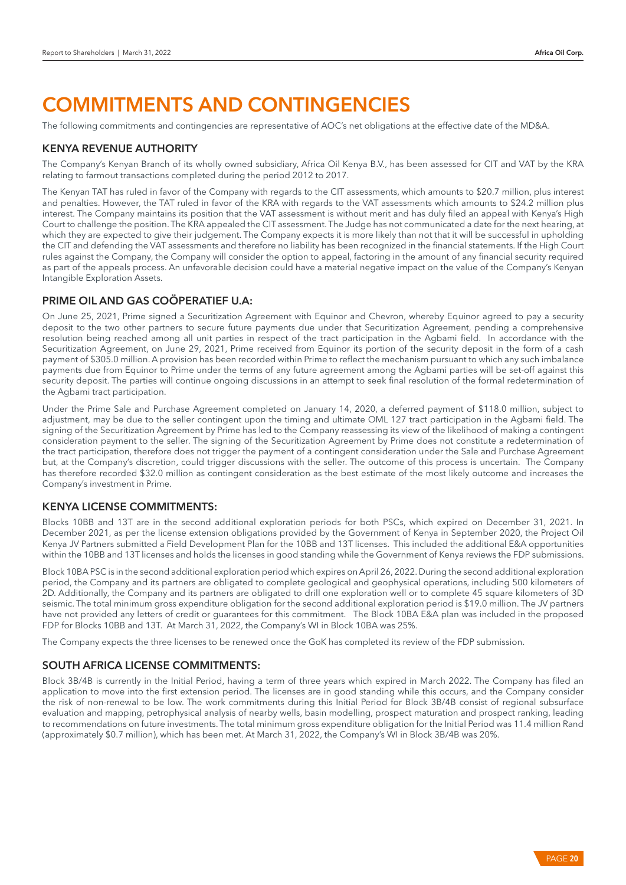# COMMITMENTS AND CONTINGENCIES

The following commitments and contingencies are representative of AOC's net obligations at the effective date of the MD&A.

## KENYA REVENUE AUTHORITY

The Company's Kenyan Branch of its wholly owned subsidiary, Africa Oil Kenya B.V., has been assessed for CIT and VAT by the KRA relating to farmout transactions completed during the period 2012 to 2017.

The Kenyan TAT has ruled in favor of the Company with regards to the CIT assessments, which amounts to $20.7 million, plus interest and penalties. However, the TAT ruled in favor of the KRA with regards to the VAT assessments which amounts to $24.2 million plus interest. The Company maintains its position that the VAT assessment is without merit and has duly filed an appeal with Kenya's High Court to challenge the position. The KRA appealed the CIT assessment. The Judge has not communicated a date for the next hearing, at which they are expected to give their judgement. The Company expects it is more likely than not that it will be successful in upholding the CIT and defending the VAT assessments and therefore no liability has been recognized in the financial statements. If the High Court rules against the Company, the Company will consider the option to appeal, factoring in the amount of any financial security required as part of the appeals process. An unfavorable decision could have a material negative impact on the value of the Company's Kenyan Intangible Exploration Assets.

## PRIME OIL AND GAS COÖPERATIEF U.A:

On June 25, 2021, Prime signed a Securitization Agreement with Equinor and Chevron, whereby Equinor agreed to pay a security deposit to the two other partners to secure future payments due under that Securitization Agreement, pending a comprehensive resolution being reached among all unit parties in respect of the tract participation in the Agbami field. In accordance with the Securitization Agreement, on June 29, 2021, Prime received from Equinor its portion of the security deposit in the form of a cash payment of $305.0 million. A provision has been recorded within Prime to reflect the mechanism pursuant to which any such imbalance payments due from Equinor to Prime under the terms of any future agreement among the Agbami parties will be set-off against this security deposit. The parties will continue ongoing discussions in an attempt to seek final resolution of the formal redetermination of the Agbami tract participation.

Under the Prime Sale and Purchase Agreement completed on January 14, 2020, a deferred payment of $118.0 million, subject to adjustment, may be due to the seller contingent upon the timing and ultimate OML 127 tract participation in the Agbami field. The signing of the Securitization Agreement by Prime has led to the Company reassessing its view of the likelihood of making a contingent consideration payment to the seller. The signing of the Securitization Agreement by Prime does not constitute a redetermination of the tract participation, therefore does not trigger the payment of a contingent consideration under the Sale and Purchase Agreement but, at the Company's discretion, could trigger discussions with the seller. The outcome of this process is uncertain. The Company has therefore recorded $32.0 million as contingent consideration as the best estimate of the most likely outcome and increases the Company's investment in Prime.

## KENYA LICENSE COMMITMENTS:

Blocks 10BB and 13T are in the second additional exploration periods for both PSCs, which expired on December 31, 2021. In December 2021, as per the license extension obligations provided by the Government of Kenya in September 2020, the Project Oil Kenya JV Partners submitted a Field Development Plan for the 10BB and 13T licenses. This included the additional E&A opportunities within the 10BB and 13T licenses and holds the licenses in good standing while the Government of Kenya reviews the FDP submissions.

Block 10BA PSC is in the second additional exploration period which expires on April 26, 2022. During the second additional exploration period, the Company and its partners are obligated to complete geological and geophysical operations, including 500 kilometers of 2D. Additionally, the Company and its partners are obligated to drill one exploration well or to complete 45 square kilometers of 3D seismic. The total minimum gross expenditure obligation for the second additional exploration period is $19.0 million. The JV partners have not provided any letters of credit or guarantees for this commitment. The Block 10BA E&A plan was included in the proposed FDP for Blocks 10BB and 13T. At March 31, 2022, the Company's WI in Block 10BA was 25%.

The Company expects the three licenses to be renewed once the GoK has completed its review of the FDP submission.

## SOUTH AFRICA LICENSE COMMITMENTS:

Block 3B/4B is currently in the Initial Period, having a term of three years which expired in March 2022. The Company has filed an application to move into the first extension period. The licenses are in good standing while this occurs, and the Company consider the risk of non-renewal to be low. The work commitments during this Initial Period for Block 3B/4B consist of regional subsurface evaluation and mapping, petrophysical analysis of nearby wells, basin modelling, prospect maturation and prospect ranking, leading to recommendations on future investments. The total minimum gross expenditure obligation for the Initial Period was 11.4 million Rand (approximately $0.7 million), which has been met. At March 31, 2022, the Company's WI in Block 3B/4B was 20%.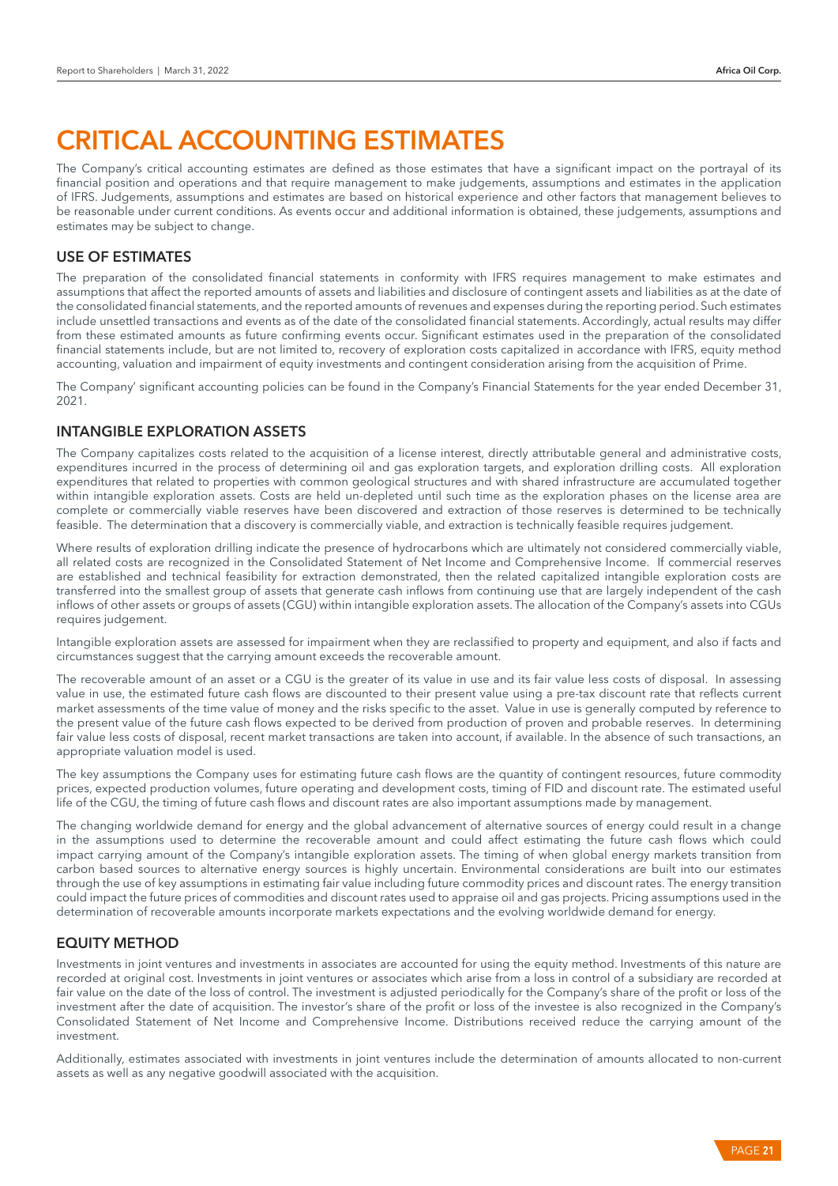# CRITICAL ACCOUNTING ESTIMATES

The Company's critical accounting estimates are defined as those estimates that have a significant impact on the portrayal of its financial position and operations and that require management to make judgements, assumptions and estimates in the application of IFRS. Judgements, assumptions and estimates are based on historical experience and other factors that management believes to be reasonable under current conditions. As events occur and additional information is obtained, these judgements, assumptions and estimates may be subject to change.

## USE OF ESTIMATES

The preparation of the consolidated financial statements in conformity with IFRS requires management to make estimates and assumptions that affect the reported amounts of assets and liabilities and disclosure of contingent assets and liabilities as at the date of the consolidated financial statements, and the reported amounts of revenues and expenses during the reporting period. Such estimates include unsettled transactions and events as of the date of the consolidated financial statements. Accordingly, actual results may differ from these estimated amounts as future confirming events occur. Significant estimates used in the preparation of the consolidated financial statements include, but are not limited to, recovery of exploration costs capitalized in accordance with IFRS, equity method accounting, valuation and impairment of equity investments and contingent consideration arising from the acquisition of Prime.

The Company' significant accounting policies can be found in the Company's Financial Statements for the year ended December 31, 2021.

## INTANGIBLE EXPLORATION ASSETS

The Company capitalizes costs related to the acquisition of a license interest, directly attributable general and administrative costs, expenditures incurred in the process of determining oil and gas exploration targets, and exploration drilling costs. All exploration expenditures that related to properties with common geological structures and with shared infrastructure are accumulated together within intangible exploration assets. Costs are held un-depleted until such time as the exploration phases on the license area are complete or commercially viable reserves have been discovered and extraction of those reserves is determined to be technically feasible. The determination that a discovery is commercially viable, and extraction is technically feasible requires judgement.

Where results of exploration drilling indicate the presence of hydrocarbons which are ultimately not considered commercially viable, all related costs are recognized in the Consolidated Statement of Net Income and Comprehensive Income. If commercial reserves are established and technical feasibility for extraction demonstrated, then the related capitalized intangible exploration costs are transferred into the smallest group of assets that generate cash inflows from continuing use that are largely independent of the cash inflows of other assets or groups of assets (CGU) within intangible exploration assets. The allocation of the Company's assets into CGUs requires judgement.

Intangible exploration assets are assessed for impairment when they are reclassified to property and equipment, and also if facts and circumstances suggest that the carrying amount exceeds the recoverable amount.

The recoverable amount of an asset or a CGU is the greater of its value in use and its fair value less costs of disposal. In assessing value in use, the estimated future cash flows are discounted to their present value using a pre-tax discount rate that reflects current market assessments of the time value of money and the risks specific to the asset. Value in use is generally computed by reference to the present value of the future cash flows expected to be derived from production of proven and probable reserves. In determining fair value less costs of disposal, recent market transactions are taken into account, if available. In the absence of such transactions, an appropriate valuation model is used.

The key assumptions the Company uses for estimating future cash flows are the quantity of contingent resources, future commodity prices, expected production volumes, future operating and development costs, timing of FID and discount rate. The estimated useful life of the CGU, the timing of future cash flows and discount rates are also important assumptions made by management.

The changing worldwide demand for energy and the global advancement of alternative sources of energy could result in a change in the assumptions used to determine the recoverable amount and could affect estimating the future cash flows which could impact carrying amount of the Company's intangible exploration assets. The timing of when global energy markets transition from carbon based sources to alternative energy sources is highly uncertain. Environmental considerations are built into our estimates through the use of key assumptions in estimating fair value including future commodity prices and discount rates. The energy transition could impact the future prices of commodities and discount rates used to appraise oil and gas projects. Pricing assumptions used in the determination of recoverable amounts incorporate markets expectations and the evolving worldwide demand for energy.

## EQUITY METHOD

Investments in joint ventures and investments in associates are accounted for using the equity method. Investments of this nature are recorded at original cost. Investments in joint ventures or associates which arise from a loss in control of a subsidiary are recorded at fair value on the date of the loss of control. The investment is adjusted periodically for the Company's share of the profit or loss of the investment after the date of acquisition. The investor's share of the profit or loss of the investee is also recognized in the Company's Consolidated Statement of Net Income and Comprehensive Income. Distributions received reduce the carrying amount of the investment.

Additionally, estimates associated with investments in joint ventures include the determination of amounts allocated to non-current assets as well as any negative goodwill associated with the acquisition.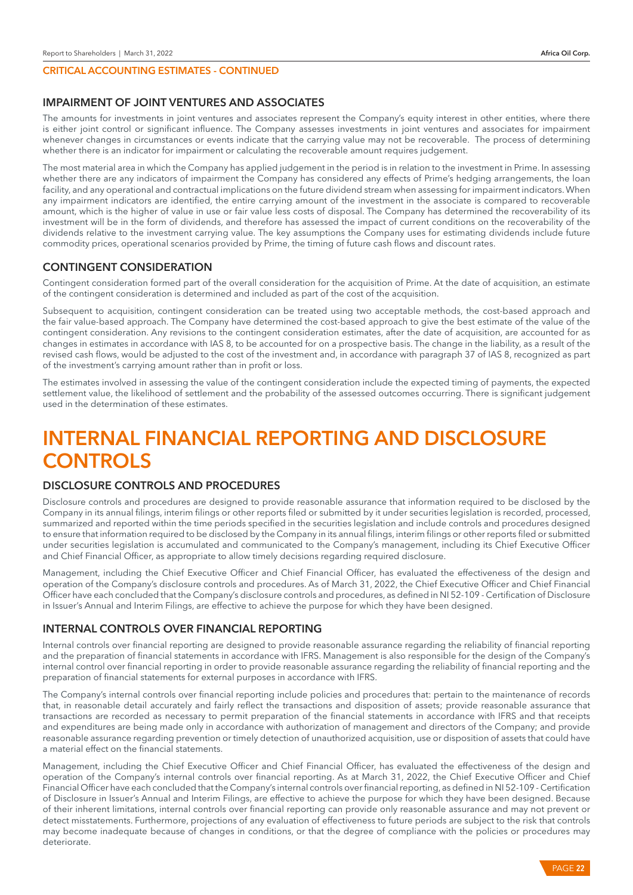## CRITICAL ACCOUNTING ESTIMATES - CONTINUED

### IMPAIRMENT OF JOINT VENTURES AND ASSOCIATES

The amounts for investments in joint ventures and associates represent the Company's equity interest in other entities, where there is either joint control or significant influence. The Company assesses investments in joint ventures and associates for impairment whenever changes in circumstances or events indicate that the carrying value may not be recoverable. The process of determining whether there is an indicator for impairment or calculating the recoverable amount requires judgement.

The most material area in which the Company has applied judgement in the period is in relation to the investment in Prime. In assessing whether there are any indicators of impairment the Company has considered any effects of Prime's hedging arrangements, the loan facility, and any operational and contractual implications on the future dividend stream when assessing for impairment indicators. When any impairment indicators are identified, the entire carrying amount of the investment in the associate is compared to recoverable amount, which is the higher of value in use or fair value less costs of disposal. The Company has determined the recoverability of its investment will be in the form of dividends, and therefore has assessed the impact of current conditions on the recoverability of the dividends relative to the investment carrying value. The key assumptions the Company uses for estimating dividends include future commodity prices, operational scenarios provided by Prime, the timing of future cash flows and discount rates.

### CONTINGENT CONSIDERATION

Contingent consideration formed part of the overall consideration for the acquisition of Prime. At the date of acquisition, an estimate of the contingent consideration is determined and included as part of the cost of the acquisition.

Subsequent to acquisition, contingent consideration can be treated using two acceptable methods, the cost-based approach and the fair value-based approach. The Company have determined the cost-based approach to give the best estimate of the value of the contingent consideration. Any revisions to the contingent consideration estimates, after the date of acquisition, are accounted for as changes in estimates in accordance with IAS 8, to be accounted for on a prospective basis. The change in the liability, as a result of the revised cash flows, would be adjusted to the cost of the investment and, in accordance with paragraph 37 of IAS 8, recognized as part of the investment's carrying amount rather than in profit or loss.

The estimates involved in assessing the value of the contingent consideration include the expected timing of payments, the expected settlement value, the likelihood of settlement and the probability of the assessed outcomes occurring. There is significant judgement used in the determination of these estimates.

# INTERNAL FINANCIAL REPORTING AND DISCLOSURE CONTROLS

### DISCLOSURE CONTROLS AND PROCEDURES

Disclosure controls and procedures are designed to provide reasonable assurance that information required to be disclosed by the Company in its annual filings, interim filings or other reports filed or submitted by it under securities legislation is recorded, processed, summarized and reported within the time periods specified in the securities legislation and include controls and procedures designed to ensure that information required to be disclosed by the Company in its annual filings, interim filings or other reports filed or submitted under securities legislation is accumulated and communicated to the Company's management, including its Chief Executive Officer and Chief Financial Officer, as appropriate to allow timely decisions regarding required disclosure.

Management, including the Chief Executive Officer and Chief Financial Officer, has evaluated the effectiveness of the design and operation of the Company's disclosure controls and procedures. As of March 31, 2022, the Chief Executive Officer and Chief Financial Officer have each concluded that the Company's disclosure controls and procedures, as defined in NI 52-109 - Certification of Disclosure in Issuer's Annual and Interim Filings, are effective to achieve the purpose for which they have been designed.

### INTERNAL CONTROLS OVER FINANCIAL REPORTING

Internal controls over financial reporting are designed to provide reasonable assurance regarding the reliability of financial reporting and the preparation of financial statements in accordance with IFRS. Management is also responsible for the design of the Company's internal control over financial reporting in order to provide reasonable assurance regarding the reliability of financial reporting and the preparation of financial statements for external purposes in accordance with IFRS.

The Company's internal controls over financial reporting include policies and procedures that: pertain to the maintenance of records that, in reasonable detail accurately and fairly reflect the transactions and disposition of assets; provide reasonable assurance that transactions are recorded as necessary to permit preparation of the financial statements in accordance with IFRS and that receipts and expenditures are being made only in accordance with authorization of management and directors of the Company; and provide reasonable assurance regarding prevention or timely detection of unauthorized acquisition, use or disposition of assets that could have a material effect on the financial statements.

Management, including the Chief Executive Officer and Chief Financial Officer, has evaluated the effectiveness of the design and operation of the Company's internal controls over financial reporting. As at March 31, 2022, the Chief Executive Officer and Chief Financial Officer have each concluded that the Company's internal controls over financial reporting, as defined in NI 52-109 - Certification of Disclosure in Issuer's Annual and Interim Filings, are effective to achieve the purpose for which they have been designed. Because of their inherent limitations, internal controls over financial reporting can provide only reasonable assurance and may not prevent or detect misstatements. Furthermore, projections of any evaluation of effectiveness to future periods are subject to the risk that controls may become inadequate because of changes in conditions, or that the degree of compliance with the policies or procedures may deteriorate.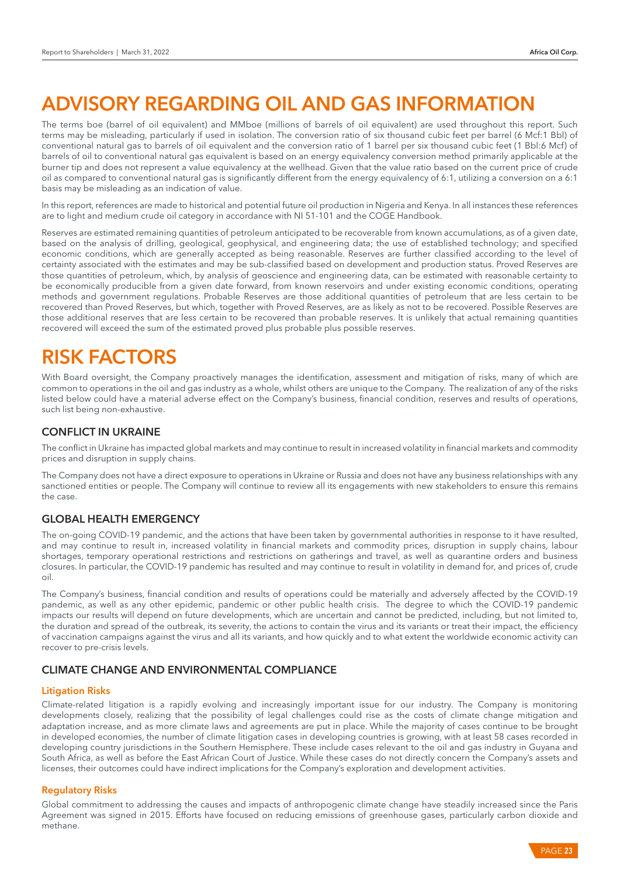# ADVISORY REGARDING OIL AND GAS INFORMATION

The terms boe (barrel of oil equivalent) and MMboe (millions of barrels of oil equivalent) are used throughout this report. Such terms may be misleading, particularly if used in isolation. The conversion ratio of six thousand cubic feet per barrel (6 Mcf:1 Bbl) of conventional natural gas to barrels of oil equivalent and the conversion ratio of 1 barrel per six thousand cubic feet (1 Bbl:6 Mcf) of barrels of oil to conventional natural gas equivalent is based on an energy equivalency conversion method primarily applicable at the burner tip and does not represent a value equivalency at the wellhead. Given that the value ratio based on the current price of crude oil as compared to conventional natural gas is significantly different from the energy equivalency of 6:1, utilizing a conversion on a 6:1 basis may be misleading as an indication of value.

In this report, references are made to historical and potential future oil production in Nigeria and Kenya. In all instances these references are to light and medium crude oil category in accordance with NI 51-101 and the COGE Handbook.

Reserves are estimated remaining quantities of petroleum anticipated to be recoverable from known accumulations, as of a given date, based on the analysis of drilling, geological, geophysical, and engineering data; the use of established technology; and specified economic conditions, which are generally accepted as being reasonable. Reserves are further classified according to the level of certainty associated with the estimates and may be sub-classified based on development and production status. Proved Reserves are those quantities of petroleum, which, by analysis of geoscience and engineering data, can be estimated with reasonable certainty to be economically producible from a given date forward, from known reservoirs and under existing economic conditions, operating methods and government regulations. Probable Reserves are those additional quantities of petroleum that are less certain to be recovered than Proved Reserves, but which, together with Proved Reserves, are as likely as not to be recovered. Possible Reserves are those additional reserves that are less certain to be recovered than probable reserves. It is unlikely that actual remaining quantities recovered will exceed the sum of the estimated proved plus probable plus possible reserves.

# RISK FACTORS

With Board oversight, the Company proactively manages the identification, assessment and mitigation of risks, many of which are common to operations in the oil and gas industry as a whole, whilst others are unique to the Company. The realization of any of the risks listed below could have a material adverse effect on the Company's business, financial condition, reserves and results of operations, such list being non-exhaustive.

## CONFLICT IN UKRAINE

The conflict in Ukraine has impacted global markets and may continue to result in increased volatility in financial markets and commodity prices and disruption in supply chains.

The Company does not have a direct exposure to operations in Ukraine or Russia and does not have any business relationships with any sanctioned entities or people. The Company will continue to review all its engagements with new stakeholders to ensure this remains the case.

## GLOBAL HEALTH EMERGENCY

The on-going COVID-19 pandemic, and the actions that have been taken by governmental authorities in response to it have resulted, and may continue to result in, increased volatility in financial markets and commodity prices, disruption in supply chains, labour shortages, temporary operational restrictions and restrictions on gatherings and travel, as well as quarantine orders and business closures. In particular, the COVID-19 pandemic has resulted and may continue to result in volatility in demand for, and prices of, crude oil.

The Company's business, financial condition and results of operations could be materially and adversely affected by the COVID-19 pandemic, as well as any other epidemic, pandemic or other public health crisis. The degree to which the COVID-19 pandemic impacts our results will depend on future developments, which are uncertain and cannot be predicted, including, but not limited to, the duration and spread of the outbreak, its severity, the actions to contain the virus and its variants or treat their impact, the efficiency of vaccination campaigns against the virus and all its variants, and how quickly and to what extent the worldwide economic activity can recover to pre-crisis levels.

## CLIMATE CHANGE AND ENVIRONMENTAL COMPLIANCE

### Litigation Risks

Climate-related litigation is a rapidly evolving and increasingly important issue for our industry. The Company is monitoring developments closely, realizing that the possibility of legal challenges could rise as the costs of climate change mitigation and adaptation increase, and as more climate laws and agreements are put in place. While the majority of cases continue to be brought in developed economies, the number of climate litigation cases in developing countries is growing, with at least 58 cases recorded in developing country jurisdictions in the Southern Hemisphere. These include cases relevant to the oil and gas industry in Guyana and South Africa, as well as before the East African Court of Justice. While these cases do not directly concern the Company's assets and licenses, their outcomes could have indirect implications for the Company's exploration and development activities.

### Regulatory Risks

Global commitment to addressing the causes and impacts of anthropogenic climate change have steadily increased since the Paris Agreement was signed in 2015. Efforts have focused on reducing emissions of greenhouse gases, particularly carbon dioxide and methane.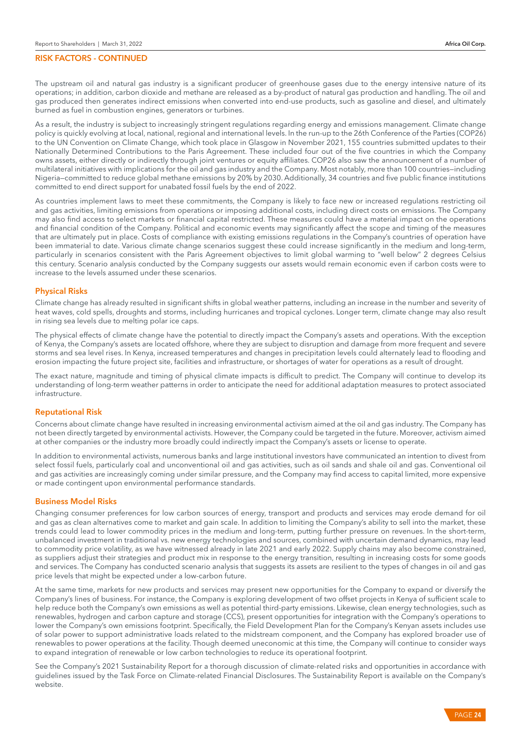## RISK FACTORS - CONTINUED

The upstream oil and natural gas industry is a significant producer of greenhouse gases due to the energy intensive nature of its operations; in addition, carbon dioxide and methane are released as a by-product of natural gas production and handling. The oil and gas produced then generates indirect emissions when converted into end-use products, such as gasoline and diesel, and ultimately burned as fuel in combustion engines, generators or turbines.

As a result, the industry is subject to increasingly stringent regulations regarding energy and emissions management. Climate change policy is quickly evolving at local, national, regional and international levels. In the run-up to the 26th Conference of the Parties (COP26) to the UN Convention on Climate Change, which took place in Glasgow in November 2021, 155 countries submitted updates to their Nationally Determined Contributions to the Paris Agreement. These included four out of the five countries in which the Company owns assets, either directly or indirectly through joint ventures or equity affiliates. COP26 also saw the announcement of a number of multilateral initiatives with implications for the oil and gas industry and the Company. Most notably, more than 100 countries—including Nigeria—committed to reduce global methane emissions by 20% by 2030. Additionally, 34 countries and five public finance institutions committed to end direct support for unabated fossil fuels by the end of 2022.

As countries implement laws to meet these commitments, the Company is likely to face new or increased regulations restricting oil and gas activities, limiting emissions from operations or imposing additional costs, including direct costs on emissions. The Company may also find access to select markets or financial capital restricted. These measures could have a material impact on the operations and financial condition of the Company. Political and economic events may significantly affect the scope and timing of the measures that are ultimately put in place. Costs of compliance with existing emissions regulations in the Company's countries of operation have been immaterial to date. Various climate change scenarios suggest these could increase significantly in the medium and long-term, particularly in scenarios consistent with the Paris Agreement objectives to limit global warming to "well below" 2 degrees Celsius this century. Scenario analysis conducted by the Company suggests our assets would remain economic even if carbon costs were to increase to the levels assumed under these scenarios.

### Physical Risks

Climate change has already resulted in significant shifts in global weather patterns, including an increase in the number and severity of heat waves, cold spells, droughts and storms, including hurricanes and tropical cyclones. Longer term, climate change may also result in rising sea levels due to melting polar ice caps.

The physical effects of climate change have the potential to directly impact the Company's assets and operations. With the exception of Kenya, the Company's assets are located offshore, where they are subject to disruption and damage from more frequent and severe storms and sea level rises. In Kenya, increased temperatures and changes in precipitation levels could alternately lead to flooding and erosion impacting the future project site, facilities and infrastructure, or shortages of water for operations as a result of drought.

The exact nature, magnitude and timing of physical climate impacts is difficult to predict. The Company will continue to develop its understanding of long-term weather patterns in order to anticipate the need for additional adaptation measures to protect associated infrastructure.

### Reputational Risk

Concerns about climate change have resulted in increasing environmental activism aimed at the oil and gas industry. The Company has not been directly targeted by environmental activists. However, the Company could be targeted in the future. Moreover, activism aimed at other companies or the industry more broadly could indirectly impact the Company's assets or license to operate.

In addition to environmental activists, numerous banks and large institutional investors have communicated an intention to divest from select fossil fuels, particularly coal and unconventional oil and gas activities, such as oil sands and shale oil and gas. Conventional oil and gas activities are increasingly coming under similar pressure, and the Company may find access to capital limited, more expensive or made contingent upon environmental performance standards.

### Business Model Risks

Changing consumer preferences for low carbon sources of energy, transport and products and services may erode demand for oil and gas as clean alternatives come to market and gain scale. In addition to limiting the Company's ability to sell into the market, these trends could lead to lower commodity prices in the medium and long-term, putting further pressure on revenues. In the short-term, unbalanced investment in traditional vs. new energy technologies and sources, combined with uncertain demand dynamics, may lead to commodity price volatility, as we have witnessed already in late 2021 and early 2022. Supply chains may also become constrained, as suppliers adjust their strategies and product mix in response to the energy transition, resulting in increasing costs for some goods and services. The Company has conducted scenario analysis that suggests its assets are resilient to the types of changes in oil and gas price levels that might be expected under a low-carbon future.

At the same time, markets for new products and services may present new opportunities for the Company to expand or diversify the Company's lines of business. For instance, the Company is exploring development of two offset projects in Kenya of sufficient scale to help reduce both the Company's own emissions as well as potential third-party emissions. Likewise, clean energy technologies, such as renewables, hydrogen and carbon capture and storage (CCS), present opportunities for integration with the Company's operations to lower the Company's own emissions footprint. Specifically, the Field Development Plan for the Company's Kenyan assets includes use of solar power to support administrative loads related to the midstream component, and the Company has explored broader use of renewables to power operations at the facility. Though deemed uneconomic at this time, the Company will continue to consider ways to expand integration of renewable or low carbon technologies to reduce its operational footprint.

See the Company's 2021 Sustainability Report for a thorough discussion of climate-related risks and opportunities in accordance with guidelines issued by the Task Force on Climate-related Financial Disclosures. The Sustainability Report is available on the Company's website.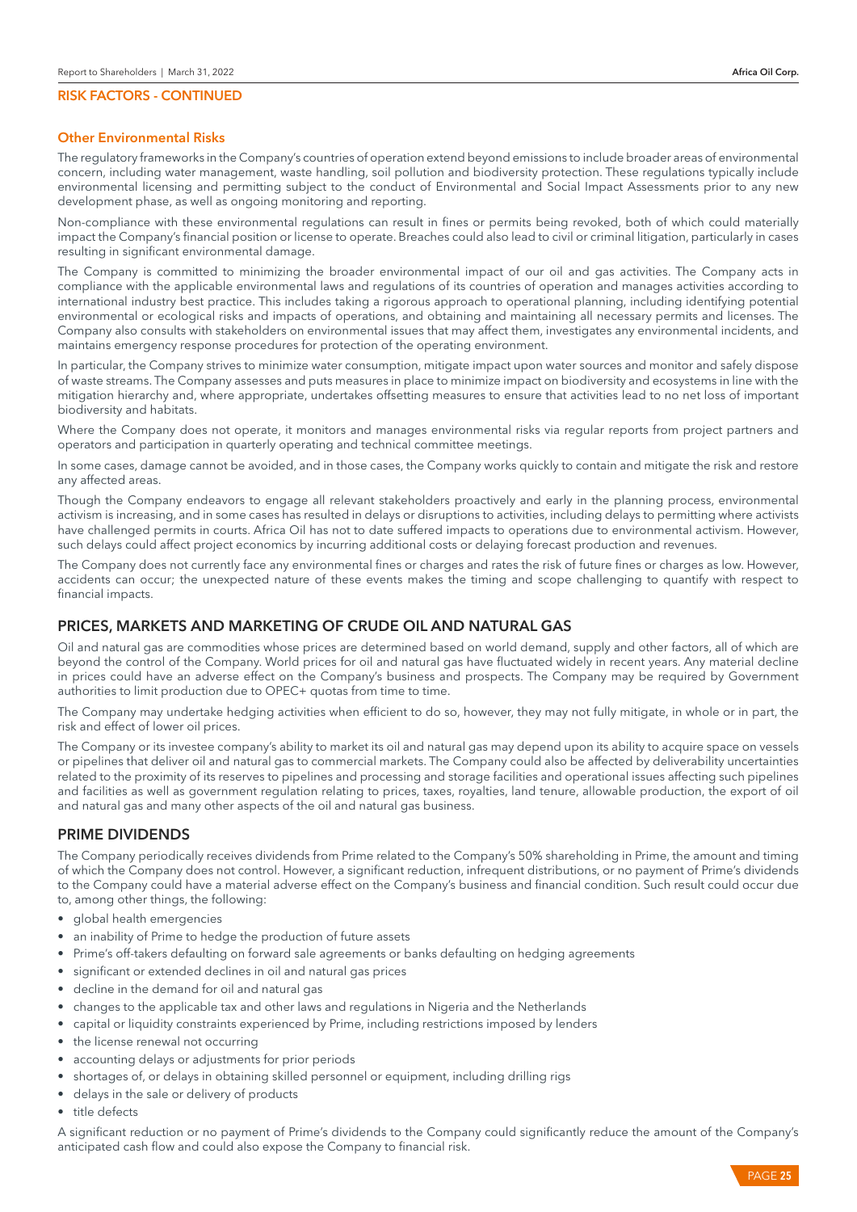## RISK FACTORS - CONTINUED

### Other Environmental Risks

The regulatory frameworks in the Company's countries of operation extend beyond emissions to include broader areas of environmental concern, including water management, waste handling, soil pollution and biodiversity protection. These regulations typically include environmental licensing and permitting subject to the conduct of Environmental and Social Impact Assessments prior to any new development phase, as well as ongoing monitoring and reporting.

Non-compliance with these environmental regulations can result in fines or permits being revoked, both of which could materially impact the Company's financial position or license to operate. Breaches could also lead to civil or criminal litigation, particularly in cases resulting in significant environmental damage.

The Company is committed to minimizing the broader environmental impact of our oil and gas activities. The Company acts in compliance with the applicable environmental laws and regulations of its countries of operation and manages activities according to international industry best practice. This includes taking a rigorous approach to operational planning, including identifying potential environmental or ecological risks and impacts of operations, and obtaining and maintaining all necessary permits and licenses. The Company also consults with stakeholders on environmental issues that may affect them, investigates any environmental incidents, and maintains emergency response procedures for protection of the operating environment.

In particular, the Company strives to minimize water consumption, mitigate impact upon water sources and monitor and safely dispose of waste streams. The Company assesses and puts measures in place to minimize impact on biodiversity and ecosystems in line with the mitigation hierarchy and, where appropriate, undertakes offsetting measures to ensure that activities lead to no net loss of important biodiversity and habitats.

Where the Company does not operate, it monitors and manages environmental risks via regular reports from project partners and operators and participation in quarterly operating and technical committee meetings.

In some cases, damage cannot be avoided, and in those cases, the Company works quickly to contain and mitigate the risk and restore any affected areas.

Though the Company endeavors to engage all relevant stakeholders proactively and early in the planning process, environmental activism is increasing, and in some cases has resulted in delays or disruptions to activities, including delays to permitting where activists have challenged permits in courts. Africa Oil has not to date suffered impacts to operations due to environmental activism. However, such delays could affect project economics by incurring additional costs or delaying forecast production and revenues.

The Company does not currently face any environmental fines or charges and rates the risk of future fines or charges as low. However, accidents can occur; the unexpected nature of these events makes the timing and scope challenging to quantify with respect to financial impacts.

## PRICES, MARKETS AND MARKETING OF CRUDE OIL AND NATURAL GAS

Oil and natural gas are commodities whose prices are determined based on world demand, supply and other factors, all of which are beyond the control of the Company. World prices for oil and natural gas have fluctuated widely in recent years. Any material decline in prices could have an adverse effect on the Company's business and prospects. The Company may be required by Government authorities to limit production due to OPEC+ quotas from time to time.

The Company may undertake hedging activities when efficient to do so, however, they may not fully mitigate, in whole or in part, the risk and effect of lower oil prices.

The Company or its investee company's ability to market its oil and natural gas may depend upon its ability to acquire space on vessels or pipelines that deliver oil and natural gas to commercial markets. The Company could also be affected by deliverability uncertainties related to the proximity of its reserves to pipelines and processing and storage facilities and operational issues affecting such pipelines and facilities as well as government regulation relating to prices, taxes, royalties, land tenure, allowable production, the export of oil and natural gas and many other aspects of the oil and natural gas business.

## PRIME DIVIDENDS

The Company periodically receives dividends from Prime related to the Company's 50% shareholding in Prime, the amount and timing of which the Company does not control. However, a significant reduction, infrequent distributions, or no payment of Prime's dividends to the Company could have a material adverse effect on the Company's business and financial condition. Such result could occur due to, among other things, the following:

- global health emergencies
- an inability of Prime to hedge the production of future assets
- Prime's off-takers defaulting on forward sale agreements or banks defaulting on hedging agreements
- significant or extended declines in oil and natural gas prices
- decline in the demand for oil and natural gas
- changes to the applicable tax and other laws and regulations in Nigeria and the Netherlands
- capital or liquidity constraints experienced by Prime, including restrictions imposed by lenders
- the license renewal not occurring
- accounting delays or adjustments for prior periods
- shortages of, or delays in obtaining skilled personnel or equipment, including drilling rigs
- delays in the sale or delivery of products
- title defects

A significant reduction or no payment of Prime's dividends to the Company could significantly reduce the amount of the Company's anticipated cash flow and could also expose the Company to financial risk.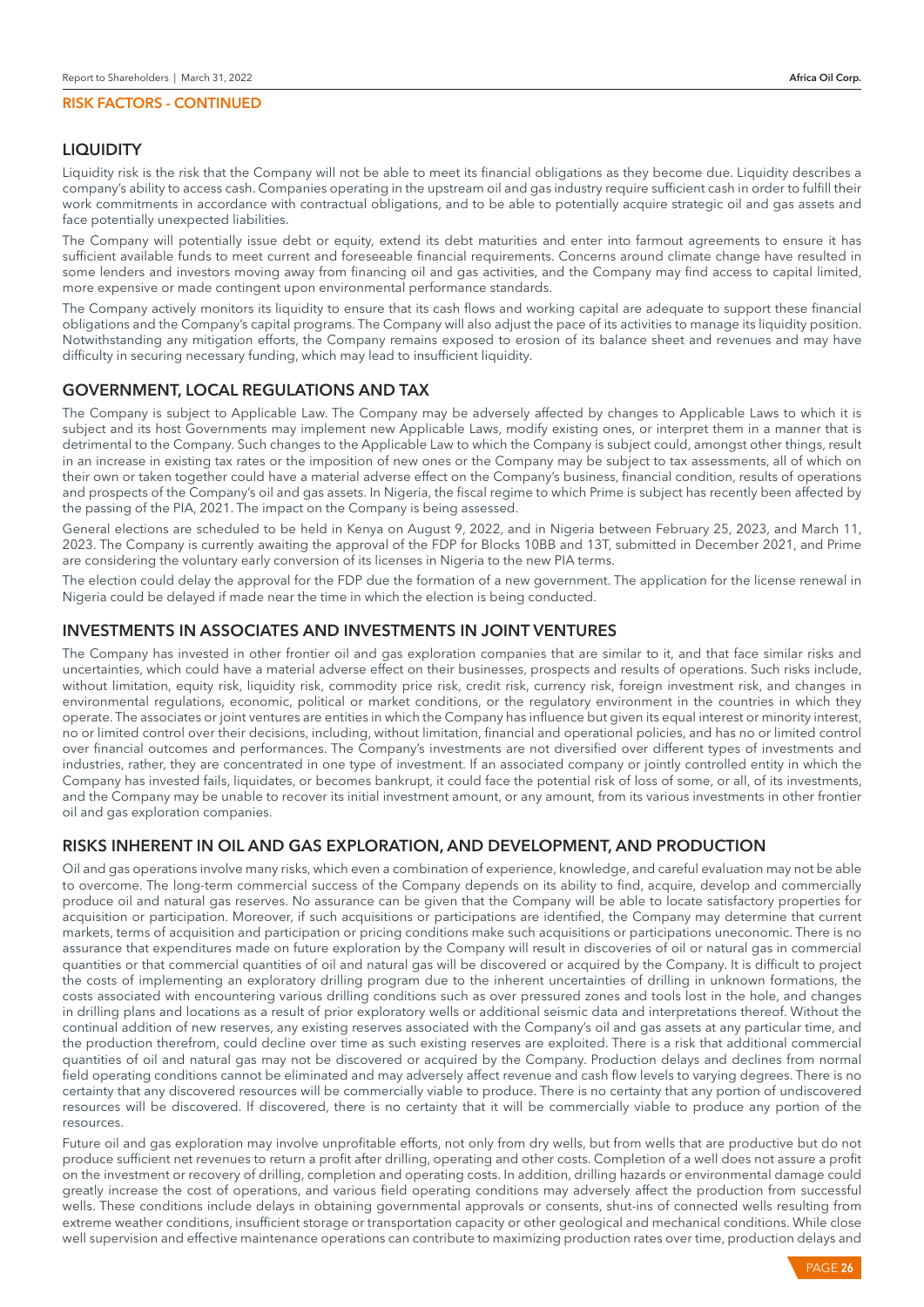## RISK FACTORS - CONTINUED

### LIQUIDITY

Liquidity risk is the risk that the Company will not be able to meet its financial obligations as they become due. Liquidity describes a company's ability to access cash. Companies operating in the upstream oil and gas industry require sufficient cash in order to fulfill their work commitments in accordance with contractual obligations, and to be able to potentially acquire strategic oil and gas assets and face potentially unexpected liabilities.

The Company will potentially issue debt or equity, extend its debt maturities and enter into farmout agreements to ensure it has sufficient available funds to meet current and foreseeable financial requirements. Concerns around climate change have resulted in some lenders and investors moving away from financing oil and gas activities, and the Company may find access to capital limited, more expensive or made contingent upon environmental performance standards.

The Company actively monitors its liquidity to ensure that its cash flows and working capital are adequate to support these financial obligations and the Company's capital programs. The Company will also adjust the pace of its activities to manage its liquidity position. Notwithstanding any mitigation efforts, the Company remains exposed to erosion of its balance sheet and revenues and may have difficulty in securing necessary funding, which may lead to insufficient liquidity.

### GOVERNMENT, LOCAL REGULATIONS AND TAX

The Company is subject to Applicable Law. The Company may be adversely affected by changes to Applicable Laws to which it is subject and its host Governments may implement new Applicable Laws, modify existing ones, or interpret them in a manner that is detrimental to the Company. Such changes to the Applicable Law to which the Company is subject could, amongst other things, result in an increase in existing tax rates or the imposition of new ones or the Company may be subject to tax assessments, all of which on their own or taken together could have a material adverse effect on the Company's business, financial condition, results of operations and prospects of the Company's oil and gas assets. In Nigeria, the fiscal regime to which Prime is subject has recently been affected by the passing of the PIA, 2021. The impact on the Company is being assessed.

General elections are scheduled to be held in Kenya on August 9, 2022, and in Nigeria between February 25, 2023, and March 11, 2023. The Company is currently awaiting the approval of the FDP for Blocks 10BB and 13T, submitted in December 2021, and Prime are considering the voluntary early conversion of its licenses in Nigeria to the new PIA terms.

The election could delay the approval for the FDP due the formation of a new government. The application for the license renewal in Nigeria could be delayed if made near the time in which the election is being conducted.

### INVESTMENTS IN ASSOCIATES AND INVESTMENTS IN JOINT VENTURES

The Company has invested in other frontier oil and gas exploration companies that are similar to it, and that face similar risks and uncertainties, which could have a material adverse effect on their businesses, prospects and results of operations. Such risks include, without limitation, equity risk, liquidity risk, commodity price risk, credit risk, currency risk, foreign investment risk, and changes in environmental regulations, economic, political or market conditions, or the regulatory environment in the countries in which they operate. The associates or joint ventures are entities in which the Company has influence but given its equal interest or minority interest, no or limited control over their decisions, including, without limitation, financial and operational policies, and has no or limited control over financial outcomes and performances. The Company's investments are not diversified over different types of investments and industries, rather, they are concentrated in one type of investment. If an associated company or jointly controlled entity in which the Company has invested fails, liquidates, or becomes bankrupt, it could face the potential risk of loss of some, or all, of its investments, and the Company may be unable to recover its initial investment amount, or any amount, from its various investments in other frontier oil and gas exploration companies.

### RISKS INHERENT IN OIL AND GAS EXPLORATION, AND DEVELOPMENT, AND PRODUCTION

Oil and gas operations involve many risks, which even a combination of experience, knowledge, and careful evaluation may not be able to overcome. The long-term commercial success of the Company depends on its ability to find, acquire, develop and commercially produce oil and natural gas reserves. No assurance can be given that the Company will be able to locate satisfactory properties for acquisition or participation. Moreover, if such acquisitions or participations are identified, the Company may determine that current markets, terms of acquisition and participation or pricing conditions make such acquisitions or participations uneconomic. There is no assurance that expenditures made on future exploration by the Company will result in discoveries of oil or natural gas in commercial quantities or that commercial quantities of oil and natural gas will be discovered or acquired by the Company. It is difficult to project the costs of implementing an exploratory drilling program due to the inherent uncertainties of drilling in unknown formations, the costs associated with encountering various drilling conditions such as over pressured zones and tools lost in the hole, and changes in drilling plans and locations as a result of prior exploratory wells or additional seismic data and interpretations thereof. Without the continual addition of new reserves, any existing reserves associated with the Company's oil and gas assets at any particular time, and the production therefrom, could decline over time as such existing reserves are exploited. There is a risk that additional commercial quantities of oil and natural gas may not be discovered or acquired by the Company. Production delays and declines from normal field operating conditions cannot be eliminated and may adversely affect revenue and cash flow levels to varying degrees. There is no certainty that any discovered resources will be commercially viable to produce. There is no certainty that any portion of undiscovered resources will be discovered. If discovered, there is no certainty that it will be commercially viable to produce any portion of the resources.

Future oil and gas exploration may involve unprofitable efforts, not only from dry wells, but from wells that are productive but do not produce sufficient net revenues to return a profit after drilling, operating and other costs. Completion of a well does not assure a profit on the investment or recovery of drilling, completion and operating costs. In addition, drilling hazards or environmental damage could greatly increase the cost of operations, and various field operating conditions may adversely affect the production from successful wells. These conditions include delays in obtaining governmental approvals or consents, shut-ins of connected wells resulting from extreme weather conditions, insufficient storage or transportation capacity or other geological and mechanical conditions. While close well supervision and effective maintenance operations can contribute to maximizing production rates over time, production delays and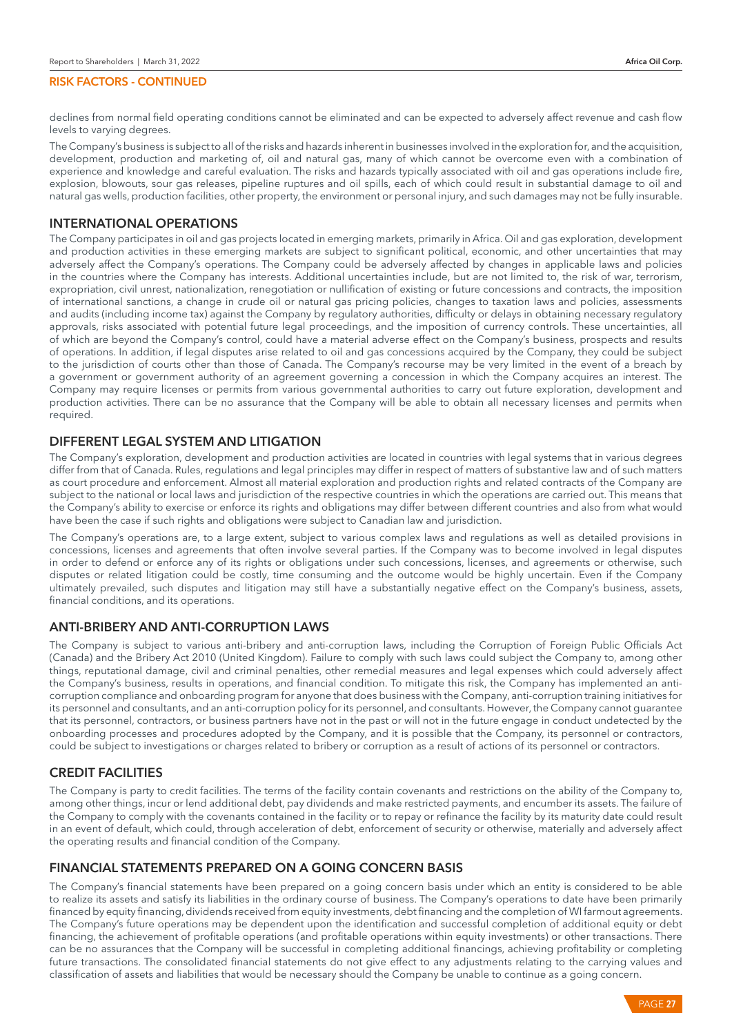## RISK FACTORS - CONTINUED

declines from normal field operating conditions cannot be eliminated and can be expected to adversely affect revenue and cash flow levels to varying degrees.

The Company's business is subject to all of the risks and hazards inherent in businesses involved in the exploration for, and the acquisition, development, production and marketing of, oil and natural gas, many of which cannot be overcome even with a combination of experience and knowledge and careful evaluation. The risks and hazards typically associated with oil and gas operations include fire, explosion, blowouts, sour gas releases, pipeline ruptures and oil spills, each of which could result in substantial damage to oil and natural gas wells, production facilities, other property, the environment or personal injury, and such damages may not be fully insurable.

### INTERNATIONAL OPERATIONS

The Company participates in oil and gas projects located in emerging markets, primarily in Africa. Oil and gas exploration, development and production activities in these emerging markets are subject to significant political, economic, and other uncertainties that may adversely affect the Company's operations. The Company could be adversely affected by changes in applicable laws and policies in the countries where the Company has interests. Additional uncertainties include, but are not limited to, the risk of war, terrorism, expropriation, civil unrest, nationalization, renegotiation or nullification of existing or future concessions and contracts, the imposition of international sanctions, a change in crude oil or natural gas pricing policies, changes to taxation laws and policies, assessments and audits (including income tax) against the Company by regulatory authorities, difficulty or delays in obtaining necessary regulatory approvals, risks associated with potential future legal proceedings, and the imposition of currency controls. These uncertainties, all of which are beyond the Company's control, could have a material adverse effect on the Company's business, prospects and results of operations. In addition, if legal disputes arise related to oil and gas concessions acquired by the Company, they could be subject to the jurisdiction of courts other than those of Canada. The Company's recourse may be very limited in the event of a breach by a government or government authority of an agreement governing a concession in which the Company acquires an interest. The Company may require licenses or permits from various governmental authorities to carry out future exploration, development and production activities. There can be no assurance that the Company will be able to obtain all necessary licenses and permits when required.

### DIFFERENT LEGAL SYSTEM AND LITIGATION

The Company's exploration, development and production activities are located in countries with legal systems that in various degrees differ from that of Canada. Rules, regulations and legal principles may differ in respect of matters of substantive law and of such matters as court procedure and enforcement. Almost all material exploration and production rights and related contracts of the Company are subject to the national or local laws and jurisdiction of the respective countries in which the operations are carried out. This means that the Company's ability to exercise or enforce its rights and obligations may differ between different countries and also from what would have been the case if such rights and obligations were subject to Canadian law and jurisdiction.

The Company's operations are, to a large extent, subject to various complex laws and regulations as well as detailed provisions in concessions, licenses and agreements that often involve several parties. If the Company was to become involved in legal disputes in order to defend or enforce any of its rights or obligations under such concessions, licenses, and agreements or otherwise, such disputes or related litigation could be costly, time consuming and the outcome would be highly uncertain. Even if the Company ultimately prevailed, such disputes and litigation may still have a substantially negative effect on the Company's business, assets, financial conditions, and its operations.

### ANTI-BRIBERY AND ANTI-CORRUPTION LAWS

The Company is subject to various anti-bribery and anti-corruption laws, including the Corruption of Foreign Public Officials Act (Canada) and the Bribery Act 2010 (United Kingdom). Failure to comply with such laws could subject the Company to, among other things, reputational damage, civil and criminal penalties, other remedial measures and legal expenses which could adversely affect the Company's business, results in operations, and financial condition. To mitigate this risk, the Company has implemented an anti-corruption compliance and onboarding program for anyone that does business with the Company, anti-corruption training initiatives for its personnel and consultants, and an anti-corruption policy for its personnel, and consultants. However, the Company cannot guarantee that its personnel, contractors, or business partners have not in the past or will not in the future engage in conduct undetected by the onboarding processes and procedures adopted by the Company, and it is possible that the Company, its personnel or contractors, could be subject to investigations or charges related to bribery or corruption as a result of actions of its personnel or contractors.

### CREDIT FACILITIES

The Company is party to credit facilities. The terms of the facility contain covenants and restrictions on the ability of the Company to, among other things, incur or lend additional debt, pay dividends and make restricted payments, and encumber its assets. The failure of the Company to comply with the covenants contained in the facility or to repay or refinance the facility by its maturity date could result in an event of default, which could, through acceleration of debt, enforcement of security or otherwise, materially and adversely affect the operating results and financial condition of the Company.

### FINANCIAL STATEMENTS PREPARED ON A GOING CONCERN BASIS

The Company's financial statements have been prepared on a going concern basis under which an entity is considered to be able to realize its assets and satisfy its liabilities in the ordinary course of business. The Company's operations to date have been primarily financed by equity financing, dividends received from equity investments, debt financing and the completion of WI farmout agreements. The Company's future operations may be dependent upon the identification and successful completion of additional equity or debt financing, the achievement of profitable operations (and profitable operations within equity investments) or other transactions. There can be no assurances that the Company will be successful in completing additional financings, achieving profitability or completing future transactions. The consolidated financial statements do not give effect to any adjustments relating to the carrying values and classification of assets and liabilities that would be necessary should the Company be unable to continue as a going concern.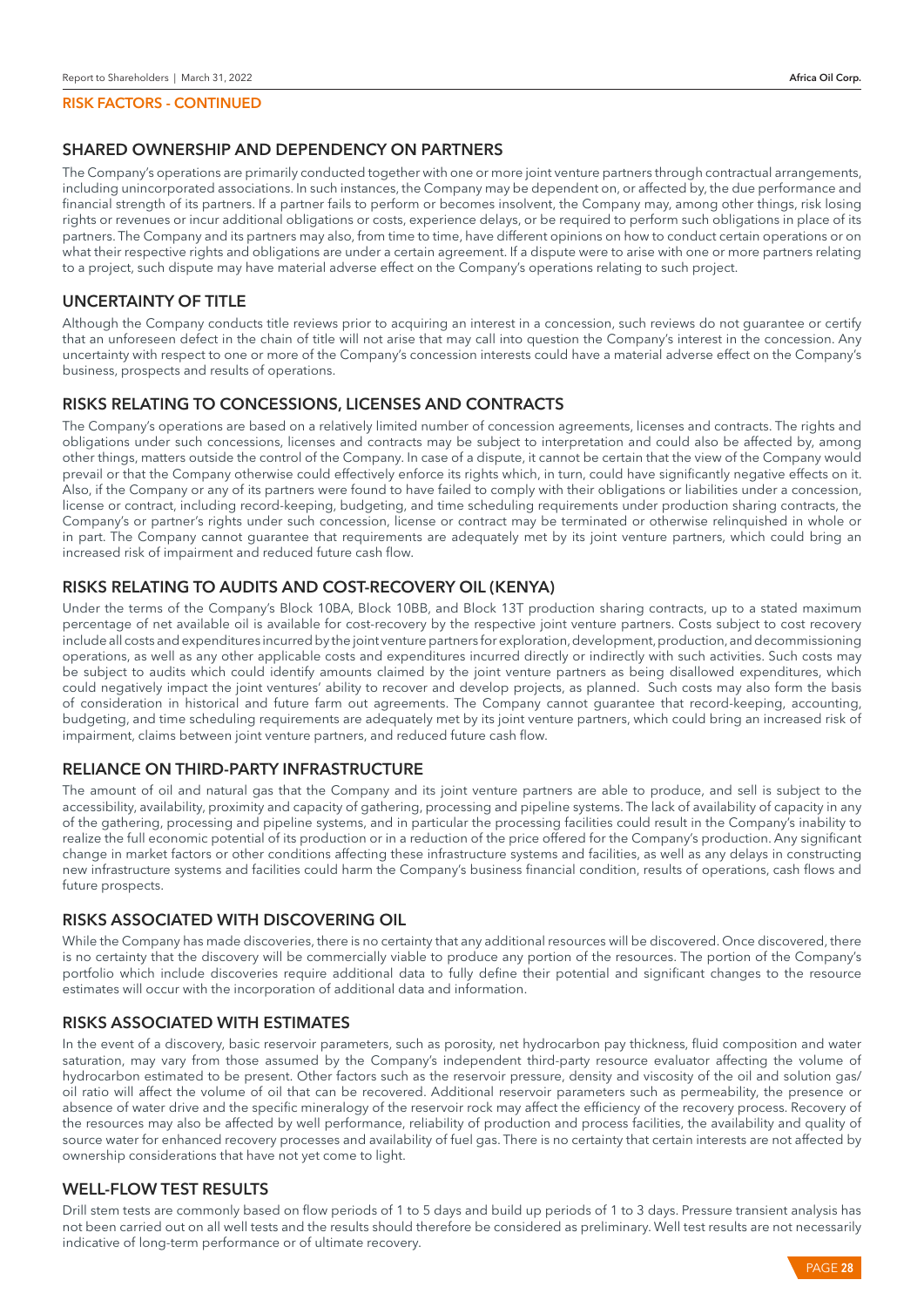**RISK FACTORS - CONTINUED**

## SHARED OWNERSHIP AND DEPENDENCY ON PARTNERS

The Company's operations are primarily conducted together with one or more joint venture partners through contractual arrangements, including unincorporated associations. In such instances, the Company may be dependent on, or affected by, the due performance and financial strength of its partners. If a partner fails to perform or becomes insolvent, the Company may, among other things, risk losing rights or revenues or incur additional obligations or costs, experience delays, or be required to perform such obligations in place of its partners. The Company and its partners may also, from time to time, have different opinions on how to conduct certain operations or on what their respective rights and obligations are under a certain agreement. If a dispute were to arise with one or more partners relating to a project, such dispute may have material adverse effect on the Company's operations relating to such project.

## UNCERTAINTY OF TITLE

Although the Company conducts title reviews prior to acquiring an interest in a concession, such reviews do not guarantee or certify that an unforeseen defect in the chain of title will not arise that may call into question the Company's interest in the concession. Any uncertainty with respect to one or more of the Company's concession interests could have a material adverse effect on the Company's business, prospects and results of operations.

## RISKS RELATING TO CONCESSIONS, LICENSES AND CONTRACTS

The Company's operations are based on a relatively limited number of concession agreements, licenses and contracts. The rights and obligations under such concessions, licenses and contracts may be subject to interpretation and could also be affected by, among other things, matters outside the control of the Company. In case of a dispute, it cannot be certain that the view of the Company would prevail or that the Company otherwise could effectively enforce its rights which, in turn, could have significantly negative effects on it. Also, if the Company or any of its partners were found to have failed to comply with their obligations or liabilities under a concession, license or contract, including record-keeping, budgeting, and time scheduling requirements under production sharing contracts, the Company's or partner's rights under such concession, license or contract may be terminated or otherwise relinquished in whole or in part. The Company cannot guarantee that requirements are adequately met by its joint venture partners, which could bring an increased risk of impairment and reduced future cash flow.

## RISKS RELATING TO AUDITS AND COST-RECOVERY OIL (KENYA)

Under the terms of the Company's Block 10BA, Block 10BB, and Block 13T production sharing contracts, up to a stated maximum percentage of net available oil is available for cost-recovery by the respective joint venture partners. Costs subject to cost recovery include all costs and expenditures incurred by the joint venture partners for exploration, development, production, and decommissioning operations, as well as any other applicable costs and expenditures incurred directly or indirectly with such activities. Such costs may be subject to audits which could identify amounts claimed by the joint venture partners as being disallowed expenditures, which could negatively impact the joint ventures' ability to recover and develop projects, as planned. Such costs may also form the basis of consideration in historical and future farm out agreements. The Company cannot guarantee that record-keeping, accounting, budgeting, and time scheduling requirements are adequately met by its joint venture partners, which could bring an increased risk of impairment, claims between joint venture partners, and reduced future cash flow.

## RELIANCE ON THIRD-PARTY INFRASTRUCTURE

The amount of oil and natural gas that the Company and its joint venture partners are able to produce, and sell is subject to the accessibility, availability, proximity and capacity of gathering, processing and pipeline systems. The lack of availability of capacity in any of the gathering, processing and pipeline systems, and in particular the processing facilities could result in the Company's inability to realize the full economic potential of its production or in a reduction of the price offered for the Company's production. Any significant change in market factors or other conditions affecting these infrastructure systems and facilities, as well as any delays in constructing new infrastructure systems and facilities could harm the Company's business financial condition, results of operations, cash flows and future prospects.

## RISKS ASSOCIATED WITH DISCOVERING OIL

While the Company has made discoveries, there is no certainty that any additional resources will be discovered. Once discovered, there is no certainty that the discovery will be commercially viable to produce any portion of the resources. The portion of the Company's portfolio which include discoveries require additional data to fully define their potential and significant changes to the resource estimates will occur with the incorporation of additional data and information.

## RISKS ASSOCIATED WITH ESTIMATES

In the event of a discovery, basic reservoir parameters, such as porosity, net hydrocarbon pay thickness, fluid composition and water saturation, may vary from those assumed by the Company's independent third-party resource evaluator affecting the volume of hydrocarbon estimated to be present. Other factors such as the reservoir pressure, density and viscosity of the oil and solution gas/oil ratio will affect the volume of oil that can be recovered. Additional reservoir parameters such as permeability, the presence or absence of water drive and the specific mineralogy of the reservoir rock may affect the efficiency of the recovery process. Recovery of the resources may also be affected by well performance, reliability of production and process facilities, the availability and quality of source water for enhanced recovery processes and availability of fuel gas. There is no certainty that certain interests are not affected by ownership considerations that have not yet come to light.

## WELL-FLOW TEST RESULTS

Drill stem tests are commonly based on flow periods of 1 to 5 days and build up periods of 1 to 3 days. Pressure transient analysis has not been carried out on all well tests and the results should therefore be considered as preliminary. Well test results are not necessarily indicative of long-term performance or of ultimate recovery.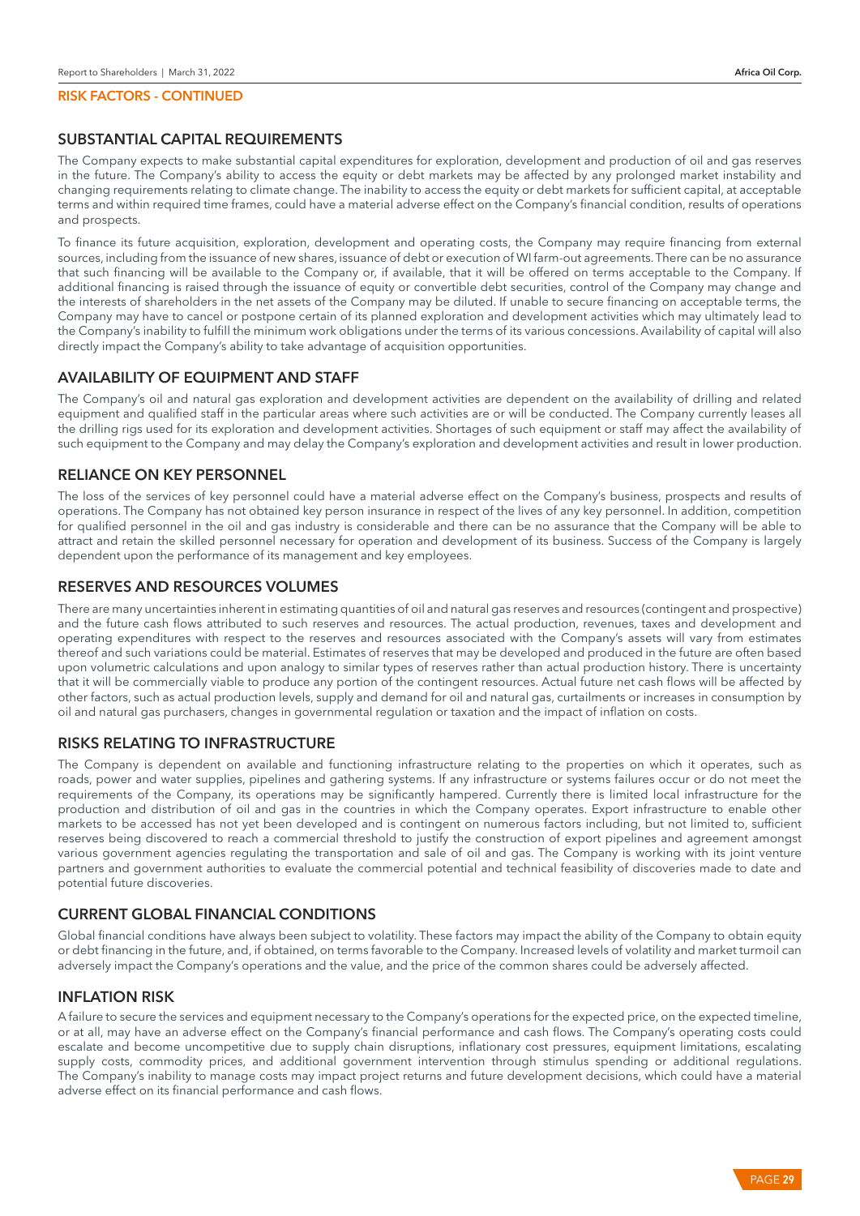**RISK FACTORS - CONTINUED**

## SUBSTANTIAL CAPITAL REQUIREMENTS

The Company expects to make substantial capital expenditures for exploration, development and production of oil and gas reserves in the future. The Company's ability to access the equity or debt markets may be affected by any prolonged market instability and changing requirements relating to climate change. The inability to access the equity or debt markets for sufficient capital, at acceptable terms and within required time frames, could have a material adverse effect on the Company's financial condition, results of operations and prospects.

To finance its future acquisition, exploration, development and operating costs, the Company may require financing from external sources, including from the issuance of new shares, issuance of debt or execution of WI farm-out agreements. There can be no assurance that such financing will be available to the Company or, if available, that it will be offered on terms acceptable to the Company. If additional financing is raised through the issuance of equity or convertible debt securities, control of the Company may change and the interests of shareholders in the net assets of the Company may be diluted. If unable to secure financing on acceptable terms, the Company may have to cancel or postpone certain of its planned exploration and development activities which may ultimately lead to the Company's inability to fulfill the minimum work obligations under the terms of its various concessions. Availability of capital will also directly impact the Company's ability to take advantage of acquisition opportunities.

## AVAILABILITY OF EQUIPMENT AND STAFF

The Company's oil and natural gas exploration and development activities are dependent on the availability of drilling and related equipment and qualified staff in the particular areas where such activities are or will be conducted. The Company currently leases all the drilling rigs used for its exploration and development activities. Shortages of such equipment or staff may affect the availability of such equipment to the Company and may delay the Company's exploration and development activities and result in lower production.

## RELIANCE ON KEY PERSONNEL

The loss of the services of key personnel could have a material adverse effect on the Company's business, prospects and results of operations. The Company has not obtained key person insurance in respect of the lives of any key personnel. In addition, competition for qualified personnel in the oil and gas industry is considerable and there can be no assurance that the Company will be able to attract and retain the skilled personnel necessary for operation and development of its business. Success of the Company is largely dependent upon the performance of its management and key employees.

## RESERVES AND RESOURCES VOLUMES

There are many uncertainties inherent in estimating quantities of oil and natural gas reserves and resources (contingent and prospective) and the future cash flows attributed to such reserves and resources. The actual production, revenues, taxes and development and operating expenditures with respect to the reserves and resources associated with the Company's assets will vary from estimates thereof and such variations could be material. Estimates of reserves that may be developed and produced in the future are often based upon volumetric calculations and upon analogy to similar types of reserves rather than actual production history. There is uncertainty that it will be commercially viable to produce any portion of the contingent resources. Actual future net cash flows will be affected by other factors, such as actual production levels, supply and demand for oil and natural gas, curtailments or increases in consumption by oil and natural gas purchasers, changes in governmental regulation or taxation and the impact of inflation on costs.

## RISKS RELATING TO INFRASTRUCTURE

The Company is dependent on available and functioning infrastructure relating to the properties on which it operates, such as roads, power and water supplies, pipelines and gathering systems. If any infrastructure or systems failures occur or do not meet the requirements of the Company, its operations may be significantly hampered. Currently there is limited local infrastructure for the production and distribution of oil and gas in the countries in which the Company operates. Export infrastructure to enable other markets to be accessed has not yet been developed and is contingent on numerous factors including, but not limited to, sufficient reserves being discovered to reach a commercial threshold to justify the construction of export pipelines and agreement amongst various government agencies regulating the transportation and sale of oil and gas. The Company is working with its joint venture partners and government authorities to evaluate the commercial potential and technical feasibility of discoveries made to date and potential future discoveries.

## CURRENT GLOBAL FINANCIAL CONDITIONS

Global financial conditions have always been subject to volatility. These factors may impact the ability of the Company to obtain equity or debt financing in the future, and, if obtained, on terms favorable to the Company. Increased levels of volatility and market turmoil can adversely impact the Company's operations and the value, and the price of the common shares could be adversely affected.

## INFLATION RISK

A failure to secure the services and equipment necessary to the Company's operations for the expected price, on the expected timeline, or at all, may have an adverse effect on the Company's financial performance and cash flows. The Company's operating costs could escalate and become uncompetitive due to supply chain disruptions, inflationary cost pressures, equipment limitations, escalating supply costs, commodity prices, and additional government intervention through stimulus spending or additional regulations. The Company's inability to manage costs may impact project returns and future development decisions, which could have a material adverse effect on its financial performance and cash flows.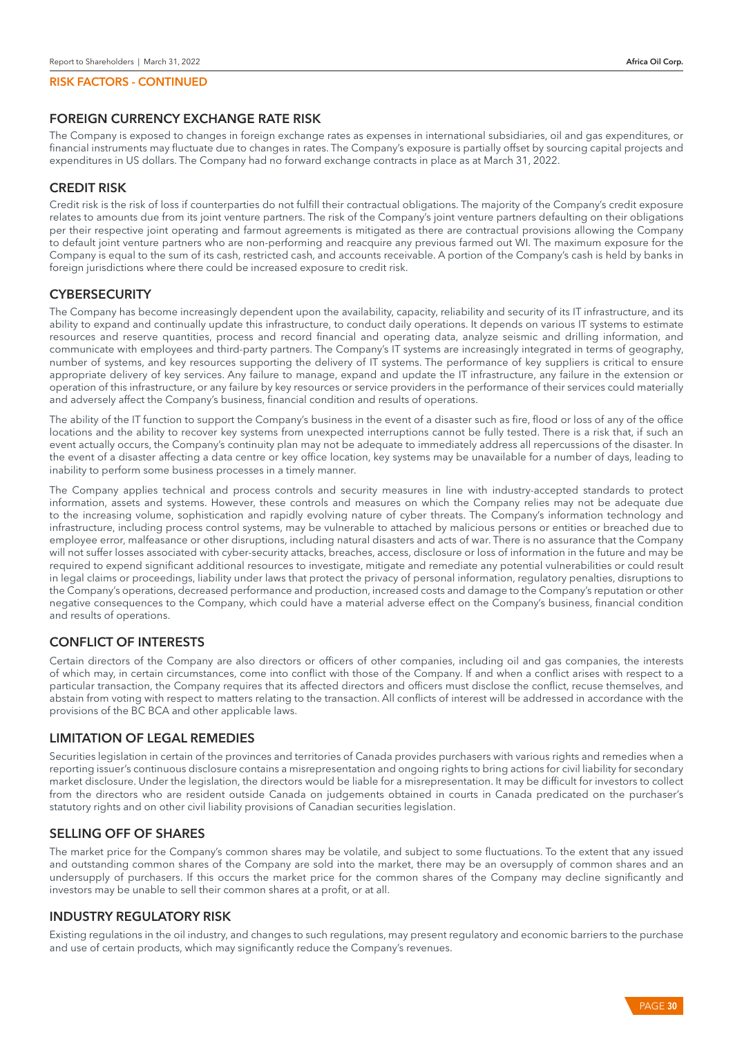## RISK FACTORS - CONTINUED

### FOREIGN CURRENCY EXCHANGE RATE RISK

The Company is exposed to changes in foreign exchange rates as expenses in international subsidiaries, oil and gas expenditures, or financial instruments may fluctuate due to changes in rates. The Company's exposure is partially offset by sourcing capital projects and expenditures in US dollars. The Company had no forward exchange contracts in place as at March 31, 2022.

### CREDIT RISK

Credit risk is the risk of loss if counterparties do not fulfill their contractual obligations. The majority of the Company's credit exposure relates to amounts due from its joint venture partners. The risk of the Company's joint venture partners defaulting on their obligations per their respective joint operating and farmout agreements is mitigated as there are contractual provisions allowing the Company to default joint venture partners who are non-performing and reacquire any previous farmed out WI. The maximum exposure for the Company is equal to the sum of its cash, restricted cash, and accounts receivable. A portion of the Company's cash is held by banks in foreign jurisdictions where there could be increased exposure to credit risk.

### CYBERSECURITY

The Company has become increasingly dependent upon the availability, capacity, reliability and security of its IT infrastructure, and its ability to expand and continually update this infrastructure, to conduct daily operations. It depends on various IT systems to estimate resources and reserve quantities, process and record financial and operating data, analyze seismic and drilling information, and communicate with employees and third-party partners. The Company's IT systems are increasingly integrated in terms of geography, number of systems, and key resources supporting the delivery of IT systems. The performance of key suppliers is critical to ensure appropriate delivery of key services. Any failure to manage, expand and update the IT infrastructure, any failure in the extension or operation of this infrastructure, or any failure by key resources or service providers in the performance of their services could materially and adversely affect the Company's business, financial condition and results of operations.

The ability of the IT function to support the Company's business in the event of a disaster such as fire, flood or loss of any of the office locations and the ability to recover key systems from unexpected interruptions cannot be fully tested. There is a risk that, if such an event actually occurs, the Company's continuity plan may not be adequate to immediately address all repercussions of the disaster. In the event of a disaster affecting a data centre or key office location, key systems may be unavailable for a number of days, leading to inability to perform some business processes in a timely manner.

The Company applies technical and process controls and security measures in line with industry-accepted standards to protect information, assets and systems. However, these controls and measures on which the Company relies may not be adequate due to the increasing volume, sophistication and rapidly evolving nature of cyber threats. The Company's information technology and infrastructure, including process control systems, may be vulnerable to attached by malicious persons or entities or breached due to employee error, malfeasance or other disruptions, including natural disasters and acts of war. There is no assurance that the Company will not suffer losses associated with cyber-security attacks, breaches, access, disclosure or loss of information in the future and may be required to expend significant additional resources to investigate, mitigate and remediate any potential vulnerabilities or could result in legal claims or proceedings, liability under laws that protect the privacy of personal information, regulatory penalties, disruptions to the Company's operations, decreased performance and production, increased costs and damage to the Company's reputation or other negative consequences to the Company, which could have a material adverse effect on the Company's business, financial condition and results of operations.

### CONFLICT OF INTERESTS

Certain directors of the Company are also directors or officers of other companies, including oil and gas companies, the interests of which may, in certain circumstances, come into conflict with those of the Company. If and when a conflict arises with respect to a particular transaction, the Company requires that its affected directors and officers must disclose the conflict, recuse themselves, and abstain from voting with respect to matters relating to the transaction. All conflicts of interest will be addressed in accordance with the provisions of the BC BCA and other applicable laws.

### LIMITATION OF LEGAL REMEDIES

Securities legislation in certain of the provinces and territories of Canada provides purchasers with various rights and remedies when a reporting issuer's continuous disclosure contains a misrepresentation and ongoing rights to bring actions for civil liability for secondary market disclosure. Under the legislation, the directors would be liable for a misrepresentation. It may be difficult for investors to collect from the directors who are resident outside Canada on judgements obtained in courts in Canada predicated on the purchaser's statutory rights and on other civil liability provisions of Canadian securities legislation.

### SELLING OFF OF SHARES

The market price for the Company's common shares may be volatile, and subject to some fluctuations. To the extent that any issued and outstanding common shares of the Company are sold into the market, there may be an oversupply of common shares and an undersupply of purchasers. If this occurs the market price for the common shares of the Company may decline significantly and investors may be unable to sell their common shares at a profit, or at all.

### INDUSTRY REGULATORY RISK

Existing regulations in the oil industry, and changes to such regulations, may present regulatory and economic barriers to the purchase and use of certain products, which may significantly reduce the Company's revenues.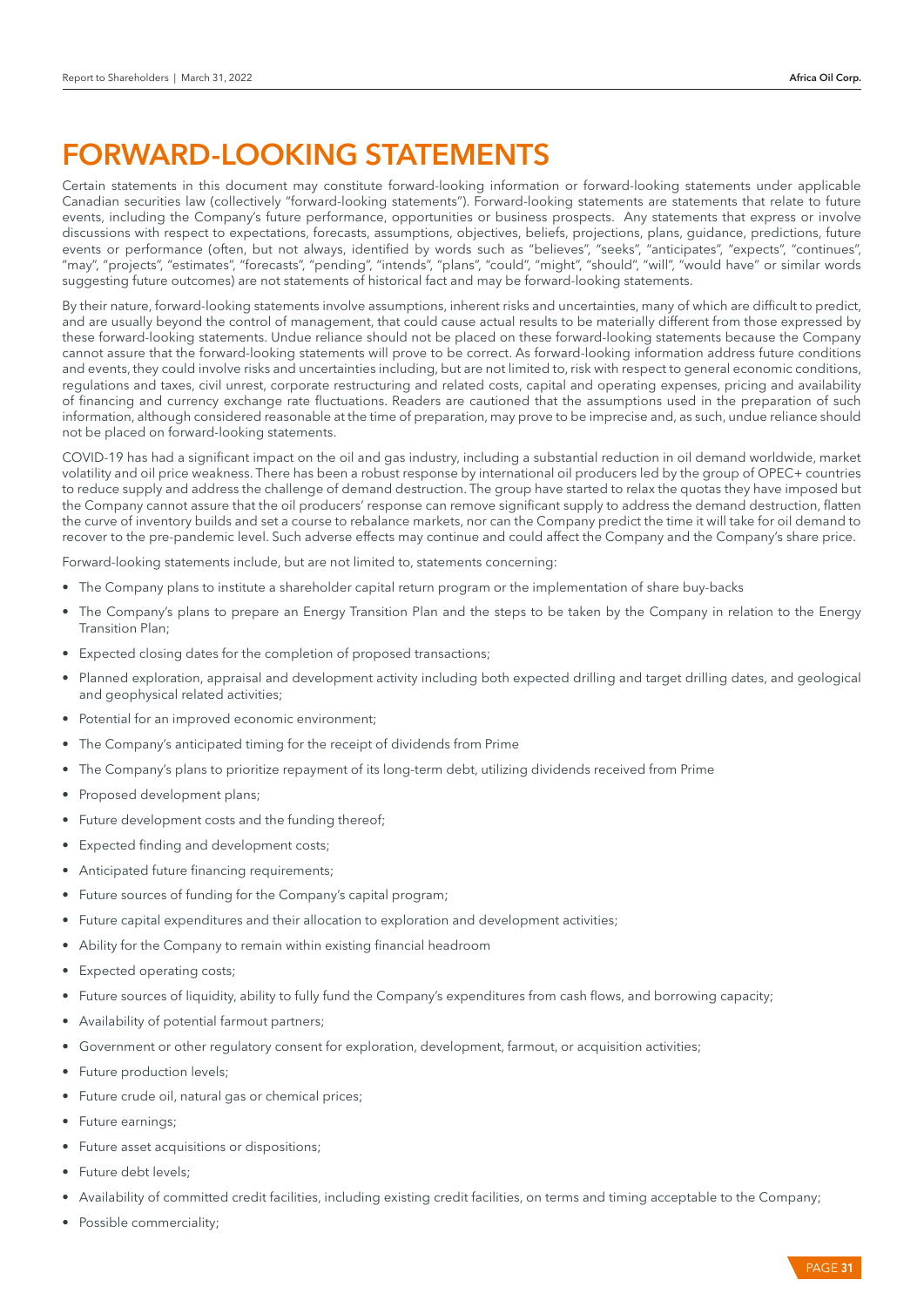# FORWARD-LOOKING STATEMENTS

Certain statements in this document may constitute forward-looking information or forward-looking statements under applicable Canadian securities law (collectively "forward-looking statements"). Forward-looking statements are statements that relate to future events, including the Company's future performance, opportunities or business prospects. Any statements that express or involve discussions with respect to expectations, forecasts, assumptions, objectives, beliefs, projections, plans, guidance, predictions, future events or performance (often, but not always, identified by words such as "believes", "seeks", "anticipates", "expects", "continues", "may", "projects", "estimates", "forecasts", "pending", "intends", "plans", "could", "might", "should", "will", "would have" or similar words suggesting future outcomes) are not statements of historical fact and may be forward-looking statements.

By their nature, forward-looking statements involve assumptions, inherent risks and uncertainties, many of which are difficult to predict, and are usually beyond the control of management, that could cause actual results to be materially different from those expressed by these forward-looking statements. Undue reliance should not be placed on these forward-looking statements because the Company cannot assure that the forward-looking statements will prove to be correct. As forward-looking information address future conditions and events, they could involve risks and uncertainties including, but are not limited to, risk with respect to general economic conditions, regulations and taxes, civil unrest, corporate restructuring and related costs, capital and operating expenses, pricing and availability of financing and currency exchange rate fluctuations. Readers are cautioned that the assumptions used in the preparation of such information, although considered reasonable at the time of preparation, may prove to be imprecise and, as such, undue reliance should not be placed on forward-looking statements.

COVID-19 has had a significant impact on the oil and gas industry, including a substantial reduction in oil demand worldwide, market volatility and oil price weakness. There has been a robust response by international oil producers led by the group of OPEC+ countries to reduce supply and address the challenge of demand destruction. The group have started to relax the quotas they have imposed but the Company cannot assure that the oil producers' response can remove significant supply to address the demand destruction, flatten the curve of inventory builds and set a course to rebalance markets, nor can the Company predict the time it will take for oil demand to recover to the pre-pandemic level. Such adverse effects may continue and could affect the Company and the Company's share price.

Forward-looking statements include, but are not limited to, statements concerning:

- The Company plans to institute a shareholder capital return program or the implementation of share buy-backs
- The Company's plans to prepare an Energy Transition Plan and the steps to be taken by the Company in relation to the Energy Transition Plan;
- Expected closing dates for the completion of proposed transactions;
- Planned exploration, appraisal and development activity including both expected drilling and target drilling dates, and geological and geophysical related activities;
- Potential for an improved economic environment;
- The Company's anticipated timing for the receipt of dividends from Prime
- The Company's plans to prioritize repayment of its long-term debt, utilizing dividends received from Prime
- Proposed development plans;
- Future development costs and the funding thereof;
- Expected finding and development costs;
- Anticipated future financing requirements;
- Future sources of funding for the Company's capital program;
- Future capital expenditures and their allocation to exploration and development activities;
- Ability for the Company to remain within existing financial headroom
- Expected operating costs;
- Future sources of liquidity, ability to fully fund the Company's expenditures from cash flows, and borrowing capacity;
- Availability of potential farmout partners;
- Government or other regulatory consent for exploration, development, farmout, or acquisition activities;
- Future production levels;
- Future crude oil, natural gas or chemical prices;
- Future earnings;
- Future asset acquisitions or dispositions;
- Future debt levels;
- Availability of committed credit facilities, including existing credit facilities, on terms and timing acceptable to the Company;
- Possible commerciality;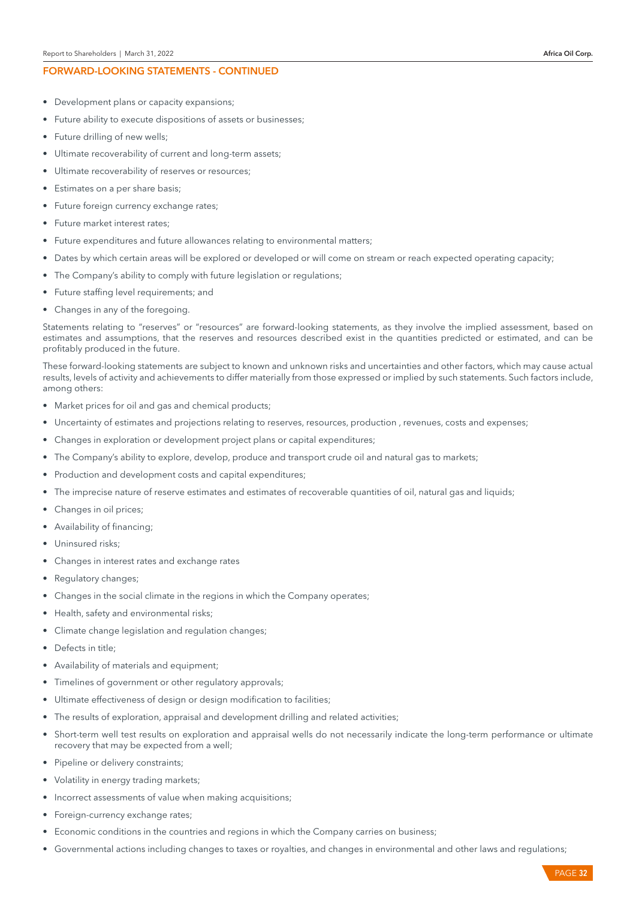## FORWARD-LOOKING STATEMENTS - CONTINUED

- Development plans or capacity expansions;
- Future ability to execute dispositions of assets or businesses;
- Future drilling of new wells;
- Ultimate recoverability of current and long-term assets;
- Ultimate recoverability of reserves or resources;
- Estimates on a per share basis;
- Future foreign currency exchange rates;
- Future market interest rates;
- Future expenditures and future allowances relating to environmental matters;
- Dates by which certain areas will be explored or developed or will come on stream or reach expected operating capacity;
- The Company's ability to comply with future legislation or regulations;
- Future staffing level requirements; and
- Changes in any of the foregoing.

Statements relating to "reserves" or "resources" are forward-looking statements, as they involve the implied assessment, based on estimates and assumptions, that the reserves and resources described exist in the quantities predicted or estimated, and can be profitably produced in the future.

These forward-looking statements are subject to known and unknown risks and uncertainties and other factors, which may cause actual results, levels of activity and achievements to differ materially from those expressed or implied by such statements. Such factors include, among others:

- Market prices for oil and gas and chemical products;
- Uncertainty of estimates and projections relating to reserves, resources, production , revenues, costs and expenses;
- Changes in exploration or development project plans or capital expenditures;
- The Company's ability to explore, develop, produce and transport crude oil and natural gas to markets;
- Production and development costs and capital expenditures;
- The imprecise nature of reserve estimates and estimates of recoverable quantities of oil, natural gas and liquids;
- Changes in oil prices;
- Availability of financing;
- Uninsured risks;
- Changes in interest rates and exchange rates
- Regulatory changes;
- Changes in the social climate in the regions in which the Company operates;
- Health, safety and environmental risks;
- Climate change legislation and regulation changes;
- Defects in title;
- Availability of materials and equipment;
- Timelines of government or other regulatory approvals;
- Ultimate effectiveness of design or design modification to facilities;
- The results of exploration, appraisal and development drilling and related activities;
- Short-term well test results on exploration and appraisal wells do not necessarily indicate the long-term performance or ultimate recovery that may be expected from a well;
- Pipeline or delivery constraints;
- Volatility in energy trading markets;
- Incorrect assessments of value when making acquisitions;
- Foreign-currency exchange rates;
- Economic conditions in the countries and regions in which the Company carries on business;
- Governmental actions including changes to taxes or royalties, and changes in environmental and other laws and regulations;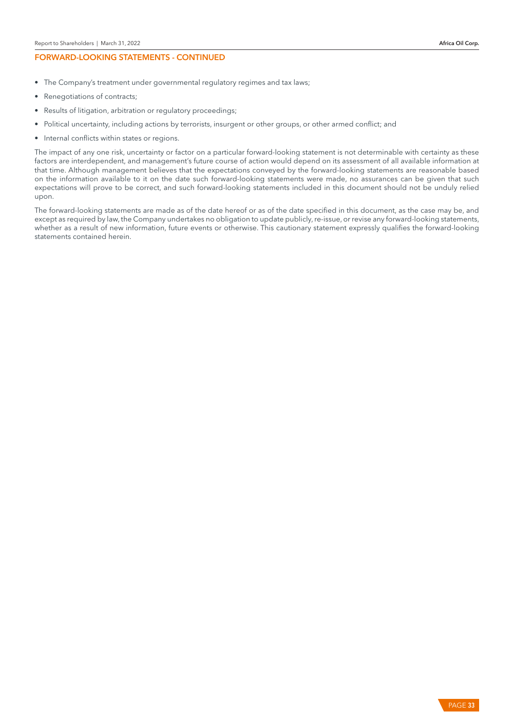## FORWARD-LOOKING STATEMENTS - CONTINUED

- The Company's treatment under governmental regulatory regimes and tax laws;
- Renegotiations of contracts;
- Results of litigation, arbitration or regulatory proceedings;
- Political uncertainty, including actions by terrorists, insurgent or other groups, or other armed conflict; and
- Internal conflicts within states or regions.

The impact of any one risk, uncertainty or factor on a particular forward-looking statement is not determinable with certainty as these factors are interdependent, and management's future course of action would depend on its assessment of all available information at that time. Although management believes that the expectations conveyed by the forward-looking statements are reasonable based on the information available to it on the date such forward-looking statements were made, no assurances can be given that such expectations will prove to be correct, and such forward-looking statements included in this document should not be unduly relied upon.

The forward-looking statements are made as of the date hereof or as of the date specified in this document, as the case may be, and except as required by law, the Company undertakes no obligation to update publicly, re-issue, or revise any forward-looking statements, whether as a result of new information, future events or otherwise. This cautionary statement expressly qualifies the forward-looking statements contained herein.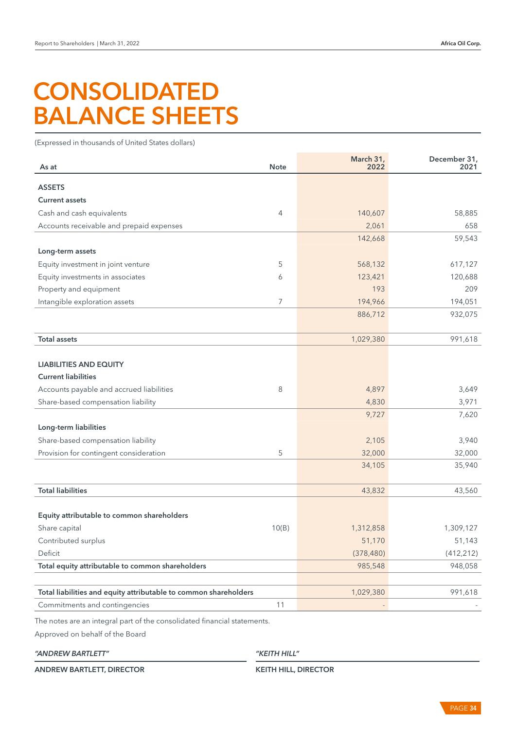# CONSOLIDATED BALANCE SHEETS

(Expressed in thousands of United States dollars)

| As at | Note | March 31, 2022 | December 31, 2021 |
|---|---|---|---|
| **ASSETS** | | | |
| **Current assets** | | | |
| Cash and cash equivalents | 4 | 140,607 | 58,885 |
| Accounts receivable and prepaid expenses | | 2,061 | 658 |
| | | 142,668 | 59,543 |
| **Long-term assets** | | | |
| Equity investment in joint venture | 5 | 568,132 | 617,127 |
| Equity investments in associates | 6 | 123,421 | 120,688 |
| Property and equipment | | 193 | 209 |
| Intangible exploration assets | 7 | 194,966 | 194,051 |
| | | 886,712 | 932,075 |
| **Total assets** | | 1,029,380 | 991,618 |
| **LIABILITIES AND EQUITY** | | | |
| **Current liabilities** | | | |
| Accounts payable and accrued liabilities | 8 | 4,897 | 3,649 |
| Share-based compensation liability | | 4,830 | 3,971 |
| | | 9,727 | 7,620 |
| **Long-term liabilities** | | | |
| Share-based compensation liability | | 2,105 | 3,940 |
| Provision for contingent consideration | 5 | 32,000 | 32,000 |
| | | 34,105 | 35,940 |
| **Total liabilities** | | 43,832 | 43,560 |
| **Equity attributable to common shareholders** | | | |
| Share capital | 10(B) | 1,312,858 | 1,309,127 |
| Contributed surplus | | 51,170 | 51,143 |
| Deficit | | (378,480) | (412,212) |
| **Total equity attributable to common shareholders** | | 985,548 | 948,058 |
| **Total liabilities and equity attributable to common shareholders** | | 1,029,380 | 991,618 |
| Commitments and contingencies | 11 | - | - |

The notes are an integral part of the consolidated financial statements.

Approved on behalf of the Board

*"ANDREW BARTLETT"*

**ANDREW BARTLETT, DIRECTOR**

*"KEITH HILL"*

**KEITH HILL, DIRECTOR**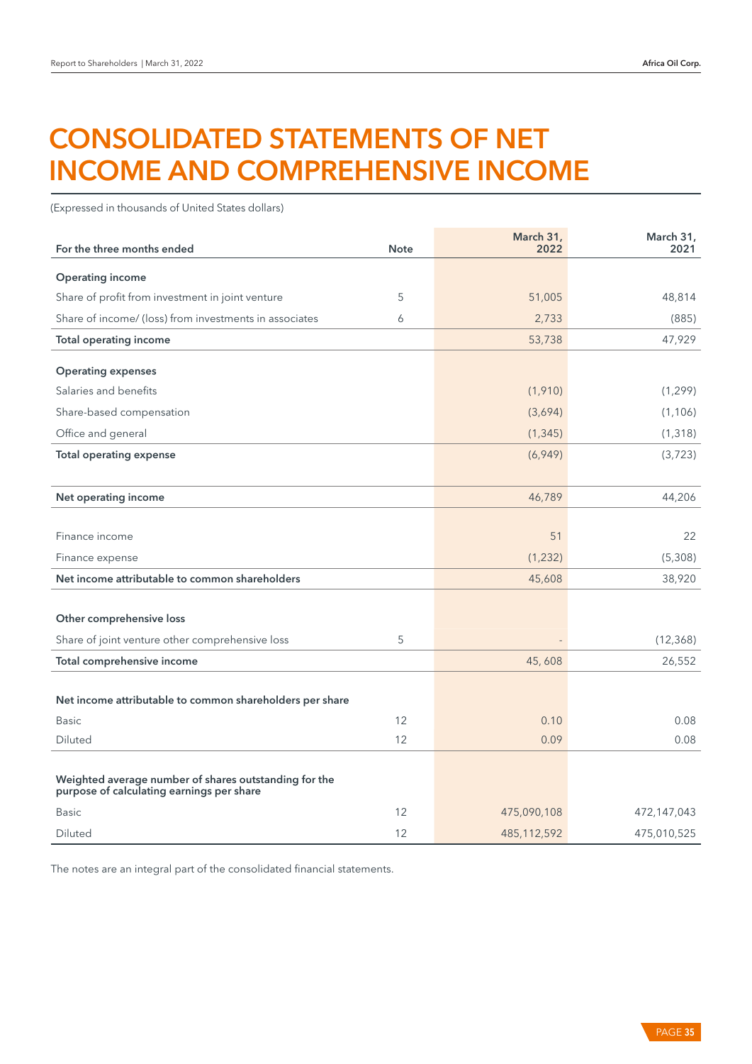# CONSOLIDATED STATEMENTS OF NET INCOME AND COMPREHENSIVE INCOME

(Expressed in thousands of United States dollars)

| For the three months ended | Note | March 31, 2022 | March 31, 2021 |
|---|---|---|---|
| **Operating income** | | | |
| Share of profit from investment in joint venture | 5 | 51,005 | 48,814 |
| Share of income/ (loss) from investments in associates | 6 | 2,733 | (885) |
| **Total operating income** | | 53,738 | 47,929 |
| **Operating expenses** | | | |
| Salaries and benefits | | (1,910) | (1,299) |
| Share-based compensation | | (3,694) | (1,106) |
| Office and general | | (1,345) | (1,318) |
| **Total operating expense** | | (6,949) | (3,723) |
| **Net operating income** | | 46,789 | 44,206 |
| Finance income | | 51 | 22 |
| Finance expense | | (1,232) | (5,308) |
| **Net income attributable to common shareholders** | | 45,608 | 38,920 |
| **Other comprehensive loss** | | | |
| Share of joint venture other comprehensive loss | 5 | - | (12,368) |
| **Total comprehensive income** | | 45, 608 | 26,552 |
| **Net income attributable to common shareholders per share** | | | |
| Basic | 12 | 0.10 | 0.08 |
| Diluted | 12 | 0.09 | 0.08 |
| **Weighted average number of shares outstanding for the purpose of calculating earnings per share** | | | |
| Basic | 12 | 475,090,108 | 472,147,043 |
| Diluted | 12 | 485,112,592 | 475,010,525 |

The notes are an integral part of the consolidated financial statements.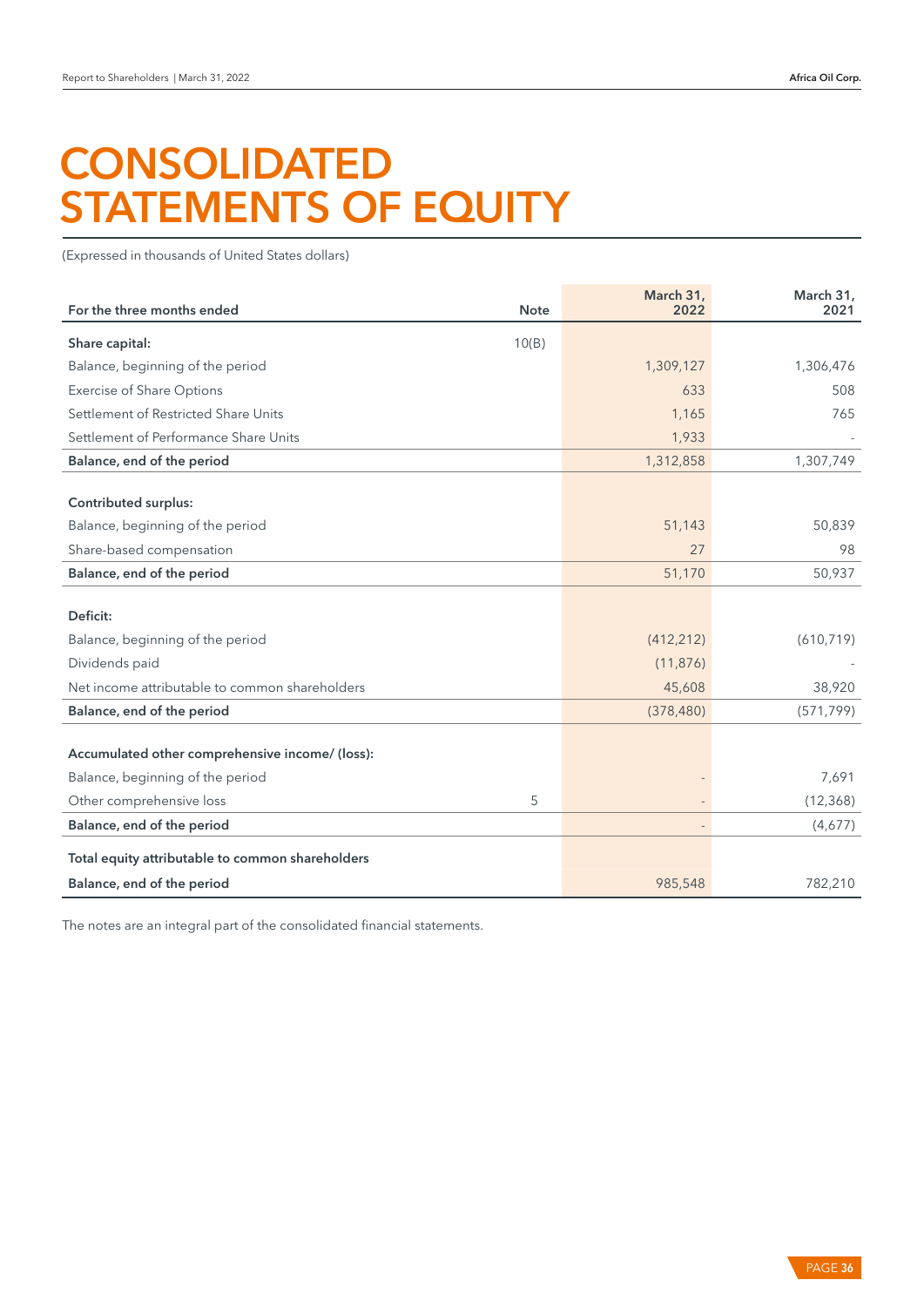# CONSOLIDATED STATEMENTS OF EQUITY

(Expressed in thousands of United States dollars)

| For the three months ended | Note | March 31, 2022 | March 31, 2021 |
|---|---|---|---|
| **Share capital:** | 10(B) | | |
| Balance, beginning of the period | | 1,309,127 | 1,306,476 |
| Exercise of Share Options | | 633 | 508 |
| Settlement of Restricted Share Units | | 1,165 | 765 |
| Settlement of Performance Share Units | | 1,933 | - |
| **Balance, end of the period** | | 1,312,858 | 1,307,749 |
| **Contributed surplus:** | | | |
| Balance, beginning of the period | | 51,143 | 50,839 |
| Share-based compensation | | 27 | 98 |
| **Balance, end of the period** | | 51,170 | 50,937 |
| **Deficit:** | | | |
| Balance, beginning of the period | | (412,212) | (610,719) |
| Dividends paid | | (11,876) | - |
| Net income attributable to common shareholders | | 45,608 | 38,920 |
| **Balance, end of the period** | | (378,480) | (571,799) |
| **Accumulated other comprehensive income/ (loss):** | | | |
| Balance, beginning of the period | | - | 7,691 |
| Other comprehensive loss | 5 | - | (12,368) |
| **Balance, end of the period** | | - | (4,677) |
| **Total equity attributable to common shareholders** | | | |
| **Balance, end of the period** | | 985,548 | 782,210 |

The notes are an integral part of the consolidated financial statements.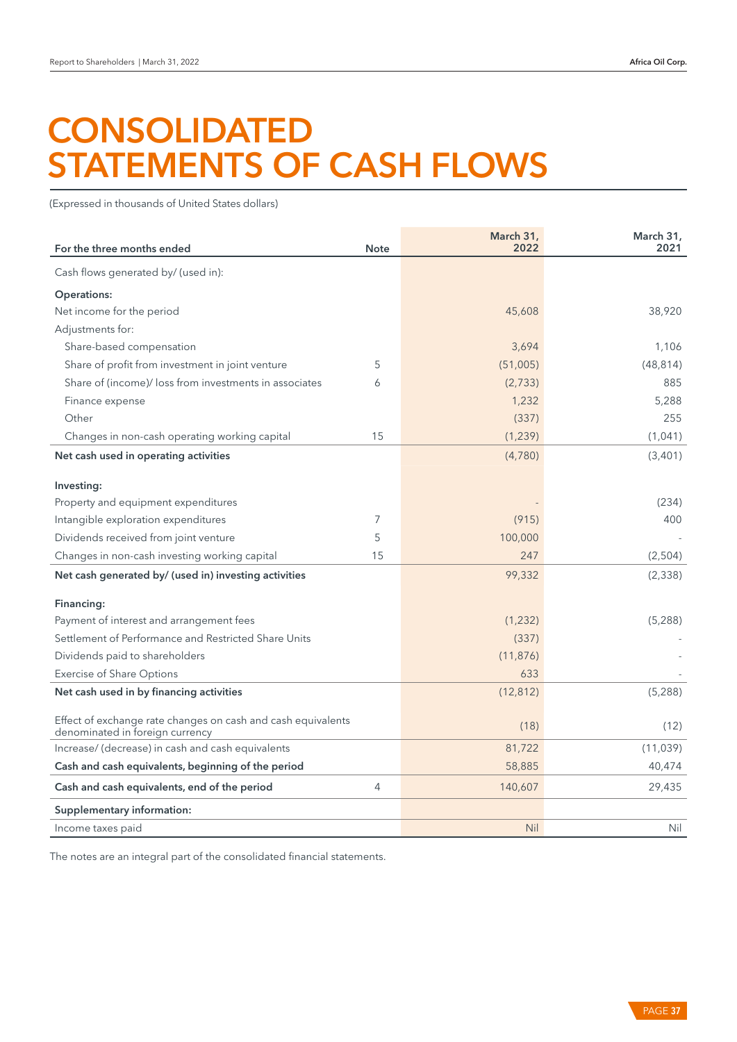# CONSOLIDATED STATEMENTS OF CASH FLOWS

(Expressed in thousands of United States dollars)

| For the three months ended | Note | March 31, 2022 | March 31, 2021 |
|---|---|---|---|
| Cash flows generated by/ (used in): | | | |
| **Operations:** | | | |
| Net income for the period | | 45,608 | 38,920 |
| Adjustments for: | | | |
| Share-based compensation | | 3,694 | 1,106 |
| Share of profit from investment in joint venture | 5 | (51,005) | (48,814) |
| Share of (income)/ loss from investments in associates | 6 | (2,733) | 885 |
| Finance expense | | 1,232 | 5,288 |
| Other | | (337) | 255 |
| Changes in non-cash operating working capital | 15 | (1,239) | (1,041) |
| **Net cash used in operating activities** | | (4,780) | (3,401) |
| **Investing:** | | | |
| Property and equipment expenditures | | - | (234) |
| Intangible exploration expenditures | 7 | (915) | 400 |
| Dividends received from joint venture | 5 | 100,000 | - |
| Changes in non-cash investing working capital | 15 | 247 | (2,504) |
| **Net cash generated by/ (used in) investing activities** | | 99,332 | (2,338) |
| **Financing:** | | | |
| Payment of interest and arrangement fees | | (1,232) | (5,288) |
| Settlement of Performance and Restricted Share Units | | (337) | - |
| Dividends paid to shareholders | | (11,876) | - |
| Exercise of Share Options | | 633 | - |
| **Net cash used in by financing activities** | | (12,812) | (5,288) |
| Effect of exchange rate changes on cash and cash equivalents denominated in foreign currency | | (18) | (12) |
| Increase/ (decrease) in cash and cash equivalents | | 81,722 | (11,039) |
| **Cash and cash equivalents, beginning of the period** | | 58,885 | 40,474 |
| **Cash and cash equivalents, end of the period** | 4 | 140,607 | 29,435 |
| **Supplementary information:** | | | |
| Income taxes paid | | Nil | Nil |

The notes are an integral part of the consolidated financial statements.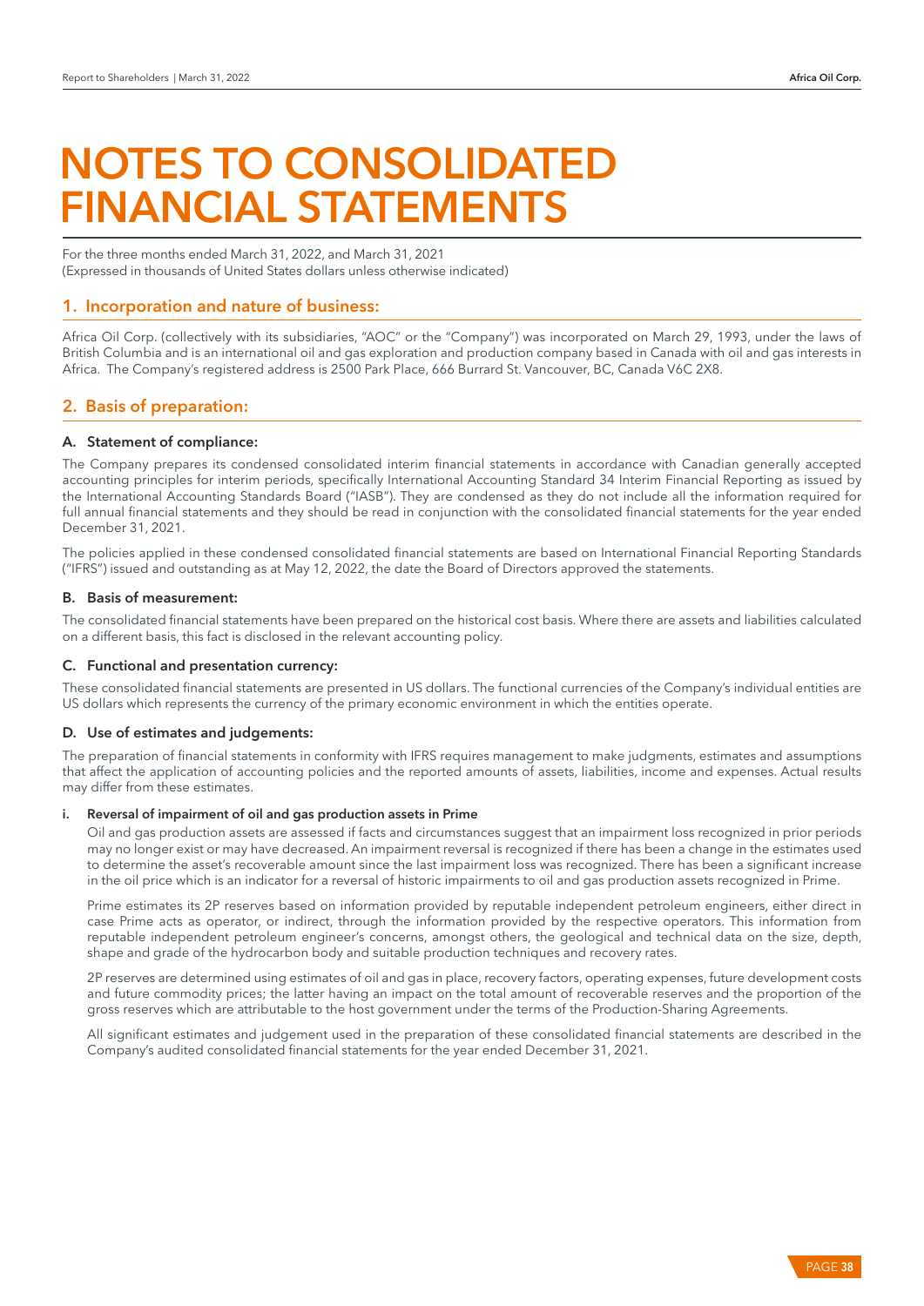# NOTES TO CONSOLIDATED FINANCIAL STATEMENTS

For the three months ended March 31, 2022, and March 31, 2021
(Expressed in thousands of United States dollars unless otherwise indicated)

## 1. Incorporation and nature of business:

Africa Oil Corp. (collectively with its subsidiaries, "AOC" or the "Company") was incorporated on March 29, 1993, under the laws of British Columbia and is an international oil and gas exploration and production company based in Canada with oil and gas interests in Africa. The Company's registered address is 2500 Park Place, 666 Burrard St. Vancouver, BC, Canada V6C 2X8.

## 2. Basis of preparation:

### A. Statement of compliance:

The Company prepares its condensed consolidated interim financial statements in accordance with Canadian generally accepted accounting principles for interim periods, specifically International Accounting Standard 34 Interim Financial Reporting as issued by the International Accounting Standards Board ("IASB"). They are condensed as they do not include all the information required for full annual financial statements and they should be read in conjunction with the consolidated financial statements for the year ended December 31, 2021.

The policies applied in these condensed consolidated financial statements are based on International Financial Reporting Standards ("IFRS") issued and outstanding as at May 12, 2022, the date the Board of Directors approved the statements.

### B. Basis of measurement:

The consolidated financial statements have been prepared on the historical cost basis. Where there are assets and liabilities calculated on a different basis, this fact is disclosed in the relevant accounting policy.

### C. Functional and presentation currency:

These consolidated financial statements are presented in US dollars. The functional currencies of the Company's individual entities are US dollars which represents the currency of the primary economic environment in which the entities operate.

### D. Use of estimates and judgements:

The preparation of financial statements in conformity with IFRS requires management to make judgments, estimates and assumptions that affect the application of accounting policies and the reported amounts of assets, liabilities, income and expenses. Actual results may differ from these estimates.

**i. Reversal of impairment of oil and gas production assets in Prime**

Oil and gas production assets are assessed if facts and circumstances suggest that an impairment loss recognized in prior periods may no longer exist or may have decreased. An impairment reversal is recognized if there has been a change in the estimates used to determine the asset's recoverable amount since the last impairment loss was recognized. There has been a significant increase in the oil price which is an indicator for a reversal of historic impairments to oil and gas production assets recognized in Prime.

Prime estimates its 2P reserves based on information provided by reputable independent petroleum engineers, either direct in case Prime acts as operator, or indirect, through the information provided by the respective operators. This information from reputable independent petroleum engineer's concerns, amongst others, the geological and technical data on the size, depth, shape and grade of the hydrocarbon body and suitable production techniques and recovery rates.

2P reserves are determined using estimates of oil and gas in place, recovery factors, operating expenses, future development costs and future commodity prices; the latter having an impact on the total amount of recoverable reserves and the proportion of the gross reserves which are attributable to the host government under the terms of the Production-Sharing Agreements.

All significant estimates and judgement used in the preparation of these consolidated financial statements are described in the Company's audited consolidated financial statements for the year ended December 31, 2021.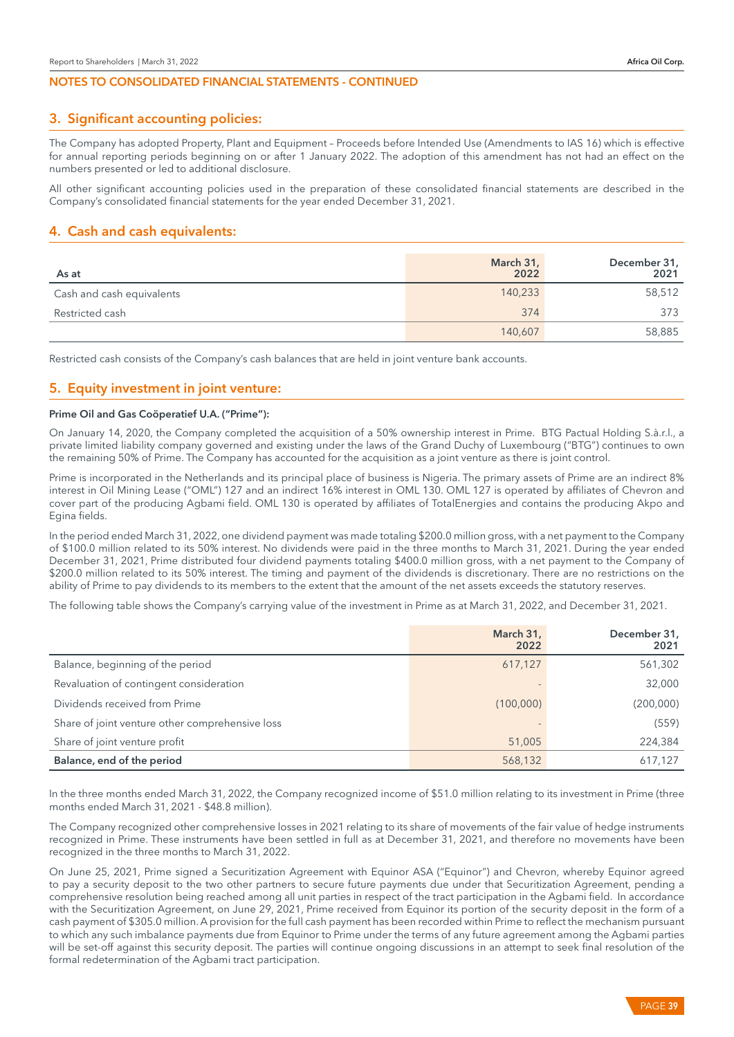## NOTES TO CONSOLIDATED FINANCIAL STATEMENTS - CONTINUED

## 3. Significant accounting policies:

The Company has adopted Property, Plant and Equipment – Proceeds before Intended Use (Amendments to IAS 16) which is effective for annual reporting periods beginning on or after 1 January 2022. The adoption of this amendment has not had an effect on the numbers presented or led to additional disclosure.

All other significant accounting policies used in the preparation of these consolidated financial statements are described in the Company's consolidated financial statements for the year ended December 31, 2021.

## 4. Cash and cash equivalents:

| As at | March 31, 2022 | December 31, 2021 |
|---|---|---|
| Cash and cash equivalents | 140,233 | 58,512 |
| Restricted cash | 374 | 373 |
| | 140,607 | 58,885 |

Restricted cash consists of the Company's cash balances that are held in joint venture bank accounts.

## 5. Equity investment in joint venture:

### Prime Oil and Gas Coöperatief U.A. ("Prime"):

On January 14, 2020, the Company completed the acquisition of a 50% ownership interest in Prime. BTG Pactual Holding S.à.r.l., a private limited liability company governed and existing under the laws of the Grand Duchy of Luxembourg ("BTG") continues to own the remaining 50% of Prime. The Company has accounted for the acquisition as a joint venture as there is joint control.

Prime is incorporated in the Netherlands and its principal place of business is Nigeria. The primary assets of Prime are an indirect 8% interest in Oil Mining Lease ("OML") 127 and an indirect 16% interest in OML 130. OML 127 is operated by affiliates of Chevron and cover part of the producing Agbami field. OML 130 is operated by affiliates of TotalEnergies and contains the producing Akpo and Egina fields.

In the period ended March 31, 2022, one dividend payment was made totaling $200.0 million gross, with a net payment to the Company of $100.0 million related to its 50% interest. No dividends were paid in the three months to March 31, 2021. During the year ended December 31, 2021, Prime distributed four dividend payments totaling $400.0 million gross, with a net payment to the Company of $200.0 million related to its 50% interest. The timing and payment of the dividends is discretionary. There are no restrictions on the ability of Prime to pay dividends to its members to the extent that the amount of the net assets exceeds the statutory reserves.

The following table shows the Company's carrying value of the investment in Prime as at March 31, 2022, and December 31, 2021.

| | March 31, 2022 | December 31, 2021 |
|---|---|---|
| Balance, beginning of the period | 617,127 | 561,302 |
| Revaluation of contingent consideration | - | 32,000 |
| Dividends received from Prime | (100,000) | (200,000) |
| Share of joint venture other comprehensive loss | - | (559) |
| Share of joint venture profit | 51,005 | 224,384 |
| **Balance, end of the period** | 568,132 | 617,127 |

In the three months ended March 31, 2022, the Company recognized income of $51.0 million relating to its investment in Prime (three months ended March 31, 2021 - $48.8 million).

The Company recognized other comprehensive losses in 2021 relating to its share of movements of the fair value of hedge instruments recognized in Prime. These instruments have been settled in full as at December 31, 2021, and therefore no movements have been recognized in the three months to March 31, 2022.

On June 25, 2021, Prime signed a Securitization Agreement with Equinor ASA ("Equinor") and Chevron, whereby Equinor agreed to pay a security deposit to the two other partners to secure future payments due under that Securitization Agreement, pending a comprehensive resolution being reached among all unit parties in respect of the tract participation in the Agbami field. In accordance with the Securitization Agreement, on June 29, 2021, Prime received from Equinor its portion of the security deposit in the form of a cash payment of $305.0 million. A provision for the full cash payment has been recorded within Prime to reflect the mechanism pursuant to which any such imbalance payments due from Equinor to Prime under the terms of any future agreement among the Agbami parties will be set-off against this security deposit. The parties will continue ongoing discussions in an attempt to seek final resolution of the formal redetermination of the Agbami tract participation.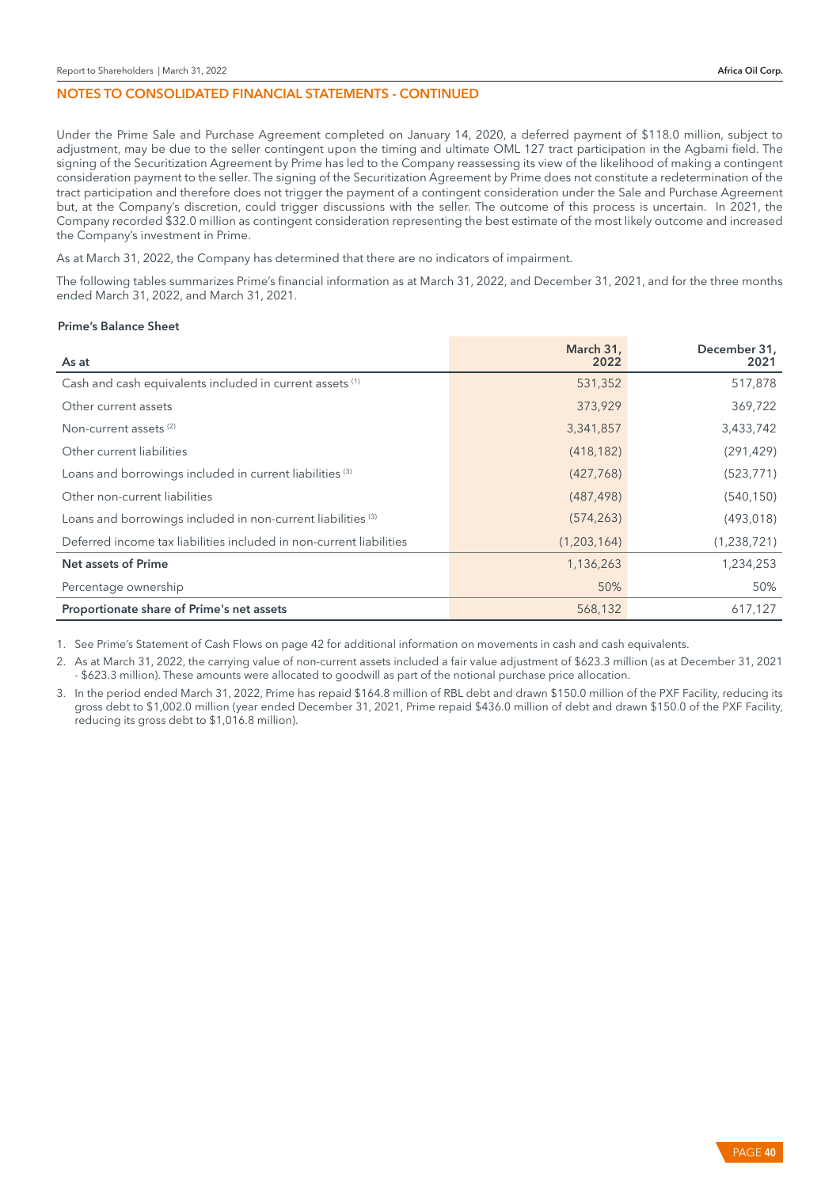## NOTES TO CONSOLIDATED FINANCIAL STATEMENTS - CONTINUED

Under the Prime Sale and Purchase Agreement completed on January 14, 2020, a deferred payment of $118.0 million, subject to adjustment, may be due to the seller contingent upon the timing and ultimate OML 127 tract participation in the Agbami field. The signing of the Securitization Agreement by Prime has led to the Company reassessing its view of the likelihood of making a contingent consideration payment to the seller. The signing of the Securitization Agreement by Prime does not constitute a redetermination of the tract participation and therefore does not trigger the payment of a contingent consideration under the Sale and Purchase Agreement but, at the Company's discretion, could trigger discussions with the seller. The outcome of this process is uncertain. In 2021, the Company recorded $32.0 million as contingent consideration representing the best estimate of the most likely outcome and increased the Company's investment in Prime.

As at March 31, 2022, the Company has determined that there are no indicators of impairment.

The following tables summarizes Prime's financial information as at March 31, 2022, and December 31, 2021, and for the three months ended March 31, 2022, and March 31, 2021.

**Prime's Balance Sheet**

| As at | March 31, 2022 | December 31, 2021 |
|---|---|---|
| Cash and cash equivalents included in current assets [1] | 531,352 | 517,878 |
| Other current assets | 373,929 | 369,722 |
| Non-current assets [2] | 3,341,857 | 3,433,742 |
| Other current liabilities | (418,182) | (291,429) |
| Loans and borrowings included in current liabilities [3] | (427,768) | (523,771) |
| Other non-current liabilities | (487,498) | (540,150) |
| Loans and borrowings included in non-current liabilities [3] | (574,263) | (493,018) |
| Deferred income tax liabilities included in non-current liabilities | (1,203,164) | (1,238,721) |
| **Net assets of Prime** | 1,136,263 | 1,234,253 |
| Percentage ownership | 50% | 50% |
| **Proportionate share of Prime's net assets** | 568,132 | 617,127 |

1. See Prime's Statement of Cash Flows on page 42 for additional information on movements in cash and cash equivalents.
2. As at March 31, 2022, the carrying value of non-current assets included a fair value adjustment of $623.3 million (as at December 31, 2021 - $623.3 million). These amounts were allocated to goodwill as part of the notional purchase price allocation.
3. In the period ended March 31, 2022, Prime has repaid $164.8 million of RBL debt and drawn $150.0 million of the PXF Facility, reducing its gross debt to $1,002.0 million (year ended December 31, 2021, Prime repaid $436.0 million of debt and drawn $150.0 of the PXF Facility, reducing its gross debt to $1,016.8 million).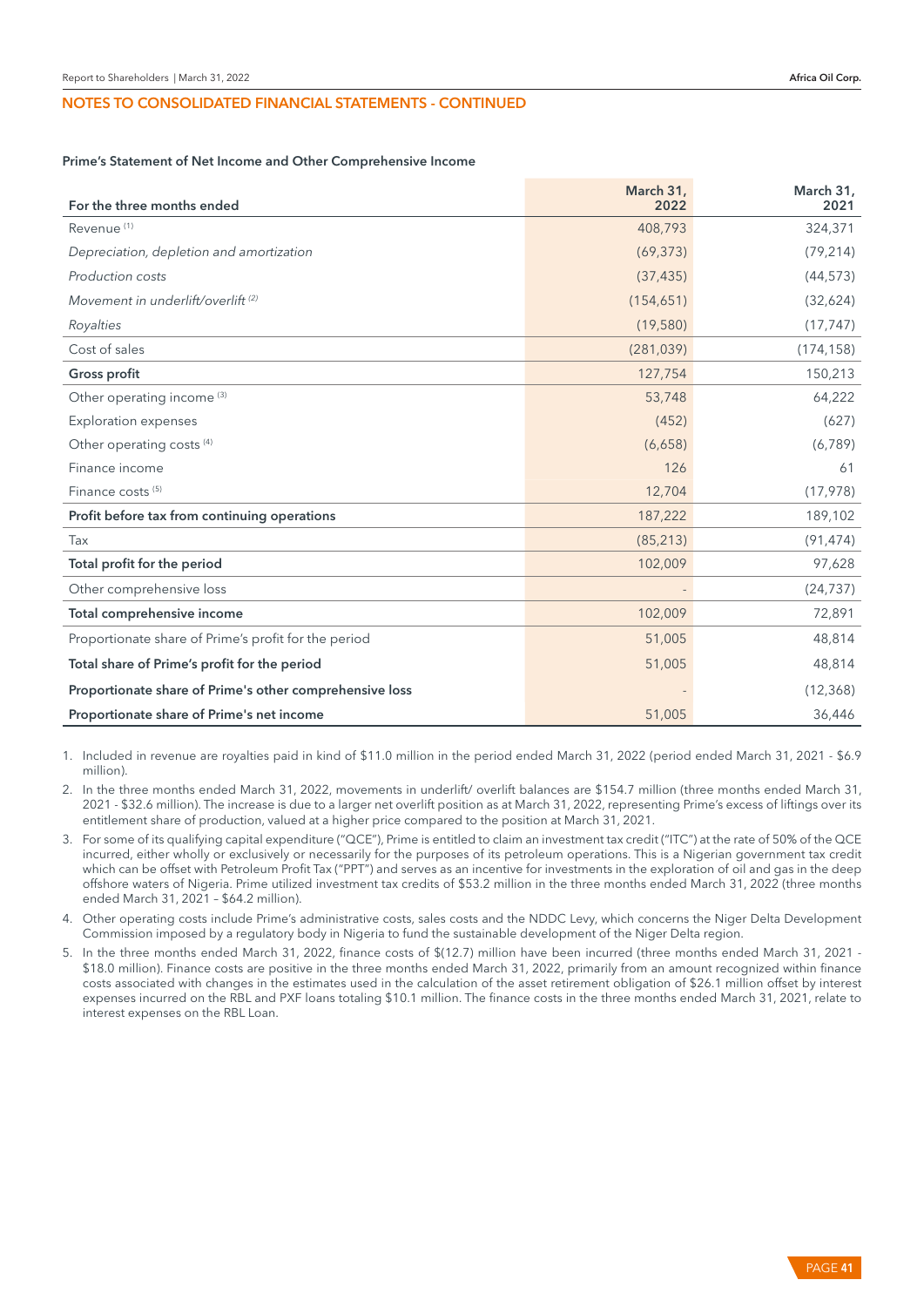## NOTES TO CONSOLIDATED FINANCIAL STATEMENTS - CONTINUED

**Prime's Statement of Net Income and Other Comprehensive Income**

| For the three months ended | March 31, 2022 | March 31, 2021 |
|---|---|---|
| Revenue [1] | 408,793 | 324,371 |
| *Depreciation, depletion and amortization* | (69,373) | (79,214) |
| *Production costs* | (37,435) | (44,573) |
| *Movement in underlift/overlift* [2] | (154,651) | (32,624) |
| *Royalties* | (19,580) | (17,747) |
| Cost of sales | (281,039) | (174,158) |
| **Gross profit** | 127,754 | 150,213 |
| Other operating income [3] | 53,748 | 64,222 |
| Exploration expenses | (452) | (627) |
| Other operating costs [4] | (6,658) | (6,789) |
| Finance income | 126 | 61 |
| Finance costs [5] | 12,704 | (17,978) |
| **Profit before tax from continuing operations** | 187,222 | 189,102 |
| Tax | (85,213) | (91,474) |
| **Total profit for the period** | 102,009 | 97,628 |
| Other comprehensive loss | - | (24,737) |
| **Total comprehensive income** | 102,009 | 72,891 |
| Proportionate share of Prime's profit for the period | 51,005 | 48,814 |
| **Total share of Prime's profit for the period** | 51,005 | 48,814 |
| **Proportionate share of Prime's other comprehensive loss** | - | (12,368) |
| **Proportionate share of Prime's net income** | 51,005 | 36,446 |

1. Included in revenue are royalties paid in kind of $11.0 million in the period ended March 31, 2022 (period ended March 31, 2021 - $6.9 million).
2. In the three months ended March 31, 2022, movements in underlift/ overlift balances are $154.7 million (three months ended March 31, 2021 - $32.6 million). The increase is due to a larger net overlift position as at March 31, 2022, representing Prime's excess of liftings over its entitlement share of production, valued at a higher price compared to the position at March 31, 2021.
3. For some of its qualifying capital expenditure ("QCE"), Prime is entitled to claim an investment tax credit ("ITC") at the rate of 50% of the QCE incurred, either wholly or exclusively or necessarily for the purposes of its petroleum operations. This is a Nigerian government tax credit which can be offset with Petroleum Profit Tax ("PPT") and serves as an incentive for investments in the exploration of oil and gas in the deep offshore waters of Nigeria. Prime utilized investment tax credits of $53.2 million in the three months ended March 31, 2022 (three months ended March 31, 2021 – $64.2 million).
4. Other operating costs include Prime's administrative costs, sales costs and the NDDC Levy, which concerns the Niger Delta Development Commission imposed by a regulatory body in Nigeria to fund the sustainable development of the Niger Delta region.
5. In the three months ended March 31, 2022, finance costs of $(12.7) million have been incurred (three months ended March 31, 2021 - $18.0 million). Finance costs are positive in the three months ended March 31, 2022, primarily from an amount recognized within finance costs associated with changes in the estimates used in the calculation of the asset retirement obligation of $26.1 million offset by interest expenses incurred on the RBL and PXF loans totaling $10.1 million. The finance costs in the three months ended March 31, 2021, relate to interest expenses on the RBL Loan.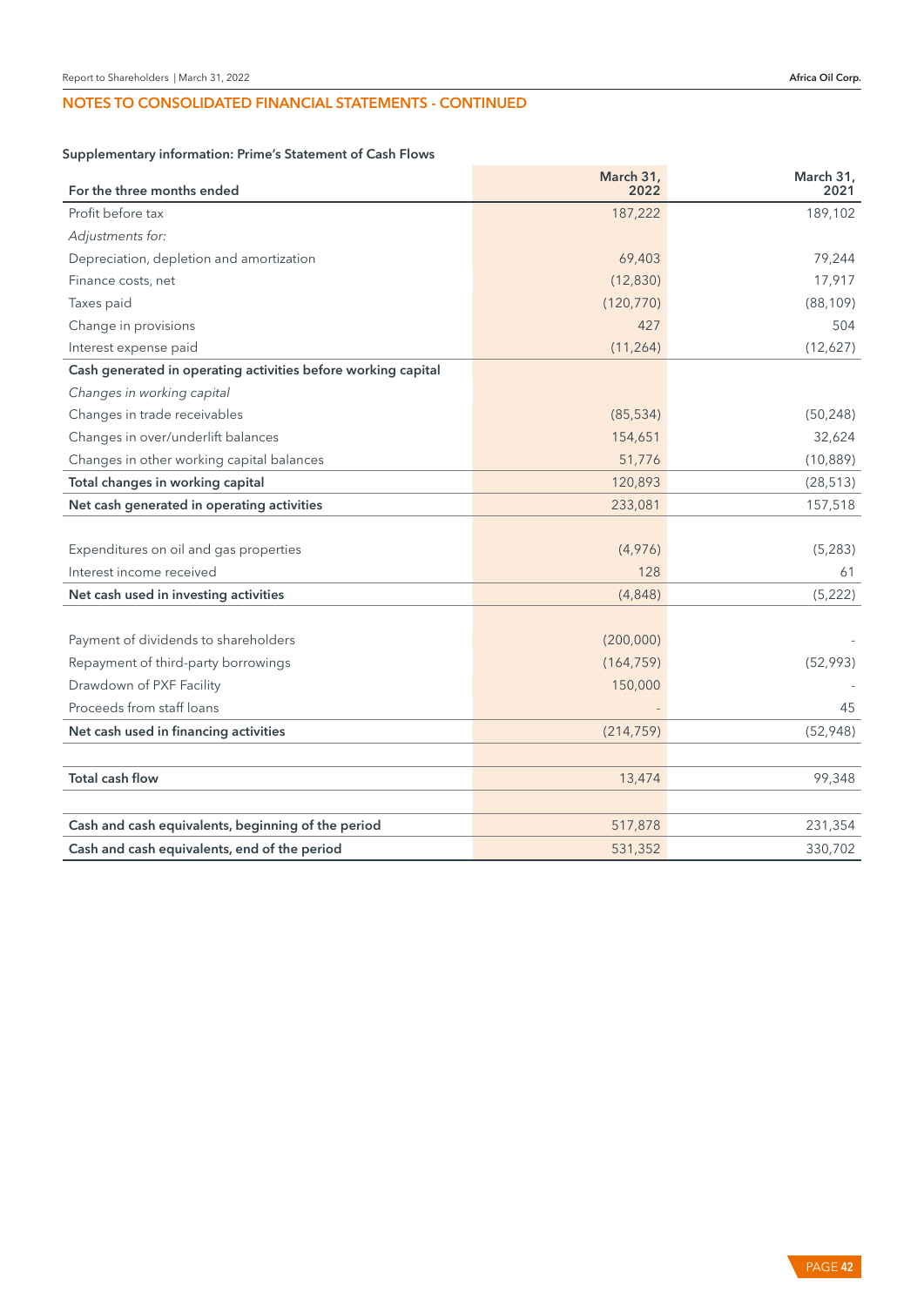## NOTES TO CONSOLIDATED FINANCIAL STATEMENTS - CONTINUED

### Supplementary information: Prime's Statement of Cash Flows

| For the three months ended | March 31, 2022 | March 31, 2021 |
|---|---|---|
| Profit before tax | 187,222 | 189,102 |
| *Adjustments for:* | | |
| Depreciation, depletion and amortization | 69,403 | 79,244 |
| Finance costs, net | (12,830) | 17,917 |
| Taxes paid | (120,770) | (88,109) |
| Change in provisions | 427 | 504 |
| Interest expense paid | (11,264) | (12,627) |
| **Cash generated in operating activities before working capital** | | |
| *Changes in working capital* | | |
| Changes in trade receivables | (85,534) | (50,248) |
| Changes in over/underlift balances | 154,651 | 32,624 |
| Changes in other working capital balances | 51,776 | (10,889) |
| **Total changes in working capital** | 120,893 | (28,513) |
| **Net cash generated in operating activities** | 233,081 | 157,518 |
| | | |
| Expenditures on oil and gas properties | (4,976) | (5,283) |
| Interest income received | 128 | 61 |
| **Net cash used in investing activities** | (4,848) | (5,222) |
| | | |
| Payment of dividends to shareholders | (200,000) | - |
| Repayment of third-party borrowings | (164,759) | (52,993) |
| Drawdown of PXF Facility | 150,000 | - |
| Proceeds from staff loans | - | 45 |
| **Net cash used in financing activities** | (214,759) | (52,948) |
| | | |
| **Total cash flow** | 13,474 | 99,348 |
| | | |
| **Cash and cash equivalents, beginning of the period** | 517,878 | 231,354 |
| **Cash and cash equivalents, end of the period** | 531,352 | 330,702 |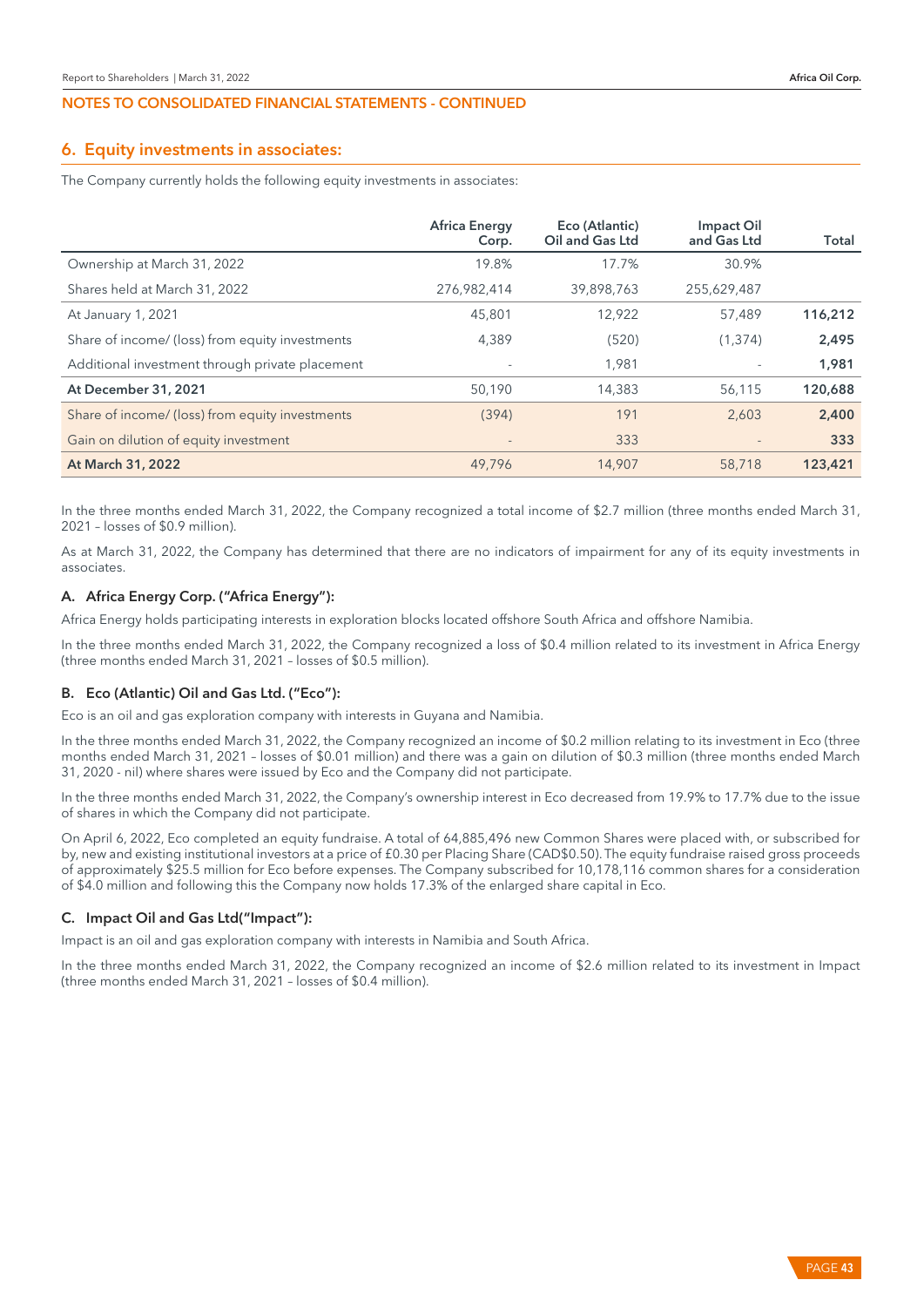## NOTES TO CONSOLIDATED FINANCIAL STATEMENTS - CONTINUED

### 6. Equity investments in associates:

The Company currently holds the following equity investments in associates:

| | Africa Energy Corp. | Eco (Atlantic) Oil and Gas Ltd | Impact Oil and Gas Ltd | Total |
|---|---|---|---|---|
| Ownership at March 31, 2022 | 19.8% | 17.7% | 30.9% | |
| Shares held at March 31, 2022 | 276,982,414 | 39,898,763 | 255,629,487 | |
| At January 1, 2021 | 45,801 | 12,922 | 57,489 | **116,212** |
| Share of income/ (loss) from equity investments | 4,389 | (520) | (1,374) | **2,495** |
| Additional investment through private placement | - | 1,981 | - | **1,981** |
| **At December 31, 2021** | 50,190 | 14,383 | 56,115 | **120,688** |
| Share of income/ (loss) from equity investments | (394) | 191 | 2,603 | **2,400** |
| Gain on dilution of equity investment | - | 333 | - | **333** |
| **At March 31, 2022** | 49,796 | 14,907 | 58,718 | **123,421** |

In the three months ended March 31, 2022, the Company recognized a total income of $2.7 million (three months ended March 31, 2021 – losses of $0.9 million).

As at March 31, 2022, the Company has determined that there are no indicators of impairment for any of its equity investments in associates.

#### A. Africa Energy Corp. ("Africa Energy"):

Africa Energy holds participating interests in exploration blocks located offshore South Africa and offshore Namibia.

In the three months ended March 31, 2022, the Company recognized a loss of $0.4 million related to its investment in Africa Energy (three months ended March 31, 2021 – losses of $0.5 million).

#### B. Eco (Atlantic) Oil and Gas Ltd. ("Eco"):

Eco is an oil and gas exploration company with interests in Guyana and Namibia.

In the three months ended March 31, 2022, the Company recognized an income of $0.2 million relating to its investment in Eco (three months ended March 31, 2021 – losses of $0.01 million) and there was a gain on dilution of $0.3 million (three months ended March 31, 2020 - nil) where shares were issued by Eco and the Company did not participate.

In the three months ended March 31, 2022, the Company's ownership interest in Eco decreased from 19.9% to 17.7% due to the issue of shares in which the Company did not participate.

On April 6, 2022, Eco completed an equity fundraise. A total of 64,885,496 new Common Shares were placed with, or subscribed for by, new and existing institutional investors at a price of £0.30 per Placing Share (CAD$0.50). The equity fundraise raised gross proceeds of approximately $25.5 million for Eco before expenses. The Company subscribed for 10,178,116 common shares for a consideration of $4.0 million and following this the Company now holds 17.3% of the enlarged share capital in Eco.

#### C. Impact Oil and Gas Ltd("Impact"):

Impact is an oil and gas exploration company with interests in Namibia and South Africa.

In the three months ended March 31, 2022, the Company recognized an income of $2.6 million related to its investment in Impact (three months ended March 31, 2021 – losses of $0.4 million).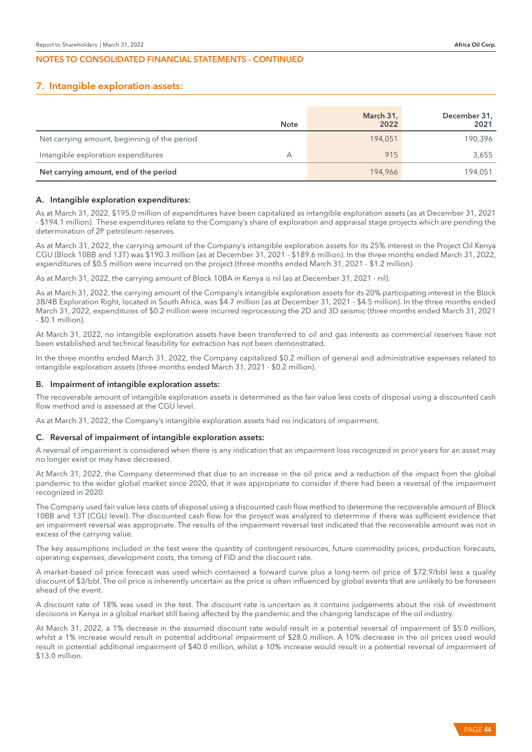## NOTES TO CONSOLIDATED FINANCIAL STATEMENTS - CONTINUED

## 7. Intangible exploration assets:

| | Note | March 31, 2022 | December 31, 2021 |
|---|---|---|---|
| Net carrying amount, beginning of the period | | 194,051 | 190,396 |
| Intangible exploration expenditures | A | 915 | 3,655 |
| **Net carrying amount, end of the period** | | 194,966 | 194,051 |

### A. Intangible exploration expenditures:

As at March 31, 2022, $195.0 million of expenditures have been capitalized as intangible exploration assets (as at December 31, 2021 - $194.1 million). These expenditures relate to the Company's share of exploration and appraisal stage projects which are pending the determination of 2P petroleum reserves.

As at March 31, 2022, the carrying amount of the Company's intangible exploration assets for its 25% interest in the Project Oil Kenya CGU (Block 10BB and 13T) was $190.3 million (as at December 31, 2021 - $189.6 million). In the three months ended March 31, 2022, expenditures of $0.5 million were incurred on the project (three months ended March 31, 2021 - $1.2 million).

As at March 31, 2022, the carrying amount of Block 10BA in Kenya is nil (as at December 31, 2021 - nil).

As at March 31, 2022, the carrying amount of the Company's intangible exploration assets for its 20% participating interest in the Block 3B/4B Exploration Right, located in South Africa, was $4.7 million (as at December 31, 2021 - $4.5 million). In the three months ended March 31, 2022, expenditures of $0.2 million were incurred reprocessing the 2D and 3D seismic (three months ended March 31, 2021 - $0.1 million).

At March 31, 2022, no intangible exploration assets have been transferred to oil and gas interests as commercial reserves have not been established and technical feasibility for extraction has not been demonstrated.

In the three months ended March 31, 2022, the Company capitalized $0.2 million of general and administrative expenses related to intangible exploration assets (three months ended March 31, 2021 - $0.2 million).

### B. Impairment of intangible exploration assets:

The recoverable amount of intangible exploration assets is determined as the fair value less costs of disposal using a discounted cash flow method and is assessed at the CGU level.

As at March 31, 2022, the Company's intangible exploration assets had no indicators of impairment.

### C. Reversal of impairment of intangible exploration assets:

A reversal of impairment is considered when there is any indication that an impairment loss recognized in prior years for an asset may no longer exist or may have decreased.

At March 31, 2022, the Company determined that due to an increase in the oil price and a reduction of the impact from the global pandemic to the wider global market since 2020, that it was appropriate to consider if there had been a reversal of the impairment recognized in 2020.

The Company used fair value less costs of disposal using a discounted cash flow method to determine the recoverable amount of Block 10BB and 13T (CGU level). The discounted cash flow for the project was analyzed to determine if there was sufficient evidence that an impairment reversal was appropriate. The results of the impairment reversal test indicated that the recoverable amount was not in excess of the carrying value.

The key assumptions included in the test were the quantity of contingent resources, future commodity prices, production forecasts, operating expenses, development costs, the timing of FID and the discount rate.

A market-based oil price forecast was used which contained a forward curve plus a long-term oil price of $72.9/bbl less a quality discount of $3/bbl. The oil price is inherently uncertain as the price is often influenced by global events that are unlikely to be foreseen ahead of the event.

A discount rate of 18% was used in the test. The discount rate is uncertain as it contains judgements about the risk of investment decisions in Kenya in a global market still being affected by the pandemic and the changing landscape of the oil industry.

At March 31, 2022, a 1% decrease in the assumed discount rate would result in a potential reversal of impairment of $5.0 million, whilst a 1% increase would result in potential additional impairment of $28.0 million. A 10% decrease in the oil prices used would result in potential additional impairment of $40.0 million, whilst a 10% increase would result in a potential reversal of impairment of $13.0 million.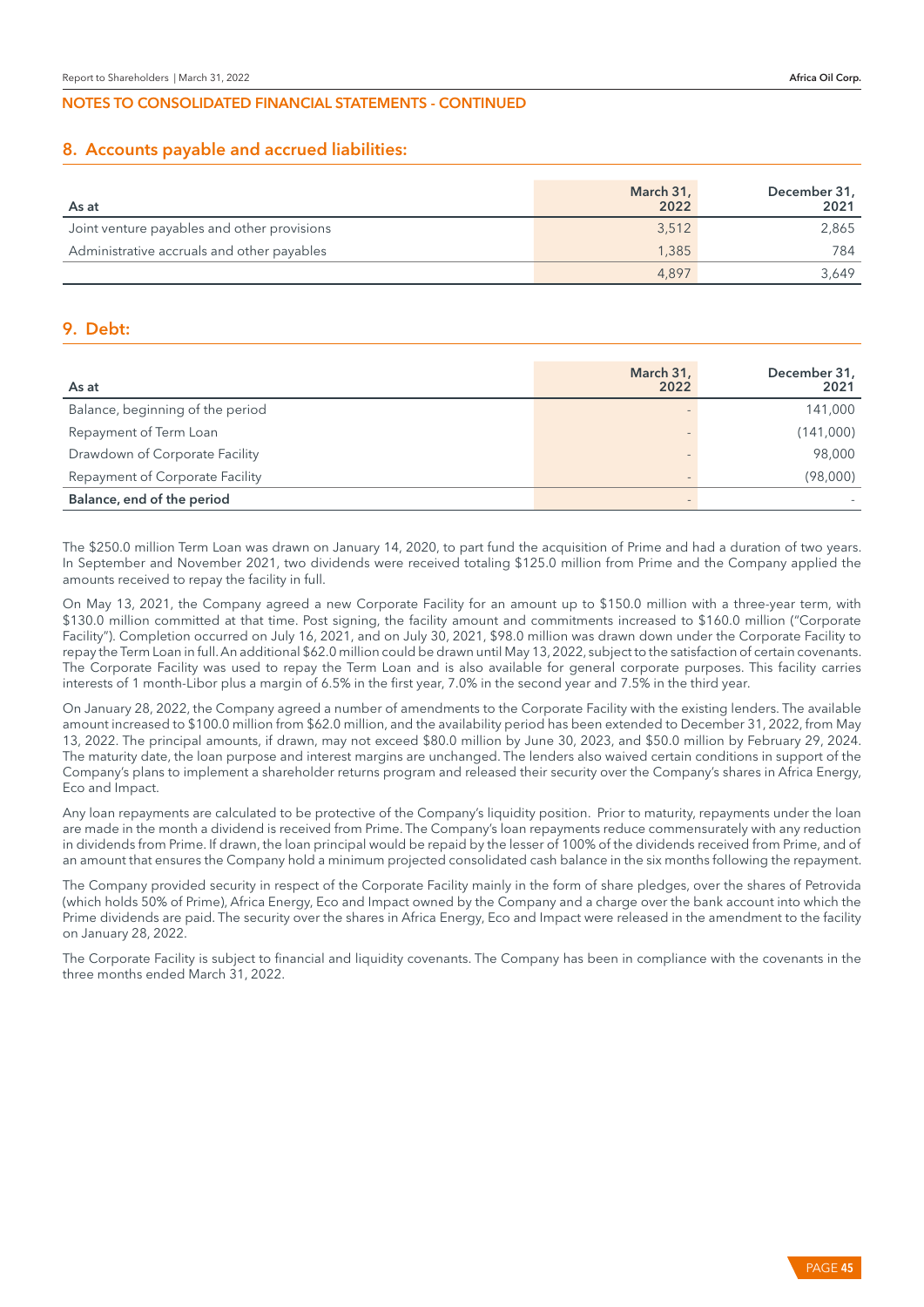## NOTES TO CONSOLIDATED FINANCIAL STATEMENTS - CONTINUED

### 8. Accounts payable and accrued liabilities:

| As at | March 31, 2022 | December 31, 2021 |
|---|---|---|
| Joint venture payables and other provisions | 3,512 | 2,865 |
| Administrative accruals and other payables | 1,385 | 784 |
| | 4,897 | 3,649 |

### 9. Debt:

| As at | March 31, 2022 | December 31, 2021 |
|---|---|---|
| Balance, beginning of the period | - | 141,000 |
| Repayment of Term Loan | - | (141,000) |
| Drawdown of Corporate Facility | - | 98,000 |
| Repayment of Corporate Facility | - | (98,000) |
| **Balance, end of the period** | - | - |

The $250.0 million Term Loan was drawn on January 14, 2020, to part fund the acquisition of Prime and had a duration of two years. In September and November 2021, two dividends were received totaling $125.0 million from Prime and the Company applied the amounts received to repay the facility in full.

On May 13, 2021, the Company agreed a new Corporate Facility for an amount up to $150.0 million with a three-year term, with $130.0 million committed at that time. Post signing, the facility amount and commitments increased to $160.0 million ("Corporate Facility"). Completion occurred on July 16, 2021, and on July 30, 2021, $98.0 million was drawn down under the Corporate Facility to repay the Term Loan in full. An additional $62.0 million could be drawn until May 13, 2022, subject to the satisfaction of certain covenants. The Corporate Facility was used to repay the Term Loan and is also available for general corporate purposes. This facility carries interests of 1 month-Libor plus a margin of 6.5% in the first year, 7.0% in the second year and 7.5% in the third year.

On January 28, 2022, the Company agreed a number of amendments to the Corporate Facility with the existing lenders. The available amount increased to $100.0 million from $62.0 million, and the availability period has been extended to December 31, 2022, from May 13, 2022. The principal amounts, if drawn, may not exceed $80.0 million by June 30, 2023, and $50.0 million by February 29, 2024. The maturity date, the loan purpose and interest margins are unchanged. The lenders also waived certain conditions in support of the Company's plans to implement a shareholder returns program and released their security over the Company's shares in Africa Energy, Eco and Impact.

Any loan repayments are calculated to be protective of the Company's liquidity position. Prior to maturity, repayments under the loan are made in the month a dividend is received from Prime. The Company's loan repayments reduce commensurately with any reduction in dividends from Prime. If drawn, the loan principal would be repaid by the lesser of 100% of the dividends received from Prime, and of an amount that ensures the Company hold a minimum projected consolidated cash balance in the six months following the repayment.

The Company provided security in respect of the Corporate Facility mainly in the form of share pledges, over the shares of Petrovida (which holds 50% of Prime), Africa Energy, Eco and Impact owned by the Company and a charge over the bank account into which the Prime dividends are paid. The security over the shares in Africa Energy, Eco and Impact were released in the amendment to the facility on January 28, 2022.

The Corporate Facility is subject to financial and liquidity covenants. The Company has been in compliance with the covenants in the three months ended March 31, 2022.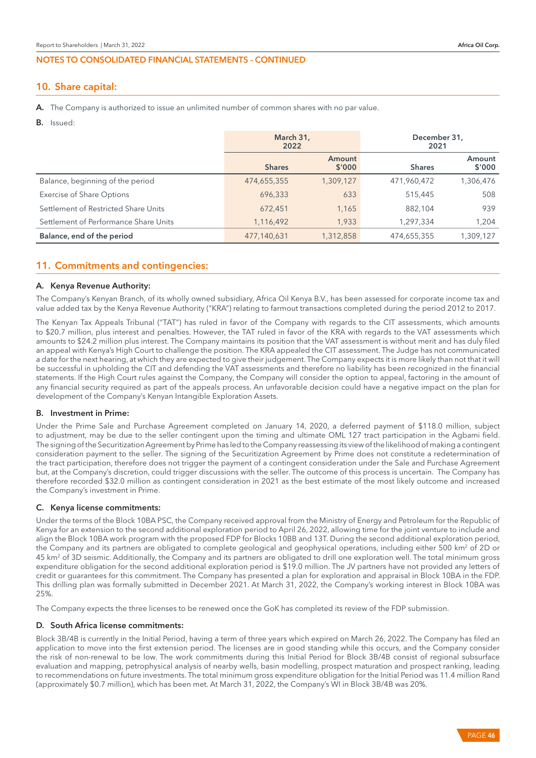## NOTES TO CONSOLIDATED FINANCIAL STATEMENTS - CONTINUED

## 10. Share capital:

**A.** The Company is authorized to issue an unlimited number of common shares with no par value.

**B.** Issued:

| | March 31, 2022 | | December 31, 2021 | |
|---|---|---|---|---|
| | Shares | Amount $'000 | Shares | Amount $'000 |
| Balance, beginning of the period | 474,655,355 | 1,309,127 | 471,960,472 | 1,306,476 |
| Exercise of Share Options | 696,333 | 633 | 515,445 | 508 |
| Settlement of Restricted Share Units | 672,451 | 1,165 | 882,104 | 939 |
| Settlement of Performance Share Units | 1,116,492 | 1,933 | 1,297,334 | 1,204 |
| **Balance, end of the period** | 477,140,631 | 1,312,858 | 474,655,355 | 1,309,127 |

## 11. Commitments and contingencies:

### A. Kenya Revenue Authority:

The Company's Kenyan Branch, of its wholly owned subsidiary, Africa Oil Kenya B.V., has been assessed for corporate income tax and value added tax by the Kenya Revenue Authority ("KRA") relating to farmout transactions completed during the period 2012 to 2017.

The Kenyan Tax Appeals Tribunal ("TAT") has ruled in favor of the Company with regards to the CIT assessments, which amounts to $20.7 million, plus interest and penalties. However, the TAT ruled in favor of the KRA with regards to the VAT assessments which amounts to $24.2 million plus interest. The Company maintains its position that the VAT assessment is without merit and has duly filed an appeal with Kenya's High Court to challenge the position. The KRA appealed the CIT assessment. The Judge has not communicated a date for the next hearing, at which they are expected to give their judgement. The Company expects it is more likely than not that it will be successful in upholding the CIT and defending the VAT assessments and therefore no liability has been recognized in the financial statements. If the High Court rules against the Company, the Company will consider the option to appeal, factoring in the amount of any financial security required as part of the appeals process. An unfavorable decision could have a negative impact on the plan for development of the Company's Kenyan Intangible Exploration Assets.

### B. Investment in Prime:

Under the Prime Sale and Purchase Agreement completed on January 14, 2020, a deferred payment of $118.0 million, subject to adjustment, may be due to the seller contingent upon the timing and ultimate OML 127 tract participation in the Agbami field. The signing of the Securitization Agreement by Prime has led to the Company reassessing its view of the likelihood of making a contingent consideration payment to the seller. The signing of the Securitization Agreement by Prime does not constitute a redetermination of the tract participation, therefore does not trigger the payment of a contingent consideration under the Sale and Purchase Agreement but, at the Company's discretion, could trigger discussions with the seller. The outcome of this process is uncertain. The Company has therefore recorded $32.0 million as contingent consideration in 2021 as the best estimate of the most likely outcome and increased the Company's investment in Prime.

### C. Kenya license commitments:

Under the terms of the Block 10BA PSC, the Company received approval from the Ministry of Energy and Petroleum for the Republic of Kenya for an extension to the second additional exploration period to April 26, 2022, allowing time for the joint venture to include and align the Block 10BA work program with the proposed FDP for Blocks 10BB and 13T. During the second additional exploration period, the Company and its partners are obligated to complete geological and geophysical operations, including either 500 $km^2$ of 2D or 45 $km^2$ of 3D seismic. Additionally, the Company and its partners are obligated to drill one exploration well. The total minimum gross expenditure obligation for the second additional exploration period is $19.0 million. The JV partners have not provided any letters of credit or guarantees for this commitment. The Company has presented a plan for exploration and appraisal in Block 10BA in the FDP. This drilling plan was formally submitted in December 2021. At March 31, 2022, the Company's working interest in Block 10BA was 25%.

The Company expects the three licenses to be renewed once the GoK has completed its review of the FDP submission.

### D. South Africa license commitments:

Block 3B/4B is currently in the Initial Period, having a term of three years which expired on March 26, 2022. The Company has filed an application to move into the first extension period. The licenses are in good standing while this occurs, and the Company consider the risk of non-renewal to be low. The work commitments during this Initial Period for Block 3B/4B consist of regional subsurface evaluation and mapping, petrophysical analysis of nearby wells, basin modelling, prospect maturation and prospect ranking, leading to recommendations on future investments. The total minimum gross expenditure obligation for the Initial Period was 11.4 million Rand (approximately $0.7 million), which has been met. At March 31, 2022, the Company's WI in Block 3B/4B was 20%.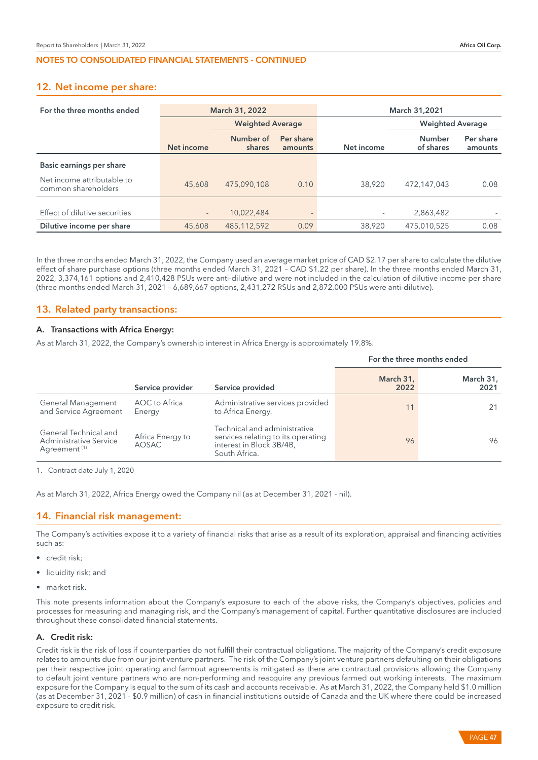NOTES TO CONSOLIDATED FINANCIAL STATEMENTS - CONTINUED

## 12. Net income per share:

| For the three months ended | March 31, 2022 | | | March 31,2021 | | |
|---|---|---|---|---|---|---|
| | | Weighted Average | | | Weighted Average | |
| | Net income | Number of shares | Per share amounts | Net income | Number of shares | Per share amounts |
| **Basic earnings per share** | | | | | | |
| Net income attributable to common shareholders | 45,608 | 475,090,108 | 0.10 | 38,920 | 472,147,043 | 0.08 |
| Effect of dilutive securities | - | 10,022,484 | - | - | 2,863,482 | - |
| **Dilutive income per share** | 45,608 | 485,112,592 | 0.09 | 38,920 | 475,010,525 | 0.08 |

In the three months ended March 31, 2022, the Company used an average market price of CAD $2.17 per share to calculate the dilutive effect of share purchase options (three months ended March 31, 2021 – CAD $1.22 per share). In the three months ended March 31, 2022, 3,374,161 options and 2,410,428 PSUs were anti-dilutive and were not included in the calculation of dilutive income per share (three months ended March 31, 2021 – 6,689,667 options, 2,431,272 RSUs and 2,872,000 PSUs were anti-dilutive).

## 13. Related party transactions:

### A. Transactions with Africa Energy:

As at March 31, 2022, the Company's ownership interest in Africa Energy is approximately 19.8%.

| | Service provider | Service provided | For the three months ended March 31, 2022 | For the three months ended March 31, 2021 |
|---|---|---|---|---|
| General Management and Service Agreement | AOC to Africa Energy | Administrative services provided to Africa Energy. | 11 | 21 |
| General Technical and Administrative Service Agreement [1] | Africa Energy to AOSAC | Technical and administrative services relating to its operating interest in Block 3B/4B, South Africa. | 96 | 96 |

1. Contract date July 1, 2020

As at March 31, 2022, Africa Energy owed the Company nil (as at December 31, 2021 - nil).

## 14. Financial risk management:

The Company's activities expose it to a variety of financial risks that arise as a result of its exploration, appraisal and financing activities such as:

- credit risk;
- liquidity risk; and
- market risk.

This note presents information about the Company's exposure to each of the above risks, the Company's objectives, policies and processes for measuring and managing risk, and the Company's management of capital. Further quantitative disclosures are included throughout these consolidated financial statements.

### A. Credit risk:

Credit risk is the risk of loss if counterparties do not fulfill their contractual obligations. The majority of the Company's credit exposure relates to amounts due from our joint venture partners. The risk of the Company's joint venture partners defaulting on their obligations per their respective joint operating and farmout agreements is mitigated as there are contractual provisions allowing the Company to default joint venture partners who are non-performing and reacquire any previous farmed out working interests. The maximum exposure for the Company is equal to the sum of its cash and accounts receivable. As at March 31, 2022, the Company held $1.0 million (as at December 31, 2021 - $0.9 million) of cash in financial institutions outside of Canada and the UK where there could be increased exposure to credit risk.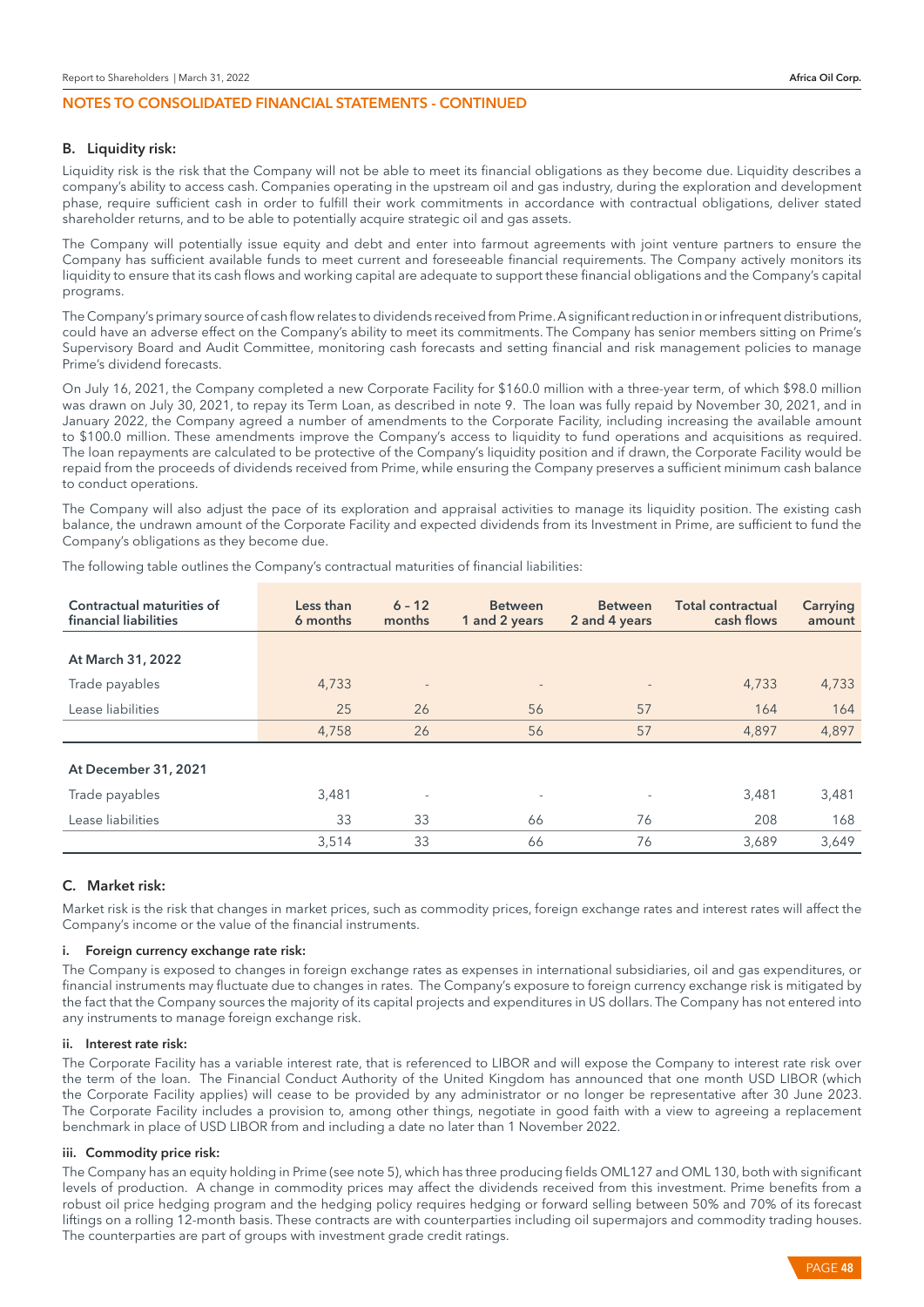## NOTES TO CONSOLIDATED FINANCIAL STATEMENTS - CONTINUED

### B. Liquidity risk:

Liquidity risk is the risk that the Company will not be able to meet its financial obligations as they become due. Liquidity describes a company's ability to access cash. Companies operating in the upstream oil and gas industry, during the exploration and development phase, require sufficient cash in order to fulfill their work commitments in accordance with contractual obligations, deliver stated shareholder returns, and to be able to potentially acquire strategic oil and gas assets.

The Company will potentially issue equity and debt and enter into farmout agreements with joint venture partners to ensure the Company has sufficient available funds to meet current and foreseeable financial requirements. The Company actively monitors its liquidity to ensure that its cash flows and working capital are adequate to support these financial obligations and the Company's capital programs.

The Company's primary source of cash flow relates to dividends received from Prime. A significant reduction in or infrequent distributions, could have an adverse effect on the Company's ability to meet its commitments. The Company has senior members sitting on Prime's Supervisory Board and Audit Committee, monitoring cash forecasts and setting financial and risk management policies to manage Prime's dividend forecasts.

On July 16, 2021, the Company completed a new Corporate Facility for $160.0 million with a three-year term, of which $98.0 million was drawn on July 30, 2021, to repay its Term Loan, as described in note 9. The loan was fully repaid by November 30, 2021, and in January 2022, the Company agreed a number of amendments to the Corporate Facility, including increasing the available amount to $100.0 million. These amendments improve the Company's access to liquidity to fund operations and acquisitions as required. The loan repayments are calculated to be protective of the Company's liquidity position and if drawn, the Corporate Facility would be repaid from the proceeds of dividends received from Prime, while ensuring the Company preserves a sufficient minimum cash balance to conduct operations.

The Company will also adjust the pace of its exploration and appraisal activities to manage its liquidity position. The existing cash balance, the undrawn amount of the Corporate Facility and expected dividends from its Investment in Prime, are sufficient to fund the Company's obligations as they become due.

The following table outlines the Company's contractual maturities of financial liabilities:

| Contractual maturities of financial liabilities | Less than 6 months | 6 - 12 months | Between 1 and 2 years | Between 2 and 4 years | Total contractual cash flows | Carrying amount |
|---|---|---|---|---|---|---|
| **At March 31, 2022** | | | | | | |
| Trade payables | 4,733 | - | - | - | 4,733 | 4,733 |
| Lease liabilities | 25 | 26 | 56 | 57 | 164 | 164 |
| | 4,758 | 26 | 56 | 57 | 4,897 | 4,897 |
| **At December 31, 2021** | | | | | | |
| Trade payables | 3,481 | - | - | - | 3,481 | 3,481 |
| Lease liabilities | 33 | 33 | 66 | 76 | 208 | 168 |
| | 3,514 | 33 | 66 | 76 | 3,689 | 3,649 |

### C. Market risk:

Market risk is the risk that changes in market prices, such as commodity prices, foreign exchange rates and interest rates will affect the Company's income or the value of the financial instruments.

#### i. Foreign currency exchange rate risk:

The Company is exposed to changes in foreign exchange rates as expenses in international subsidiaries, oil and gas expenditures, or financial instruments may fluctuate due to changes in rates. The Company's exposure to foreign currency exchange risk is mitigated by the fact that the Company sources the majority of its capital projects and expenditures in US dollars. The Company has not entered into any instruments to manage foreign exchange risk.

#### ii. Interest rate risk:

The Corporate Facility has a variable interest rate, that is referenced to LIBOR and will expose the Company to interest rate risk over the term of the loan. The Financial Conduct Authority of the United Kingdom has announced that one month USD LIBOR (which the Corporate Facility applies) will cease to be provided by any administrator or no longer be representative after 30 June 2023. The Corporate Facility includes a provision to, among other things, negotiate in good faith with a view to agreeing a replacement benchmark in place of USD LIBOR from and including a date no later than 1 November 2022.

#### iii. Commodity price risk:

The Company has an equity holding in Prime (see note 5), which has three producing fields OML127 and OML 130, both with significant levels of production. A change in commodity prices may affect the dividends received from this investment. Prime benefits from a robust oil price hedging program and the hedging policy requires hedging or forward selling between 50% and 70% of its forecast liftings on a rolling 12-month basis. These contracts are with counterparties including oil supermajors and commodity trading houses. The counterparties are part of groups with investment grade credit ratings.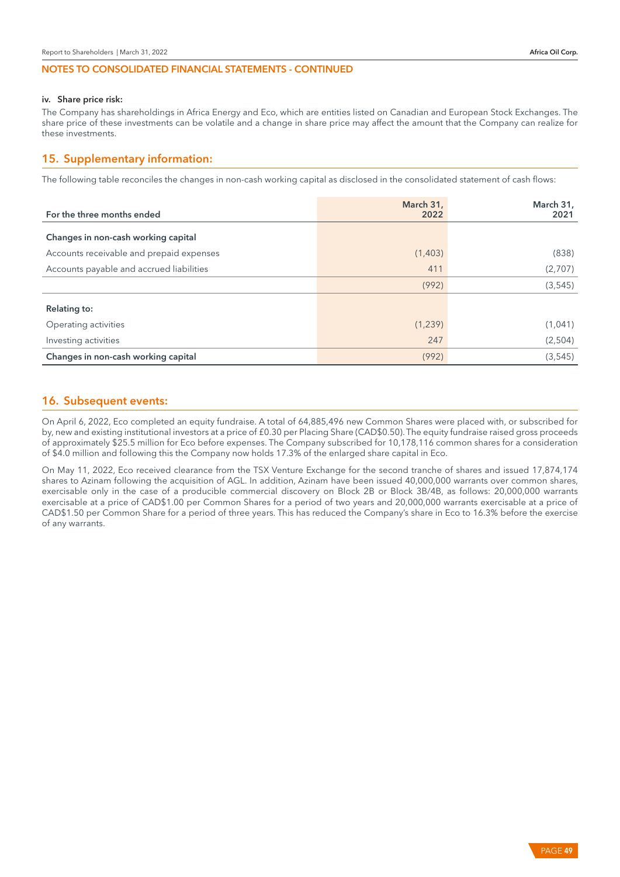## NOTES TO CONSOLIDATED FINANCIAL STATEMENTS - CONTINUED

#### iv. Share price risk:

The Company has shareholdings in Africa Energy and Eco, which are entities listed on Canadian and European Stock Exchanges. The share price of these investments can be volatile and a change in share price may affect the amount that the Company can realize for these investments.

## 15. Supplementary information:

The following table reconciles the changes in non-cash working capital as disclosed in the consolidated statement of cash flows:

| For the three months ended | March 31, 2022 | March 31, 2021 |
|---|---|---|
| **Changes in non-cash working capital** | | |
| Accounts receivable and prepaid expenses | (1,403) | (838) |
| Accounts payable and accrued liabilities | 411 | (2,707) |
| | (992) | (3,545) |
| **Relating to:** | | |
| Operating activities | (1,239) | (1,041) |
| Investing activities | 247 | (2,504) |
| **Changes in non-cash working capital** | (992) | (3,545) |

## 16. Subsequent events:

On April 6, 2022, Eco completed an equity fundraise. A total of 64,885,496 new Common Shares were placed with, or subscribed for by, new and existing institutional investors at a price of £0.30 per Placing Share (CAD$0.50). The equity fundraise raised gross proceeds of approximately $25.5 million for Eco before expenses. The Company subscribed for 10,178,116 common shares for a consideration of $4.0 million and following this the Company now holds 17.3% of the enlarged share capital in Eco.

On May 11, 2022, Eco received clearance from the TSX Venture Exchange for the second tranche of shares and issued 17,874,174 shares to Azinam following the acquisition of AGL. In addition, Azinam have been issued 40,000,000 warrants over common shares, exercisable only in the case of a producible commercial discovery on Block 2B or Block 3B/4B, as follows: 20,000,000 warrants exercisable at a price of CAD$1.00 per Common Shares for a period of two years and 20,000,000 warrants exercisable at a price of CAD$1.50 per Common Share for a period of three years. This has reduced the Company's share in Eco to 16.3% before the exercise of any warrants.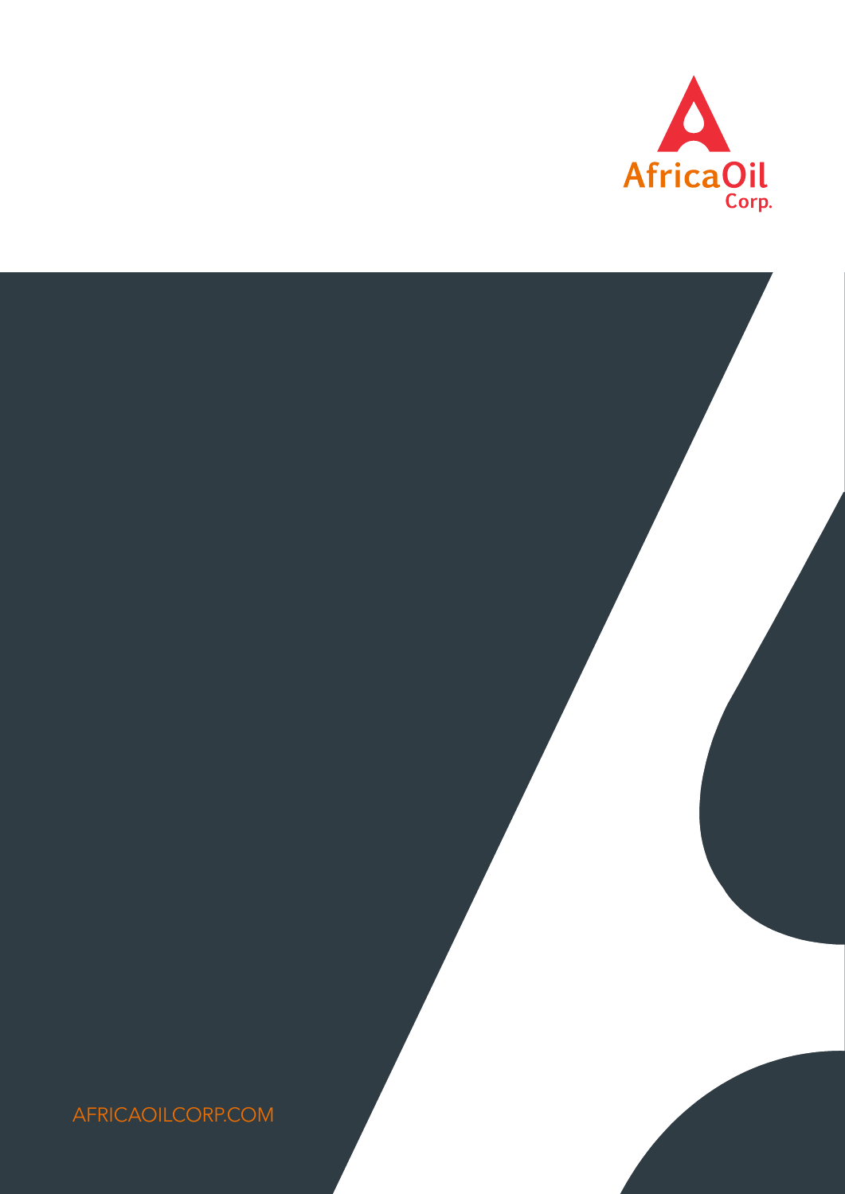AfricaOil
Corp.

AFRICAOILCORP.COM